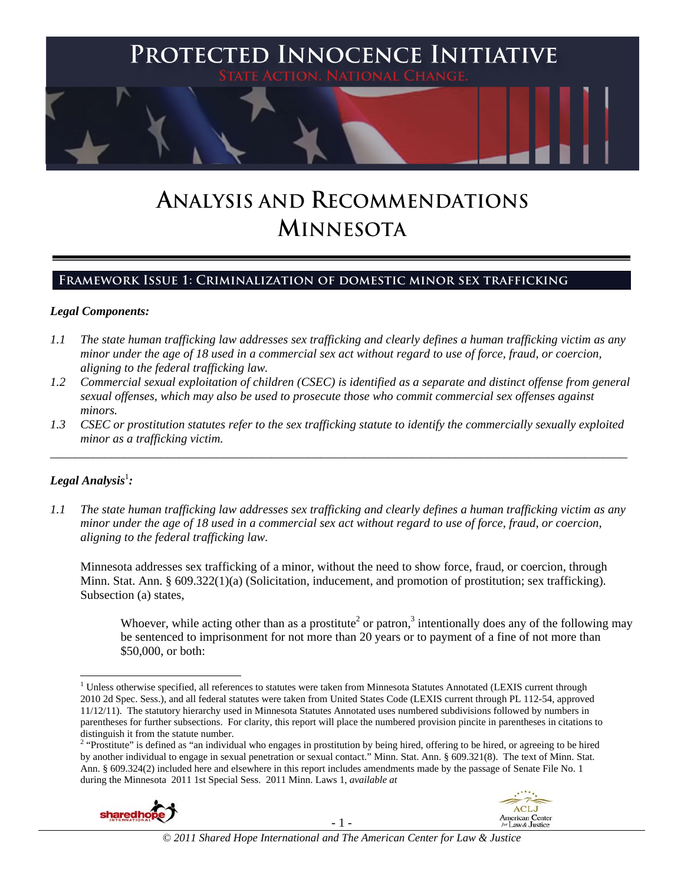# Protected Innocence Initiative

State Action. National Change.

# Analysis and Recommendations Minnesota

## Framework Issue 1: Criminalization of domestic minor sex trafficking

### *Legal Components:*

*1.1 The state human trafficking law addresses sex trafficking and clearly defines a human trafficking victim as any minor under the age of 18 used in a commercial sex act without regard to use of force, fraud, or coercion, aligning to the federal trafficking law.*

*1.2 Commercial sexual exploitation of children (CSEC) is identified as a separate and distinct offense from general sexual offenses, which may also be used to prosecute those who commit commercial sex offenses against minors.*

*1.3 CSEC or prostitution statutes refer to the sex trafficking statute to identify the commercially sexually exploited minor as a trafficking victim.*

---

### *Legal Analysis*[1]*:*

*1.1 The state human trafficking law addresses sex trafficking and clearly defines a human trafficking victim as any minor under the age of 18 used in a commercial sex act without regard to use of force, fraud, or coercion, aligning to the federal trafficking law.*

Minnesota addresses sex trafficking of a minor, without the need to show force, fraud, or coercion, through Minn. Stat. Ann. § 609.322(1)(a) (Solicitation, inducement, and promotion of prostitution; sex trafficking). Subsection (a) states,

> Whoever, while acting other than as a prostitute[2] or patron,[3] intentionally does any of the following may be sentenced to imprisonment for not more than 20 years or to payment of a fine of not more than $50,000, or both:

---

[1] Unless otherwise specified, all references to statutes were taken from Minnesota Statutes Annotated (LEXIS current through 2010 2d Spec. Sess.), and all federal statutes were taken from United States Code (LEXIS current through PL 112-54, approved 11/12/11). The statutory hierarchy used in Minnesota Statutes Annotated uses numbered subdivisions followed by numbers in parentheses for further subsections. For clarity, this report will place the numbered provision pincite in parentheses in citations to distinguish it from the statute number.

[2] "Prostitute" is defined as "an individual who engages in prostitution by being hired, offering to be hired, or agreeing to be hired by another individual to engage in sexual penetration or sexual contact." Minn. Stat. Ann. § 609.321(8). The text of Minn. Stat. Ann. § 609.324(2) included here and elsewhere in this report includes amendments made by the passage of Senate File No. 1 during the Minnesota 2011 1st Special Sess. 2011 Minn. Laws 1, *available at*

© 2011 Shared Hope International and The American Center for Law & Justice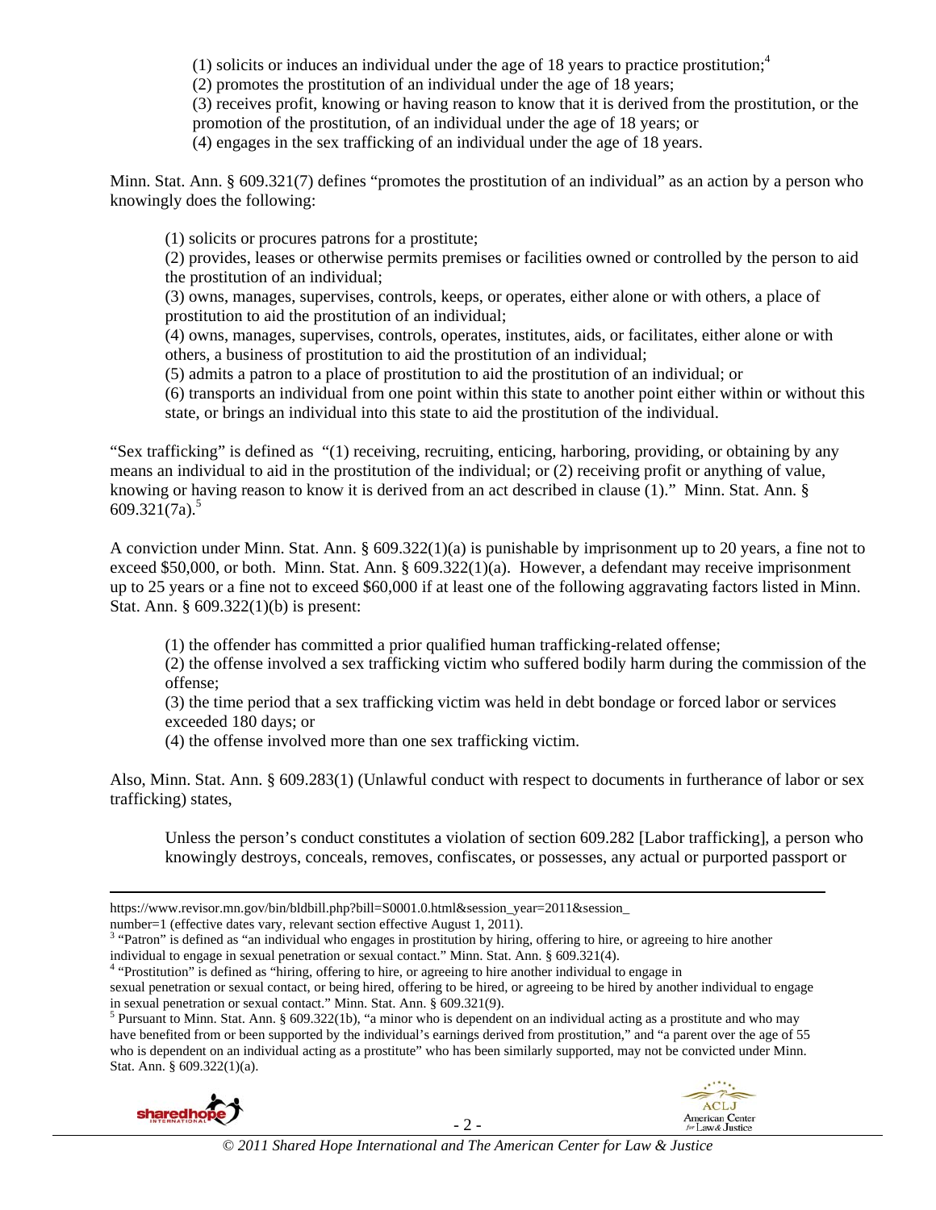(1) solicits or induces an individual under the age of 18 years to practice prostitution;[4]
(2) promotes the prostitution of an individual under the age of 18 years;
(3) receives profit, knowing or having reason to know that it is derived from the prostitution, or the promotion of the prostitution, of an individual under the age of 18 years; or
(4) engages in the sex trafficking of an individual under the age of 18 years.

Minn. Stat. Ann. § 609.321(7) defines "promotes the prostitution of an individual" as an action by a person who knowingly does the following:

> (1) solicits or procures patrons for a prostitute;
> (2) provides, leases or otherwise permits premises or facilities owned or controlled by the person to aid the prostitution of an individual;
> (3) owns, manages, supervises, controls, keeps, or operates, either alone or with others, a place of prostitution to aid the prostitution of an individual;
> (4) owns, manages, supervises, controls, operates, institutes, aids, or facilitates, either alone or with others, a business of prostitution to aid the prostitution of an individual;
> (5) admits a patron to a place of prostitution to aid the prostitution of an individual; or
> (6) transports an individual from one point within this state to another point either within or without this state, or brings an individual into this state to aid the prostitution of the individual.

"Sex trafficking" is defined as "(1) receiving, recruiting, enticing, harboring, providing, or obtaining by any means an individual to aid in the prostitution of the individual; or (2) receiving profit or anything of value, knowing or having reason to know it is derived from an act described in clause (1)." Minn. Stat. Ann. § 609.321(7a).[5]

A conviction under Minn. Stat. Ann. § 609.322(1)(a) is punishable by imprisonment up to 20 years, a fine not to exceed $50,000, or both. Minn. Stat. Ann. § 609.322(1)(a). However, a defendant may receive imprisonment up to 25 years or a fine not to exceed $60,000 if at least one of the following aggravating factors listed in Minn. Stat. Ann. § 609.322(1)(b) is present:

> (1) the offender has committed a prior qualified human trafficking-related offense;
> (2) the offense involved a sex trafficking victim who suffered bodily harm during the commission of the offense;
> (3) the time period that a sex trafficking victim was held in debt bondage or forced labor or services exceeded 180 days; or
> (4) the offense involved more than one sex trafficking victim.

Also, Minn. Stat. Ann. § 609.283(1) (Unlawful conduct with respect to documents in furtherance of labor or sex trafficking) states,

> Unless the person's conduct constitutes a violation of section 609.282 [Labor trafficking], a person who knowingly destroys, conceals, removes, confiscates, or possesses, any actual or purported passport or

---

https://www.revisor.mn.gov/bin/bldbill.php?bill=S0001.0.html&session_year=2011&session_number=1 (effective dates vary, relevant section effective August 1, 2011).

[3] "Patron" is defined as "an individual who engages in prostitution by hiring, offering to hire, or agreeing to hire another individual to engage in sexual penetration or sexual contact." Minn. Stat. Ann. § 609.321(4).

[4] "Prostitution" is defined as "hiring, offering to hire, or agreeing to hire another individual to engage in sexual penetration or sexual contact, or being hired, offering to be hired, or agreeing to be hired by another individual to engage in sexual penetration or sexual contact." Minn. Stat. Ann. § 609.321(9).

[5] Pursuant to Minn. Stat. Ann. § 609.322(1b), "a minor who is dependent on an individual acting as a prostitute and who may have benefited from or been supported by the individual's earnings derived from prostitution," and "a parent over the age of 55 who is dependent on an individual acting as a prostitute" who has been similarly supported, may not be convicted under Minn. Stat. Ann. § 609.322(1)(a).

© 2011 Shared Hope International and The American Center for Law & Justice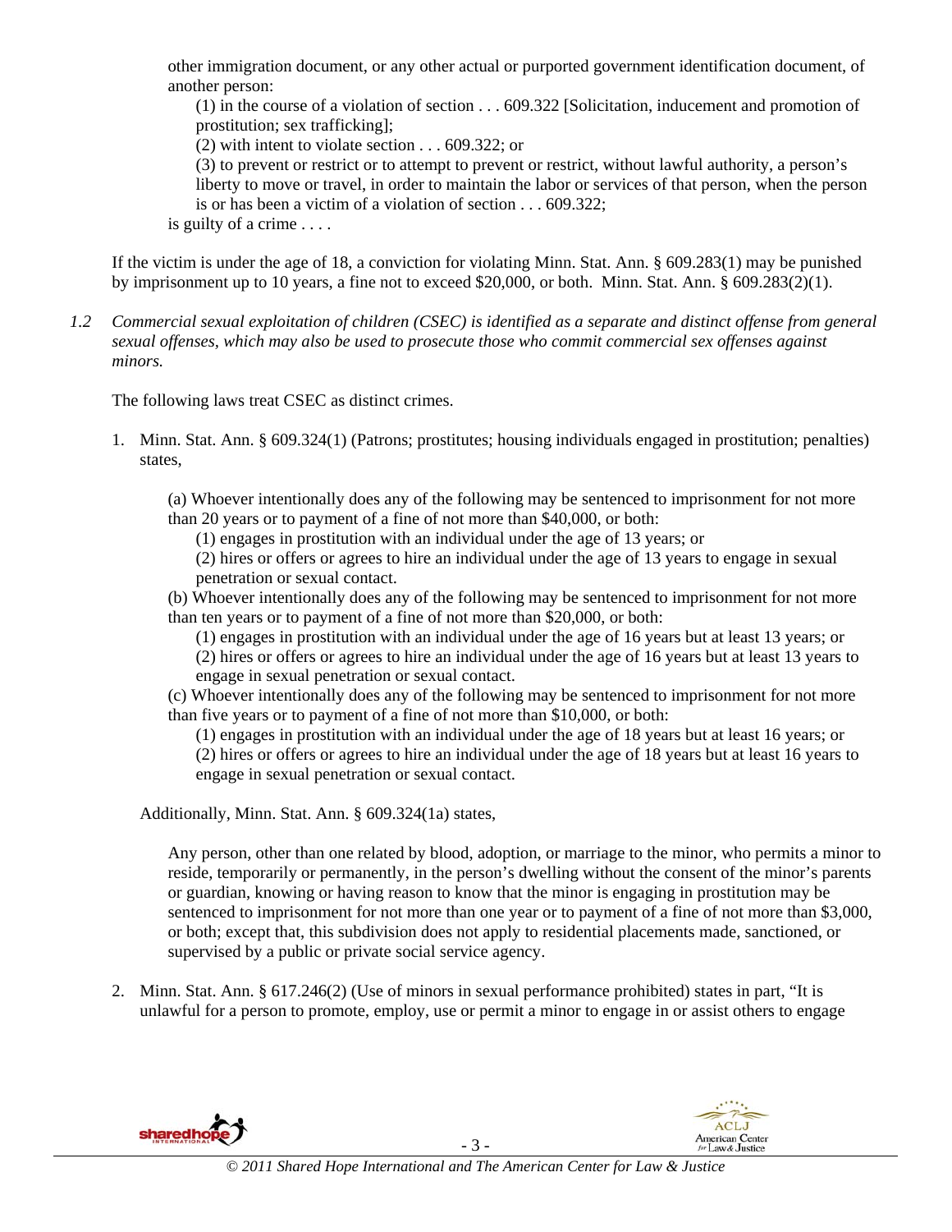other immigration document, or any other actual or purported government identification document, of another person:

(1) in the course of a violation of section . . . 609.322 [Solicitation, inducement and promotion of prostitution; sex trafficking];

(2) with intent to violate section . . . 609.322; or

(3) to prevent or restrict or to attempt to prevent or restrict, without lawful authority, a person's liberty to move or travel, in order to maintain the labor or services of that person, when the person is or has been a victim of a violation of section . . . 609.322;

is guilty of a crime . . . .

If the victim is under the age of 18, a conviction for violating Minn. Stat. Ann. § 609.283(1) may be punished by imprisonment up to 10 years, a fine not to exceed $20,000, or both. Minn. Stat. Ann. § 609.283(2)(1).

*1.2 Commercial sexual exploitation of children (CSEC) is identified as a separate and distinct offense from general sexual offenses, which may also be used to prosecute those who commit commercial sex offenses against minors.*

The following laws treat CSEC as distinct crimes.

1. Minn. Stat. Ann. § 609.324(1) (Patrons; prostitutes; housing individuals engaged in prostitution; penalties) states,

   (a) Whoever intentionally does any of the following may be sentenced to imprisonment for not more than 20 years or to payment of a fine of not more than $40,000, or both:

   (1) engages in prostitution with an individual under the age of 13 years; or

   (2) hires or offers or agrees to hire an individual under the age of 13 years to engage in sexual penetration or sexual contact.

   (b) Whoever intentionally does any of the following may be sentenced to imprisonment for not more than ten years or to payment of a fine of not more than $20,000, or both:

   (1) engages in prostitution with an individual under the age of 16 years but at least 13 years; or

   (2) hires or offers or agrees to hire an individual under the age of 16 years but at least 13 years to engage in sexual penetration or sexual contact.

   (c) Whoever intentionally does any of the following may be sentenced to imprisonment for not more than five years or to payment of a fine of not more than $10,000, or both:

   (1) engages in prostitution with an individual under the age of 18 years but at least 16 years; or

   (2) hires or offers or agrees to hire an individual under the age of 18 years but at least 16 years to engage in sexual penetration or sexual contact.

   Additionally, Minn. Stat. Ann. § 609.324(1a) states,

   Any person, other than one related by blood, adoption, or marriage to the minor, who permits a minor to reside, temporarily or permanently, in the person's dwelling without the consent of the minor's parents or guardian, knowing or having reason to know that the minor is engaging in prostitution may be sentenced to imprisonment for not more than one year or to payment of a fine of not more than $3,000, or both; except that, this subdivision does not apply to residential placements made, sanctioned, or supervised by a public or private social service agency.

2. Minn. Stat. Ann. § 617.246(2) (Use of minors in sexual performance prohibited) states in part, "It is unlawful for a person to promote, employ, use or permit a minor to engage in or assist others to engage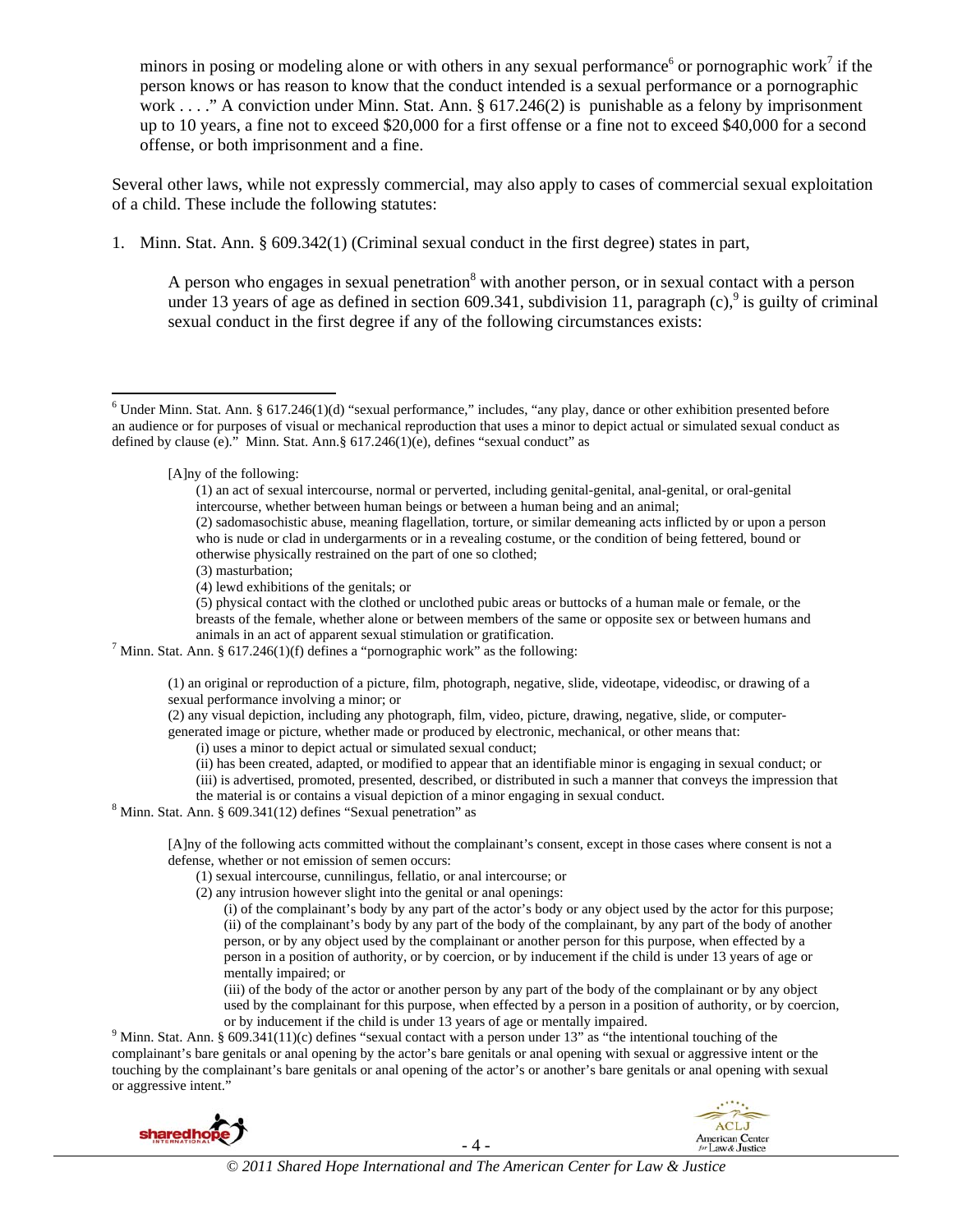minors in posing or modeling alone or with others in any sexual performance[6] or pornographic work[7] if the person knows or has reason to know that the conduct intended is a sexual performance or a pornographic work . . . ." A conviction under Minn. Stat. Ann. § 617.246(2) is punishable as a felony by imprisonment up to 10 years, a fine not to exceed $20,000 for a first offense or a fine not to exceed $40,000 for a second offense, or both imprisonment and a fine.

Several other laws, while not expressly commercial, may also apply to cases of commercial sexual exploitation of a child. These include the following statutes:

1. Minn. Stat. Ann. § 609.342(1) (Criminal sexual conduct in the first degree) states in part,

   > A person who engages in sexual penetration[8] with another person, or in sexual contact with a person under 13 years of age as defined in section 609.341, subdivision 11, paragraph (c),[9] is guilty of criminal sexual conduct in the first degree if any of the following circumstances exists:

---

[6] Under Minn. Stat. Ann. § 617.246(1)(d) "sexual performance," includes, "any play, dance or other exhibition presented before an audience or for purposes of visual or mechanical reproduction that uses a minor to depict actual or simulated sexual conduct as defined by clause (e)." Minn. Stat. Ann.§ 617.246(1)(e), defines "sexual conduct" as

> [A]ny of the following:
> (1) an act of sexual intercourse, normal or perverted, including genital-genital, anal-genital, or oral-genital intercourse, whether between human beings or between a human being and an animal;
> (2) sadomasochistic abuse, meaning flagellation, torture, or similar demeaning acts inflicted by or upon a person who is nude or clad in undergarments or in a revealing costume, or the condition of being fettered, bound or otherwise physically restrained on the part of one so clothed;
> (3) masturbation;
> (4) lewd exhibitions of the genitals; or
> (5) physical contact with the clothed or unclothed pubic areas or buttocks of a human male or female, or the breasts of the female, whether alone or between members of the same or opposite sex or between humans and animals in an act of apparent sexual stimulation or gratification.

[7] Minn. Stat. Ann. § 617.246(1)(f) defines a "pornographic work" as the following:

> (1) an original or reproduction of a picture, film, photograph, negative, slide, videotape, videodisc, or drawing of a sexual performance involving a minor; or
> (2) any visual depiction, including any photograph, film, video, picture, drawing, negative, slide, or computer-generated image or picture, whether made or produced by electronic, mechanical, or other means that:
> (i) uses a minor to depict actual or simulated sexual conduct;
> (ii) has been created, adapted, or modified to appear that an identifiable minor is engaging in sexual conduct; or
> (iii) is advertised, promoted, presented, described, or distributed in such a manner that conveys the impression that the material is or contains a visual depiction of a minor engaging in sexual conduct.

[8] Minn. Stat. Ann. § 609.341(12) defines "Sexual penetration" as

> [A]ny of the following acts committed without the complainant's consent, except in those cases where consent is not a defense, whether or not emission of semen occurs:
> (1) sexual intercourse, cunnilingus, fellatio, or anal intercourse; or
> (2) any intrusion however slight into the genital or anal openings:
> (i) of the complainant's body by any part of the actor's body or any object used by the actor for this purpose;
> (ii) of the complainant's body by any part of the body of the complainant, by any part of the body of another person, or by any object used by the complainant or another person for this purpose, when effected by a person in a position of authority, or by coercion, or by inducement if the child is under 13 years of age or mentally impaired; or
> (iii) of the body of the actor or another person by any part of the body of the complainant or by any object used by the complainant for this purpose, when effected by a person in a position of authority, or by coercion, or by inducement if the child is under 13 years of age or mentally impaired.

[9] Minn. Stat. Ann. § 609.341(11)(c) defines "sexual contact with a person under 13" as "the intentional touching of the complainant's bare genitals or anal opening by the actor's bare genitals or anal opening with sexual or aggressive intent or the touching by the complainant's bare genitals or anal opening of the actor's or another's bare genitals or anal opening with sexual or aggressive intent."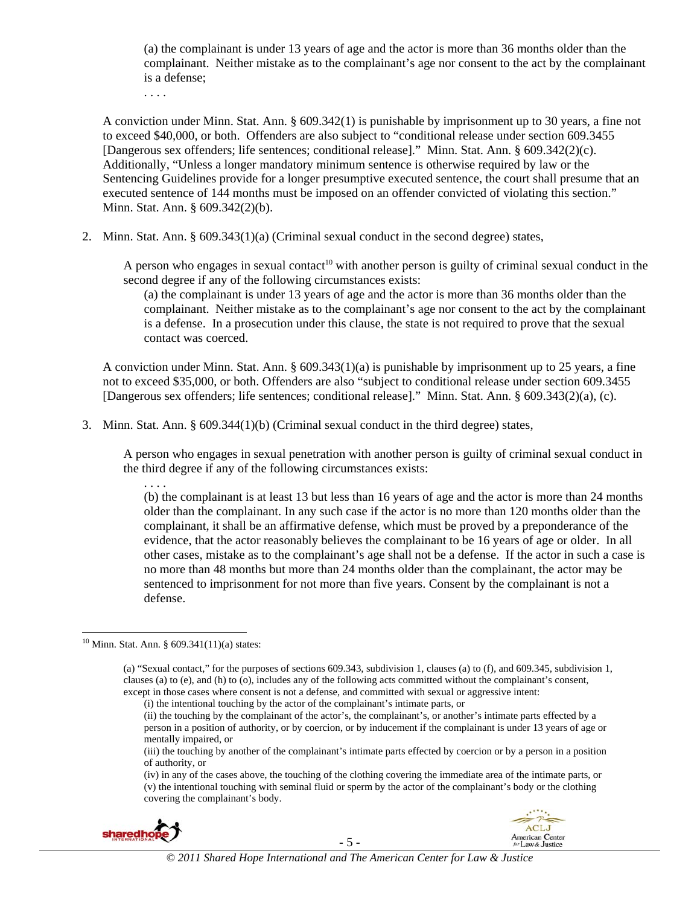(a) the complainant is under 13 years of age and the actor is more than 36 months older than the complainant. Neither mistake as to the complainant's age nor consent to the act by the complainant is a defense;

. . . .

A conviction under Minn. Stat. Ann. § 609.342(1) is punishable by imprisonment up to 30 years, a fine not to exceed $40,000, or both. Offenders are also subject to "conditional release under section 609.3455 [Dangerous sex offenders; life sentences; conditional release]." Minn. Stat. Ann. § 609.342(2)(c). Additionally, "Unless a longer mandatory minimum sentence is otherwise required by law or the Sentencing Guidelines provide for a longer presumptive executed sentence, the court shall presume that an executed sentence of 144 months must be imposed on an offender convicted of violating this section." Minn. Stat. Ann. § 609.342(2)(b).

2. Minn. Stat. Ann. § 609.343(1)(a) (Criminal sexual conduct in the second degree) states,

   A person who engages in sexual contact[10] with another person is guilty of criminal sexual conduct in the second degree if any of the following circumstances exists:

   (a) the complainant is under 13 years of age and the actor is more than 36 months older than the complainant. Neither mistake as to the complainant's age nor consent to the act by the complainant is a defense. In a prosecution under this clause, the state is not required to prove that the sexual contact was coerced.

   A conviction under Minn. Stat. Ann. § 609.343(1)(a) is punishable by imprisonment up to 25 years, a fine not to exceed $35,000, or both. Offenders are also "subject to conditional release under section 609.3455 [Dangerous sex offenders; life sentences; conditional release]." Minn. Stat. Ann. § 609.343(2)(a), (c).

3. Minn. Stat. Ann. § 609.344(1)(b) (Criminal sexual conduct in the third degree) states,

   A person who engages in sexual penetration with another person is guilty of criminal sexual conduct in the third degree if any of the following circumstances exists:

   . . . .

   (b) the complainant is at least 13 but less than 16 years of age and the actor is more than 24 months older than the complainant. In any such case if the actor is no more than 120 months older than the complainant, it shall be an affirmative defense, which must be proved by a preponderance of the evidence, that the actor reasonably believes the complainant to be 16 years of age or older. In all other cases, mistake as to the complainant's age shall not be a defense. If the actor in such a case is no more than 48 months but more than 24 months older than the complainant, the actor may be sentenced to imprisonment for not more than five years. Consent by the complainant is not a defense.

---

[10] Minn. Stat. Ann. § 609.341(11)(a) states:

(a) "Sexual contact," for the purposes of sections 609.343, subdivision 1, clauses (a) to (f), and 609.345, subdivision 1, clauses (a) to (e), and (h) to (o), includes any of the following acts committed without the complainant's consent, except in those cases where consent is not a defense, and committed with sexual or aggressive intent:

(i) the intentional touching by the actor of the complainant's intimate parts, or

(ii) the touching by the complainant of the actor's, the complainant's, or another's intimate parts effected by a person in a position of authority, or by coercion, or by inducement if the complainant is under 13 years of age or mentally impaired, or

(iii) the touching by another of the complainant's intimate parts effected by coercion or by a person in a position of authority, or

(iv) in any of the cases above, the touching of the clothing covering the immediate area of the intimate parts, or

(v) the intentional touching with seminal fluid or sperm by the actor of the complainant's body or the clothing covering the complainant's body.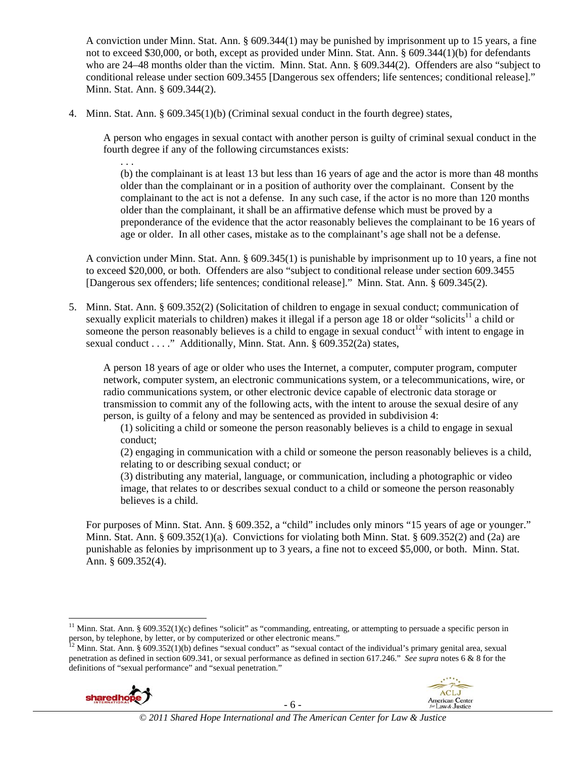A conviction under Minn. Stat. Ann. § 609.344(1) may be punished by imprisonment up to 15 years, a fine not to exceed $30,000, or both, except as provided under Minn. Stat. Ann. § 609.344(1)(b) for defendants who are 24–48 months older than the victim. Minn. Stat. Ann. § 609.344(2). Offenders are also "subject to conditional release under section 609.3455 [Dangerous sex offenders; life sentences; conditional release]." Minn. Stat. Ann. § 609.344(2).

4. Minn. Stat. Ann. § 609.345(1)(b) (Criminal sexual conduct in the fourth degree) states,

   > A person who engages in sexual contact with another person is guilty of criminal sexual conduct in the fourth degree if any of the following circumstances exists:
   >
   > . . .
   >
   > (b) the complainant is at least 13 but less than 16 years of age and the actor is more than 48 months older than the complainant or in a position of authority over the complainant. Consent by the complainant to the act is not a defense. In any such case, if the actor is no more than 120 months older than the complainant, it shall be an affirmative defense which must be proved by a preponderance of the evidence that the actor reasonably believes the complainant to be 16 years of age or older. In all other cases, mistake as to the complainant's age shall not be a defense.

   A conviction under Minn. Stat. Ann. § 609.345(1) is punishable by imprisonment up to 10 years, a fine not to exceed $20,000, or both. Offenders are also "subject to conditional release under section 609.3455 [Dangerous sex offenders; life sentences; conditional release]." Minn. Stat. Ann. § 609.345(2).

5. Minn. Stat. Ann. § 609.352(2) (Solicitation of children to engage in sexual conduct; communication of sexually explicit materials to children) makes it illegal if a person age 18 or older "solicits[11] a child or someone the person reasonably believes is a child to engage in sexual conduct[12] with intent to engage in sexual conduct . . . ." Additionally, Minn. Stat. Ann. § 609.352(2a) states,

   > A person 18 years of age or older who uses the Internet, a computer, computer program, computer network, computer system, an electronic communications system, or a telecommunications, wire, or radio communications system, or other electronic device capable of electronic data storage or transmission to commit any of the following acts, with the intent to arouse the sexual desire of any person, is guilty of a felony and may be sentenced as provided in subdivision 4:
   >
   > (1) soliciting a child or someone the person reasonably believes is a child to engage in sexual conduct;
   >
   > (2) engaging in communication with a child or someone the person reasonably believes is a child, relating to or describing sexual conduct; or
   >
   > (3) distributing any material, language, or communication, including a photographic or video image, that relates to or describes sexual conduct to a child or someone the person reasonably believes is a child.

   For purposes of Minn. Stat. Ann. § 609.352, a "child" includes only minors "15 years of age or younger." Minn. Stat. Ann. § 609.352(1)(a). Convictions for violating both Minn. Stat. § 609.352(2) and (2a) are punishable as felonies by imprisonment up to 3 years, a fine not to exceed $5,000, or both. Minn. Stat. Ann. § 609.352(4).

---

[11] Minn. Stat. Ann. § 609.352(1)(c) defines "solicit" as "commanding, entreating, or attempting to persuade a specific person in person, by telephone, by letter, or by computerized or other electronic means."

[12] Minn. Stat. Ann. § 609.352(1)(b) defines "sexual conduct" as "sexual contact of the individual's primary genital area, sexual penetration as defined in section 609.341, or sexual performance as defined in section 617.246." *See supra* notes 6 & 8 for the definitions of "sexual performance" and "sexual penetration."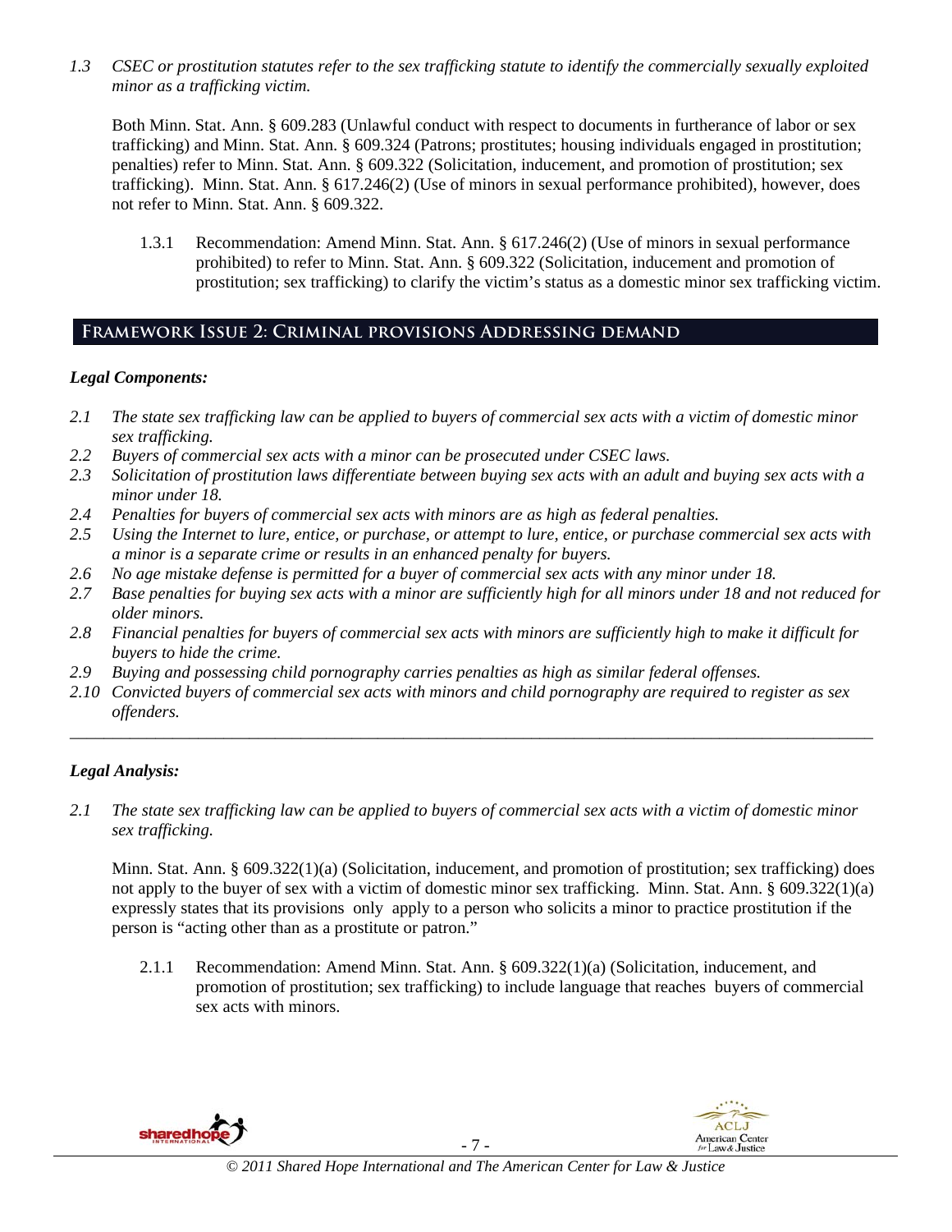*1.3 CSEC or prostitution statutes refer to the sex trafficking statute to identify the commercially sexually exploited minor as a trafficking victim.*

Both Minn. Stat. Ann. § 609.283 (Unlawful conduct with respect to documents in furtherance of labor or sex trafficking) and Minn. Stat. Ann. § 609.324 (Patrons; prostitutes; housing individuals engaged in prostitution; penalties) refer to Minn. Stat. Ann. § 609.322 (Solicitation, inducement, and promotion of prostitution; sex trafficking). Minn. Stat. Ann. § 617.246(2) (Use of minors in sexual performance prohibited), however, does not refer to Minn. Stat. Ann. § 609.322.

1.3.1 Recommendation: Amend Minn. Stat. Ann. § 617.246(2) (Use of minors in sexual performance prohibited) to refer to Minn. Stat. Ann. § 609.322 (Solicitation, inducement and promotion of prostitution; sex trafficking) to clarify the victim's status as a domestic minor sex trafficking victim.

## Framework Issue 2: Criminal provisions Addressing demand

### *Legal Components:*

*2.1 The state sex trafficking law can be applied to buyers of commercial sex acts with a victim of domestic minor sex trafficking.*
*2.2 Buyers of commercial sex acts with a minor can be prosecuted under CSEC laws.*
*2.3 Solicitation of prostitution laws differentiate between buying sex acts with an adult and buying sex acts with a minor under 18.*
*2.4 Penalties for buyers of commercial sex acts with minors are as high as federal penalties.*
*2.5 Using the Internet to lure, entice, or purchase, or attempt to lure, entice, or purchase commercial sex acts with a minor is a separate crime or results in an enhanced penalty for buyers.*
*2.6 No age mistake defense is permitted for a buyer of commercial sex acts with any minor under 18.*
*2.7 Base penalties for buying sex acts with a minor are sufficiently high for all minors under 18 and not reduced for older minors.*
*2.8 Financial penalties for buyers of commercial sex acts with minors are sufficiently high to make it difficult for buyers to hide the crime.*
*2.9 Buying and possessing child pornography carries penalties as high as similar federal offenses.*
*2.10 Convicted buyers of commercial sex acts with minors and child pornography are required to register as sex offenders.*

---

### *Legal Analysis:*

*2.1 The state sex trafficking law can be applied to buyers of commercial sex acts with a victim of domestic minor sex trafficking.*

Minn. Stat. Ann. § 609.322(1)(a) (Solicitation, inducement, and promotion of prostitution; sex trafficking) does not apply to the buyer of sex with a victim of domestic minor sex trafficking. Minn. Stat. Ann. § 609.322(1)(a) expressly states that its provisions only apply to a person who solicits a minor to practice prostitution if the person is "acting other than as a prostitute or patron."

2.1.1 Recommendation: Amend Minn. Stat. Ann. § 609.322(1)(a) (Solicitation, inducement, and promotion of prostitution; sex trafficking) to include language that reaches buyers of commercial sex acts with minors.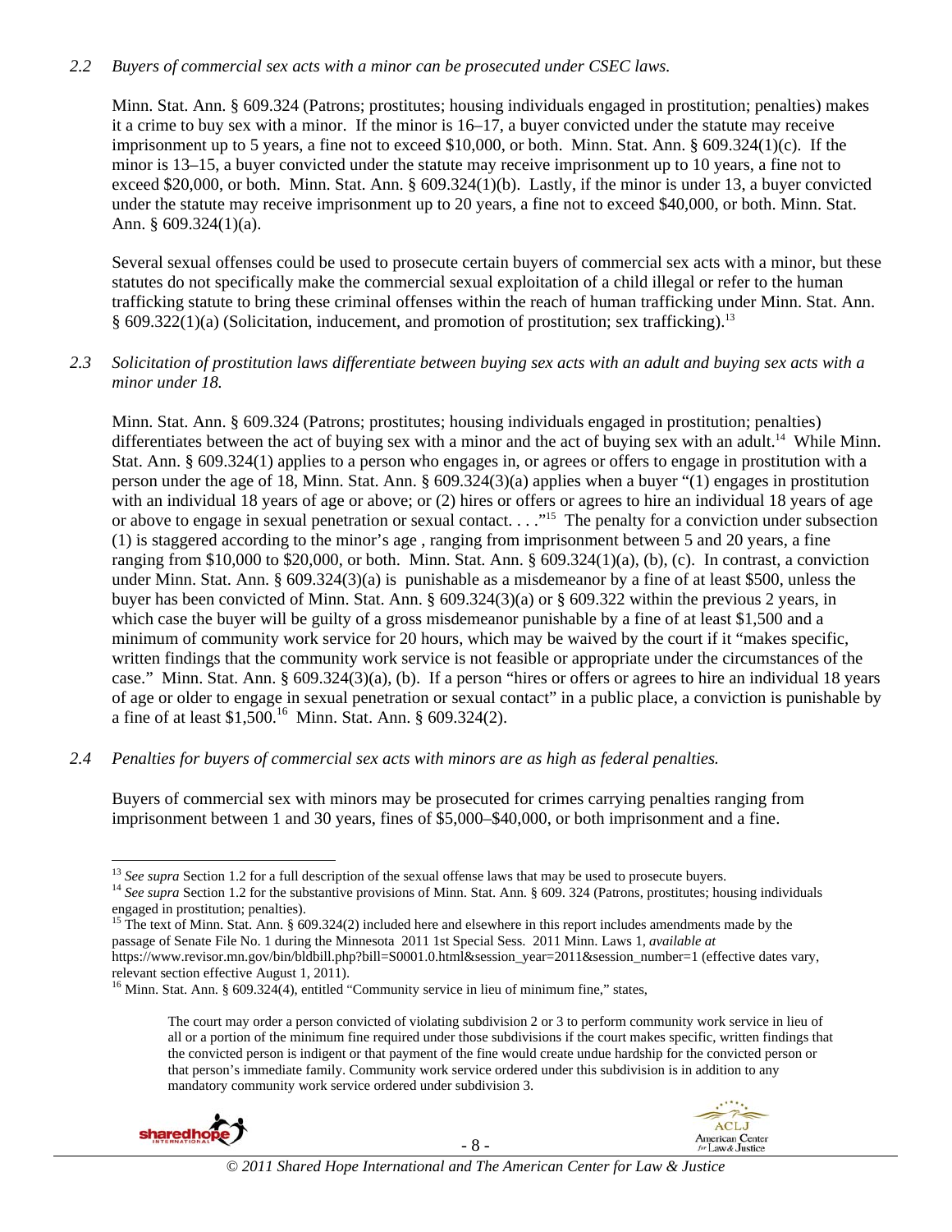*2.2 Buyers of commercial sex acts with a minor can be prosecuted under CSEC laws.*

Minn. Stat. Ann. § 609.324 (Patrons; prostitutes; housing individuals engaged in prostitution; penalties) makes it a crime to buy sex with a minor. If the minor is 16–17, a buyer convicted under the statute may receive imprisonment up to 5 years, a fine not to exceed $10,000, or both. Minn. Stat. Ann. § 609.324(1)(c). If the minor is 13–15, a buyer convicted under the statute may receive imprisonment up to 10 years, a fine not to exceed $20,000, or both. Minn. Stat. Ann. § 609.324(1)(b). Lastly, if the minor is under 13, a buyer convicted under the statute may receive imprisonment up to 20 years, a fine not to exceed $40,000, or both. Minn. Stat. Ann. § 609.324(1)(a).

Several sexual offenses could be used to prosecute certain buyers of commercial sex acts with a minor, but these statutes do not specifically make the commercial sexual exploitation of a child illegal or refer to the human trafficking statute to bring these criminal offenses within the reach of human trafficking under Minn. Stat. Ann. § 609.322(1)(a) (Solicitation, inducement, and promotion of prostitution; sex trafficking).[13]

*2.3 Solicitation of prostitution laws differentiate between buying sex acts with an adult and buying sex acts with a minor under 18.*

Minn. Stat. Ann. § 609.324 (Patrons; prostitutes; housing individuals engaged in prostitution; penalties) differentiates between the act of buying sex with a minor and the act of buying sex with an adult.[14] While Minn. Stat. Ann. § 609.324(1) applies to a person who engages in, or agrees or offers to engage in prostitution with a person under the age of 18, Minn. Stat. Ann. § 609.324(3)(a) applies when a buyer "(1) engages in prostitution with an individual 18 years of age or above; or (2) hires or offers or agrees to hire an individual 18 years of age or above to engage in sexual penetration or sexual contact. . . ."[15] The penalty for a conviction under subsection (1) is staggered according to the minor's age , ranging from imprisonment between 5 and 20 years, a fine ranging from $10,000 to $20,000, or both. Minn. Stat. Ann. § 609.324(1)(a), (b), (c). In contrast, a conviction under Minn. Stat. Ann. § 609.324(3)(a) is punishable as a misdemeanor by a fine of at least $500, unless the buyer has been convicted of Minn. Stat. Ann. § 609.324(3)(a) or § 609.322 within the previous 2 years, in which case the buyer will be guilty of a gross misdemeanor punishable by a fine of at least $1,500 and a minimum of community work service for 20 hours, which may be waived by the court if it "makes specific, written findings that the community work service is not feasible or appropriate under the circumstances of the case." Minn. Stat. Ann. § 609.324(3)(a), (b). If a person "hires or offers or agrees to hire an individual 18 years of age or older to engage in sexual penetration or sexual contact" in a public place, a conviction is punishable by a fine of at least $1,500.[16] Minn. Stat. Ann. § 609.324(2).

*2.4 Penalties for buyers of commercial sex acts with minors are as high as federal penalties.*

Buyers of commercial sex with minors may be prosecuted for crimes carrying penalties ranging from imprisonment between 1 and 30 years, fines of $5,000–$40,000, or both imprisonment and a fine.

---

[13] *See supra* Section 1.2 for a full description of the sexual offense laws that may be used to prosecute buyers.

[14] *See supra* Section 1.2 for the substantive provisions of Minn. Stat. Ann. § 609. 324 (Patrons, prostitutes; housing individuals engaged in prostitution; penalties).

[15] The text of Minn. Stat. Ann. § 609.324(2) included here and elsewhere in this report includes amendments made by the passage of Senate File No. 1 during the Minnesota 2011 1st Special Sess. 2011 Minn. Laws 1, *available at* https://www.revisor.mn.gov/bin/bldbill.php?bill=S0001.0.html&session_year=2011&session_number=1 (effective dates vary, relevant section effective August 1, 2011).

[16] Minn. Stat. Ann. § 609.324(4), entitled "Community service in lieu of minimum fine," states,

> The court may order a person convicted of violating subdivision 2 or 3 to perform community work service in lieu of all or a portion of the minimum fine required under those subdivisions if the court makes specific, written findings that the convicted person is indigent or that payment of the fine would create undue hardship for the convicted person or that person's immediate family. Community work service ordered under this subdivision is in addition to any mandatory community work service ordered under subdivision 3.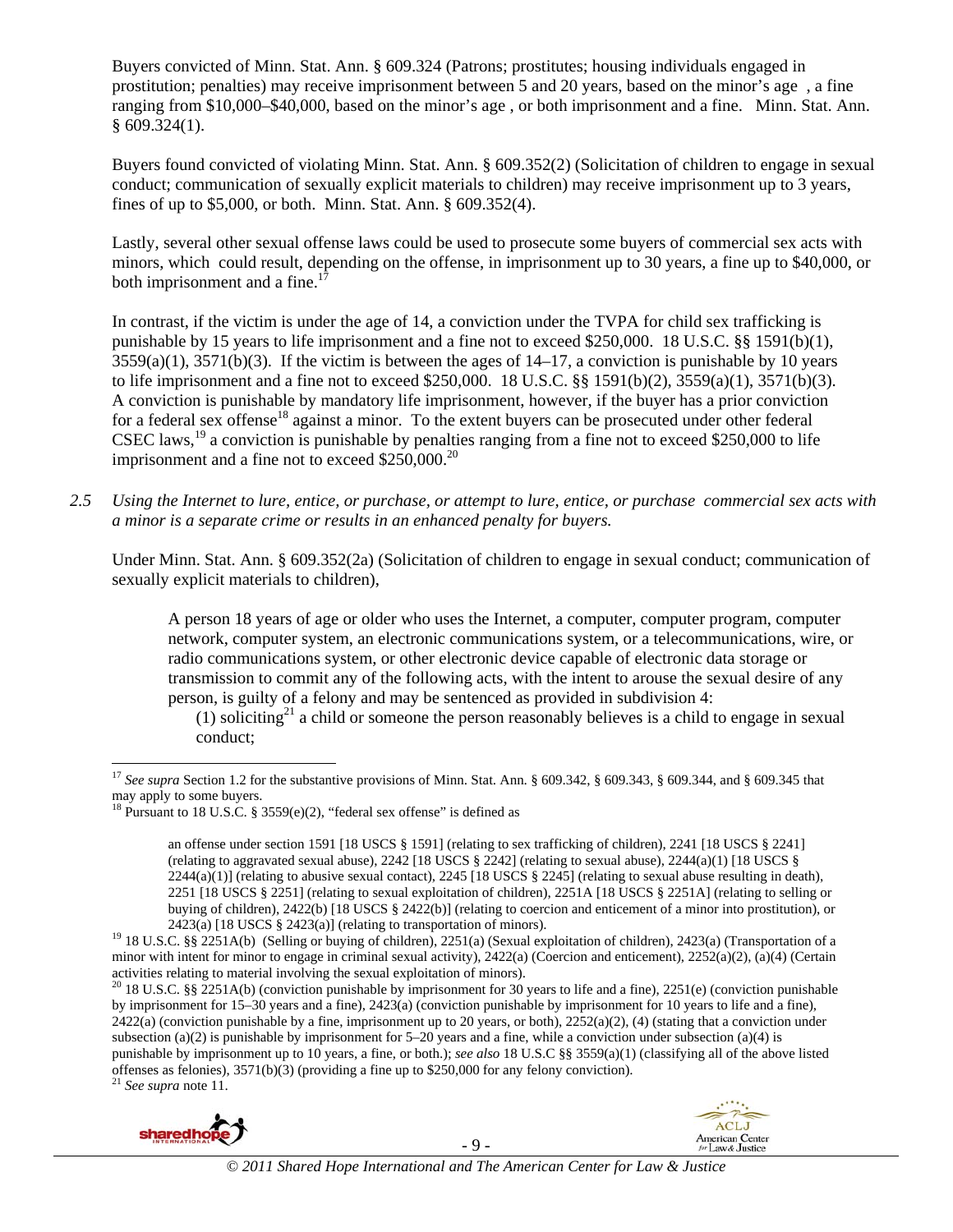Buyers convicted of Minn. Stat. Ann. § 609.324 (Patrons; prostitutes; housing individuals engaged in prostitution; penalties) may receive imprisonment between 5 and 20 years, based on the minor's age , a fine ranging from $10,000–$40,000, based on the minor's age , or both imprisonment and a fine. Minn. Stat. Ann. § 609.324(1).

Buyers found convicted of violating Minn. Stat. Ann. § 609.352(2) (Solicitation of children to engage in sexual conduct; communication of sexually explicit materials to children) may receive imprisonment up to 3 years, fines of up to $5,000, or both. Minn. Stat. Ann. § 609.352(4).

Lastly, several other sexual offense laws could be used to prosecute some buyers of commercial sex acts with minors, which could result, depending on the offense, in imprisonment up to 30 years, a fine up to $40,000, or both imprisonment and a fine.[17]

In contrast, if the victim is under the age of 14, a conviction under the TVPA for child sex trafficking is punishable by 15 years to life imprisonment and a fine not to exceed $250,000. 18 U.S.C. §§ 1591(b)(1), 3559(a)(1), 3571(b)(3). If the victim is between the ages of 14–17, a conviction is punishable by 10 years to life imprisonment and a fine not to exceed $250,000. 18 U.S.C. §§ 1591(b)(2), 3559(a)(1), 3571(b)(3). A conviction is punishable by mandatory life imprisonment, however, if the buyer has a prior conviction for a federal sex offense[18] against a minor. To the extent buyers can be prosecuted under other federal CSEC laws,[19] a conviction is punishable by penalties ranging from a fine not to exceed $250,000 to life imprisonment and a fine not to exceed $250,000.[20]

*2.5 Using the Internet to lure, entice, or purchase, or attempt to lure, entice, or purchase commercial sex acts with a minor is a separate crime or results in an enhanced penalty for buyers.*

Under Minn. Stat. Ann. § 609.352(2a) (Solicitation of children to engage in sexual conduct; communication of sexually explicit materials to children),

> A person 18 years of age or older who uses the Internet, a computer, computer program, computer network, computer system, an electronic communications system, or a telecommunications, wire, or radio communications system, or other electronic device capable of electronic data storage or transmission to commit any of the following acts, with the intent to arouse the sexual desire of any person, is guilty of a felony and may be sentenced as provided in subdivision 4:
>
> (1) soliciting[21] a child or someone the person reasonably believes is a child to engage in sexual conduct;

---

[17] *See supra* Section 1.2 for the substantive provisions of Minn. Stat. Ann. § 609.342, § 609.343, § 609.344, and § 609.345 that may apply to some buyers.

[18] Pursuant to 18 U.S.C. § 3559(e)(2), "federal sex offense" is defined as

> an offense under section 1591 [18 USCS § 1591] (relating to sex trafficking of children), 2241 [18 USCS § 2241] (relating to aggravated sexual abuse), 2242 [18 USCS § 2242] (relating to sexual abuse), 2244(a)(1) [18 USCS § 2244(a)(1)] (relating to abusive sexual contact), 2245 [18 USCS § 2245] (relating to sexual abuse resulting in death), 2251 [18 USCS § 2251] (relating to sexual exploitation of children), 2251A [18 USCS § 2251A] (relating to selling or buying of children), 2422(b) [18 USCS § 2422(b)] (relating to coercion and enticement of a minor into prostitution), or 2423(a) [18 USCS § 2423(a)] (relating to transportation of minors).

[19] 18 U.S.C. §§ 2251A(b) (Selling or buying of children), 2251(a) (Sexual exploitation of children), 2423(a) (Transportation of a minor with intent for minor to engage in criminal sexual activity), 2422(a) (Coercion and enticement), 2252(a)(2), (a)(4) (Certain activities relating to material involving the sexual exploitation of minors).

[20] 18 U.S.C. §§ 2251A(b) (conviction punishable by imprisonment for 30 years to life and a fine), 2251(e) (conviction punishable by imprisonment for 15–30 years and a fine), 2423(a) (conviction punishable by imprisonment for 10 years to life and a fine), 2422(a) (conviction punishable by a fine, imprisonment up to 20 years, or both), 2252(a)(2), (4) (stating that a conviction under subsection (a)(2) is punishable by imprisonment for 5–20 years and a fine, while a conviction under subsection (a)(4) is punishable by imprisonment up to 10 years, a fine, or both.); *see also* 18 U.S.C §§ 3559(a)(1) (classifying all of the above listed offenses as felonies), 3571(b)(3) (providing a fine up to $250,000 for any felony conviction).

[21] *See supra* note 11.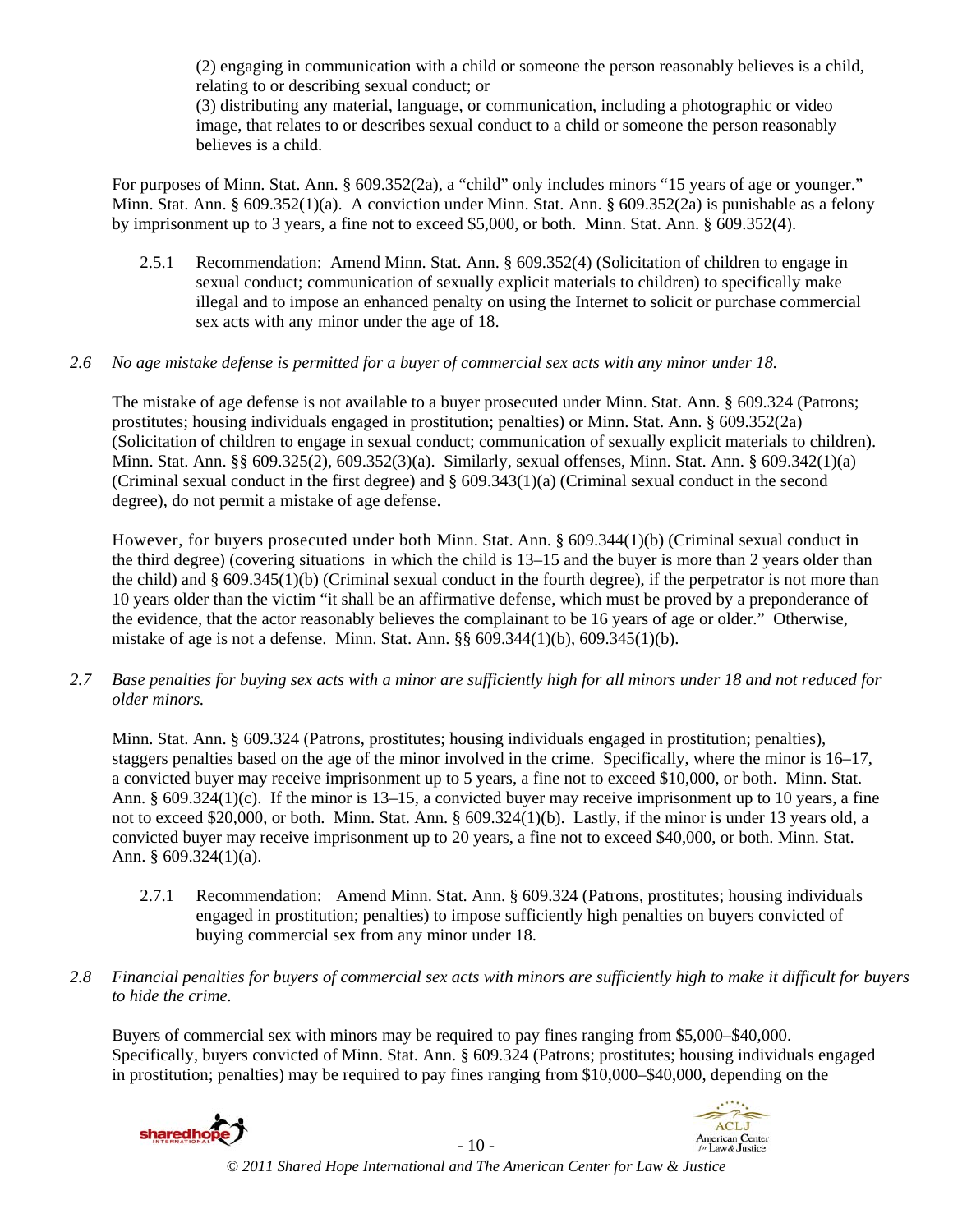(2) engaging in communication with a child or someone the person reasonably believes is a child, relating to or describing sexual conduct; or
(3) distributing any material, language, or communication, including a photographic or video image, that relates to or describes sexual conduct to a child or someone the person reasonably believes is a child.

For purposes of Minn. Stat. Ann. § 609.352(2a), a "child" only includes minors "15 years of age or younger." Minn. Stat. Ann. § 609.352(1)(a). A conviction under Minn. Stat. Ann. § 609.352(2a) is punishable as a felony by imprisonment up to 3 years, a fine not to exceed $5,000, or both. Minn. Stat. Ann. § 609.352(4).

2.5.1 Recommendation: Amend Minn. Stat. Ann. § 609.352(4) (Solicitation of children to engage in sexual conduct; communication of sexually explicit materials to children) to specifically make illegal and to impose an enhanced penalty on using the Internet to solicit or purchase commercial sex acts with any minor under the age of 18.

*2.6 No age mistake defense is permitted for a buyer of commercial sex acts with any minor under 18.*

The mistake of age defense is not available to a buyer prosecuted under Minn. Stat. Ann. § 609.324 (Patrons; prostitutes; housing individuals engaged in prostitution; penalties) or Minn. Stat. Ann. § 609.352(2a) (Solicitation of children to engage in sexual conduct; communication of sexually explicit materials to children). Minn. Stat. Ann. §§ 609.325(2), 609.352(3)(a). Similarly, sexual offenses, Minn. Stat. Ann. § 609.342(1)(a) (Criminal sexual conduct in the first degree) and § 609.343(1)(a) (Criminal sexual conduct in the second degree), do not permit a mistake of age defense.

However, for buyers prosecuted under both Minn. Stat. Ann. § 609.344(1)(b) (Criminal sexual conduct in the third degree) (covering situations in which the child is 13–15 and the buyer is more than 2 years older than the child) and § 609.345(1)(b) (Criminal sexual conduct in the fourth degree), if the perpetrator is not more than 10 years older than the victim "it shall be an affirmative defense, which must be proved by a preponderance of the evidence, that the actor reasonably believes the complainant to be 16 years of age or older." Otherwise, mistake of age is not a defense. Minn. Stat. Ann. §§ 609.344(1)(b), 609.345(1)(b).

*2.7 Base penalties for buying sex acts with a minor are sufficiently high for all minors under 18 and not reduced for older minors.*

Minn. Stat. Ann. § 609.324 (Patrons, prostitutes; housing individuals engaged in prostitution; penalties), staggers penalties based on the age of the minor involved in the crime. Specifically, where the minor is 16–17, a convicted buyer may receive imprisonment up to 5 years, a fine not to exceed $10,000, or both. Minn. Stat. Ann. § 609.324(1)(c). If the minor is 13–15, a convicted buyer may receive imprisonment up to 10 years, a fine not to exceed $20,000, or both. Minn. Stat. Ann. § 609.324(1)(b). Lastly, if the minor is under 13 years old, a convicted buyer may receive imprisonment up to 20 years, a fine not to exceed $40,000, or both. Minn. Stat. Ann. § 609.324(1)(a).

2.7.1 Recommendation: Amend Minn. Stat. Ann. § 609.324 (Patrons, prostitutes; housing individuals engaged in prostitution; penalties) to impose sufficiently high penalties on buyers convicted of buying commercial sex from any minor under 18.

*2.8 Financial penalties for buyers of commercial sex acts with minors are sufficiently high to make it difficult for buyers to hide the crime.*

Buyers of commercial sex with minors may be required to pay fines ranging from $5,000–$40,000. Specifically, buyers convicted of Minn. Stat. Ann. § 609.324 (Patrons; prostitutes; housing individuals engaged in prostitution; penalties) may be required to pay fines ranging from $10,000–$40,000, depending on the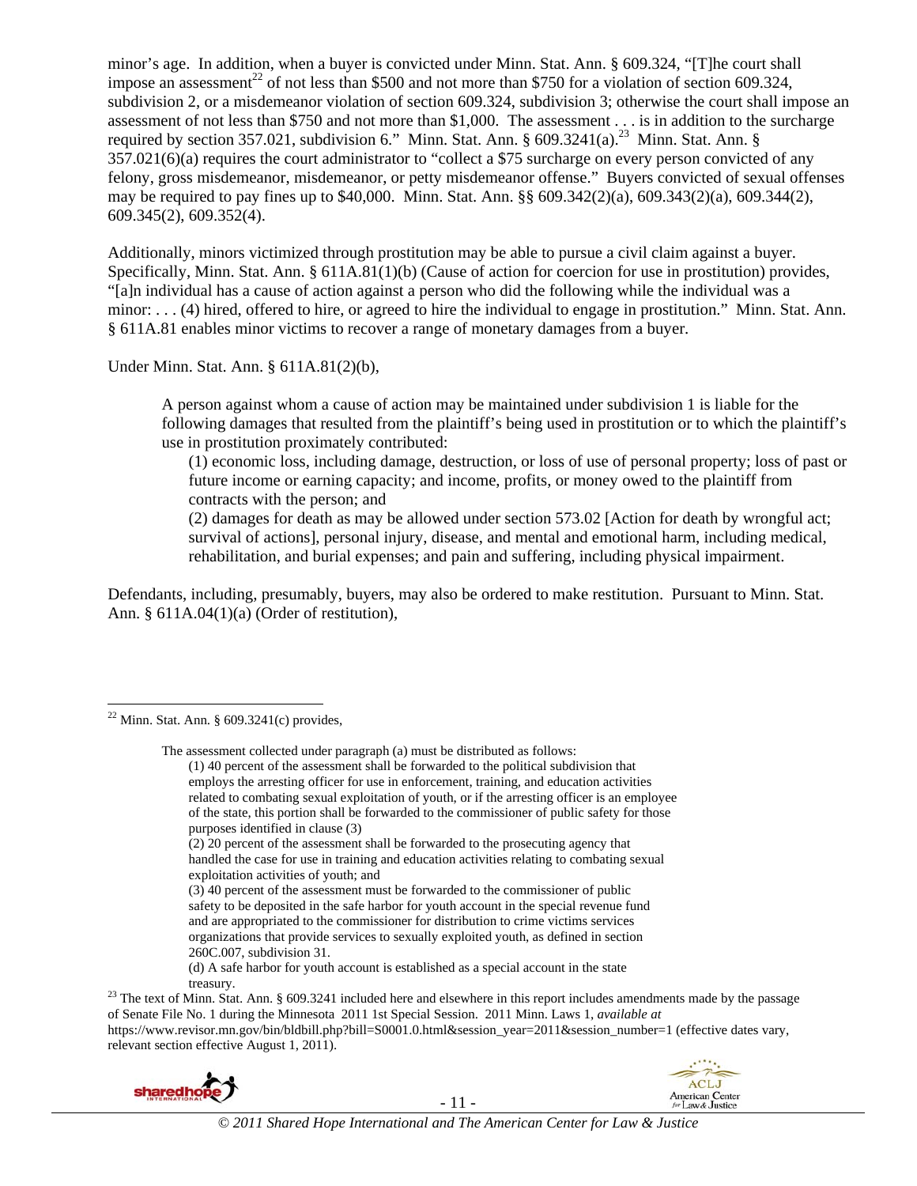minor's age. In addition, when a buyer is convicted under Minn. Stat. Ann. § 609.324, "[T]he court shall impose an assessment[22] of not less than $500 and not more than $750 for a violation of section 609.324, subdivision 2, or a misdemeanor violation of section 609.324, subdivision 3; otherwise the court shall impose an assessment of not less than $750 and not more than $1,000. The assessment . . . is in addition to the surcharge required by section 357.021, subdivision 6." Minn. Stat. Ann. § 609.3241(a).[23] Minn. Stat. Ann. § 357.021(6)(a) requires the court administrator to "collect a $75 surcharge on every person convicted of any felony, gross misdemeanor, misdemeanor, or petty misdemeanor offense." Buyers convicted of sexual offenses may be required to pay fines up to $40,000. Minn. Stat. Ann. §§ 609.342(2)(a), 609.343(2)(a), 609.344(2), 609.345(2), 609.352(4).

Additionally, minors victimized through prostitution may be able to pursue a civil claim against a buyer. Specifically, Minn. Stat. Ann. § 611A.81(1)(b) (Cause of action for coercion for use in prostitution) provides, "[a]n individual has a cause of action against a person who did the following while the individual was a minor: . . . (4) hired, offered to hire, or agreed to hire the individual to engage in prostitution." Minn. Stat. Ann. § 611A.81 enables minor victims to recover a range of monetary damages from a buyer.

Under Minn. Stat. Ann. § 611A.81(2)(b),

> A person against whom a cause of action may be maintained under subdivision 1 is liable for the following damages that resulted from the plaintiff's being used in prostitution or to which the plaintiff's use in prostitution proximately contributed:
>
> (1) economic loss, including damage, destruction, or loss of use of personal property; loss of past or future income or earning capacity; and income, profits, or money owed to the plaintiff from contracts with the person; and
>
> (2) damages for death as may be allowed under section 573.02 [Action for death by wrongful act; survival of actions], personal injury, disease, and mental and emotional harm, including medical, rehabilitation, and burial expenses; and pain and suffering, including physical impairment.

Defendants, including, presumably, buyers, may also be ordered to make restitution. Pursuant to Minn. Stat. Ann. § 611A.04(1)(a) (Order of restitution),

---

[22] Minn. Stat. Ann. § 609.3241(c) provides,

> The assessment collected under paragraph (a) must be distributed as follows:
>
> (1) 40 percent of the assessment shall be forwarded to the political subdivision that employs the arresting officer for use in enforcement, training, and education activities related to combating sexual exploitation of youth, or if the arresting officer is an employee of the state, this portion shall be forwarded to the commissioner of public safety for those purposes identified in clause (3)
>
> (2) 20 percent of the assessment shall be forwarded to the prosecuting agency that handled the case for use in training and education activities relating to combating sexual exploitation activities of youth; and
>
> (3) 40 percent of the assessment must be forwarded to the commissioner of public safety to be deposited in the safe harbor for youth account in the special revenue fund and are appropriated to the commissioner for distribution to crime victims services organizations that provide services to sexually exploited youth, as defined in section 260C.007, subdivision 31.
>
> (d) A safe harbor for youth account is established as a special account in the state treasury.

[23] The text of Minn. Stat. Ann. § 609.3241 included here and elsewhere in this report includes amendments made by the passage of Senate File No. 1 during the Minnesota 2011 1st Special Session. 2011 Minn. Laws 1, *available at* https://www.revisor.mn.gov/bin/bldbill.php?bill=S0001.0.html&session_year=2011&session_number=1 (effective dates vary, relevant section effective August 1, 2011).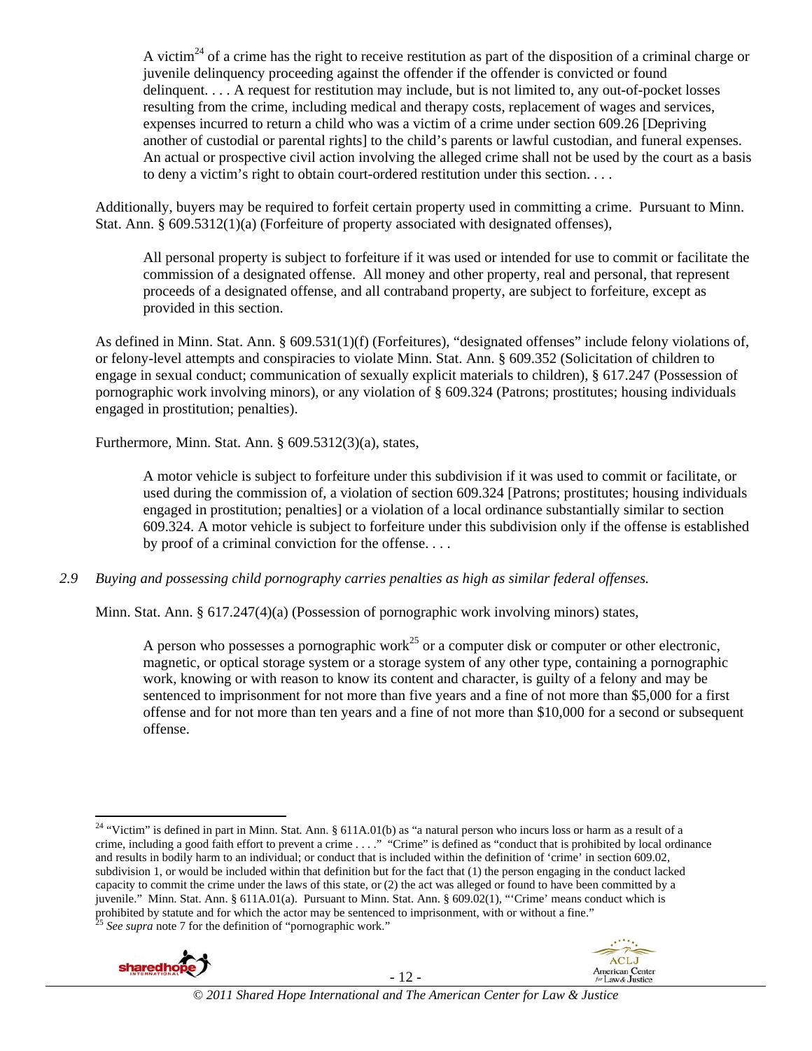> A victim[24] of a crime has the right to receive restitution as part of the disposition of a criminal charge or juvenile delinquency proceeding against the offender if the offender is convicted or found delinquent. . . . A request for restitution may include, but is not limited to, any out-of-pocket losses resulting from the crime, including medical and therapy costs, replacement of wages and services, expenses incurred to return a child who was a victim of a crime under section 609.26 [Depriving another of custodial or parental rights] to the child's parents or lawful custodian, and funeral expenses. An actual or prospective civil action involving the alleged crime shall not be used by the court as a basis to deny a victim's right to obtain court-ordered restitution under this section. . . .

Additionally, buyers may be required to forfeit certain property used in committing a crime. Pursuant to Minn. Stat. Ann. § 609.5312(1)(a) (Forfeiture of property associated with designated offenses),

> All personal property is subject to forfeiture if it was used or intended for use to commit or facilitate the commission of a designated offense. All money and other property, real and personal, that represent proceeds of a designated offense, and all contraband property, are subject to forfeiture, except as provided in this section.

As defined in Minn. Stat. Ann. § 609.531(1)(f) (Forfeitures), "designated offenses" include felony violations of, or felony-level attempts and conspiracies to violate Minn. Stat. Ann. § 609.352 (Solicitation of children to engage in sexual conduct; communication of sexually explicit materials to children), § 617.247 (Possession of pornographic work involving minors), or any violation of § 609.324 (Patrons; prostitutes; housing individuals engaged in prostitution; penalties).

Furthermore, Minn. Stat. Ann. § 609.5312(3)(a), states,

> A motor vehicle is subject to forfeiture under this subdivision if it was used to commit or facilitate, or used during the commission of, a violation of section 609.324 [Patrons; prostitutes; housing individuals engaged in prostitution; penalties] or a violation of a local ordinance substantially similar to section 609.324. A motor vehicle is subject to forfeiture under this subdivision only if the offense is established by proof of a criminal conviction for the offense. . . .

*2.9 Buying and possessing child pornography carries penalties as high as similar federal offenses.*

Minn. Stat. Ann. § 617.247(4)(a) (Possession of pornographic work involving minors) states,

> A person who possesses a pornographic work[25] or a computer disk or computer or other electronic, magnetic, or optical storage system or a storage system of any other type, containing a pornographic work, knowing or with reason to know its content and character, is guilty of a felony and may be sentenced to imprisonment for not more than five years and a fine of not more than $5,000 for a first offense and for not more than ten years and a fine of not more than $10,000 for a second or subsequent offense.

---

[24] "Victim" is defined in part in Minn. Stat. Ann. § 611A.01(b) as "a natural person who incurs loss or harm as a result of a crime, including a good faith effort to prevent a crime . . . ." "Crime" is defined as "conduct that is prohibited by local ordinance and results in bodily harm to an individual; or conduct that is included within the definition of 'crime' in section 609.02, subdivision 1, or would be included within that definition but for the fact that (1) the person engaging in the conduct lacked capacity to commit the crime under the laws of this state, or (2) the act was alleged or found to have been committed by a juvenile." Minn. Stat. Ann. § 611A.01(a). Pursuant to Minn. Stat. Ann. § 609.02(1), "'Crime' means conduct which is prohibited by statute and for which the actor may be sentenced to imprisonment, with or without a fine."

[25] *See supra* note 7 for the definition of "pornographic work."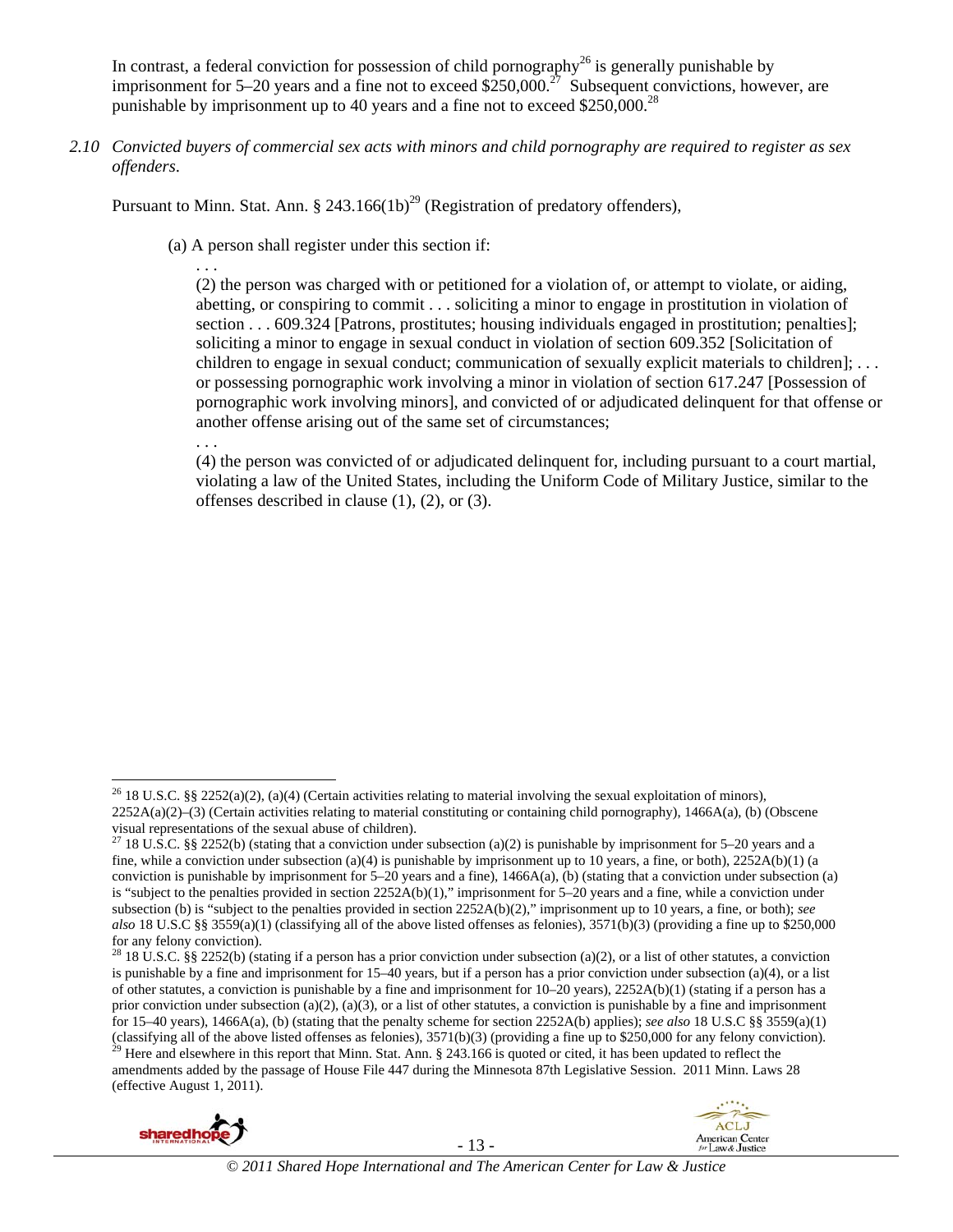In contrast, a federal conviction for possession of child pornography[26] is generally punishable by imprisonment for 5–20 years and a fine not to exceed $250,000.[27] Subsequent convictions, however, are punishable by imprisonment up to 40 years and a fine not to exceed $250,000.[28]

*2.10 Convicted buyers of commercial sex acts with minors and child pornography are required to register as sex offenders.*

Pursuant to Minn. Stat. Ann. § 243.166(1b)[29] (Registration of predatory offenders),

> (a) A person shall register under this section if:
>
> . . .
>
> (2) the person was charged with or petitioned for a violation of, or attempt to violate, or aiding, abetting, or conspiring to commit . . . soliciting a minor to engage in prostitution in violation of section . . . 609.324 [Patrons, prostitutes; housing individuals engaged in prostitution; penalties]; soliciting a minor to engage in sexual conduct in violation of section 609.352 [Solicitation of children to engage in sexual conduct; communication of sexually explicit materials to children]; . . . or possessing pornographic work involving a minor in violation of section 617.247 [Possession of pornographic work involving minors], and convicted of or adjudicated delinquent for that offense or another offense arising out of the same set of circumstances;
>
> . . .
>
> (4) the person was convicted of or adjudicated delinquent for, including pursuant to a court martial, violating a law of the United States, including the Uniform Code of Military Justice, similar to the offenses described in clause (1), (2), or (3).

---

[26] 18 U.S.C. §§ 2252(a)(2), (a)(4) (Certain activities relating to material involving the sexual exploitation of minors), 2252A(a)(2)–(3) (Certain activities relating to material constituting or containing child pornography), 1466A(a), (b) (Obscene visual representations of the sexual abuse of children).

[27] 18 U.S.C. §§ 2252(b) (stating that a conviction under subsection (a)(2) is punishable by imprisonment for 5–20 years and a fine, while a conviction under subsection (a)(4) is punishable by imprisonment up to 10 years, a fine, or both), 2252A(b)(1) (a conviction is punishable by imprisonment for 5–20 years and a fine), 1466A(a), (b) (stating that a conviction under subsection (a) is "subject to the penalties provided in section 2252A(b)(1)," imprisonment for 5–20 years and a fine, while a conviction under subsection (b) is "subject to the penalties provided in section 2252A(b)(2)," imprisonment up to 10 years, a fine, or both); *see also* 18 U.S.C §§ 3559(a)(1) (classifying all of the above listed offenses as felonies), 3571(b)(3) (providing a fine up to $250,000 for any felony conviction).

[28] 18 U.S.C. §§ 2252(b) (stating if a person has a prior conviction under subsection (a)(2), or a list of other statutes, a conviction is punishable by a fine and imprisonment for 15–40 years, but if a person has a prior conviction under subsection (a)(4), or a list of other statutes, a conviction is punishable by a fine and imprisonment for 10–20 years), 2252A(b)(1) (stating if a person has a prior conviction under subsection (a)(2), (a)(3), or a list of other statutes, a conviction is punishable by a fine and imprisonment for 15–40 years), 1466A(a), (b) (stating that the penalty scheme for section 2252A(b) applies); *see also* 18 U.S.C §§ 3559(a)(1) (classifying all of the above listed offenses as felonies), 3571(b)(3) (providing a fine up to $250,000 for any felony conviction).

[29] Here and elsewhere in this report that Minn. Stat. Ann. § 243.166 is quoted or cited, it has been updated to reflect the amendments added by the passage of House File 447 during the Minnesota 87th Legislative Session. 2011 Minn. Laws 28 (effective August 1, 2011).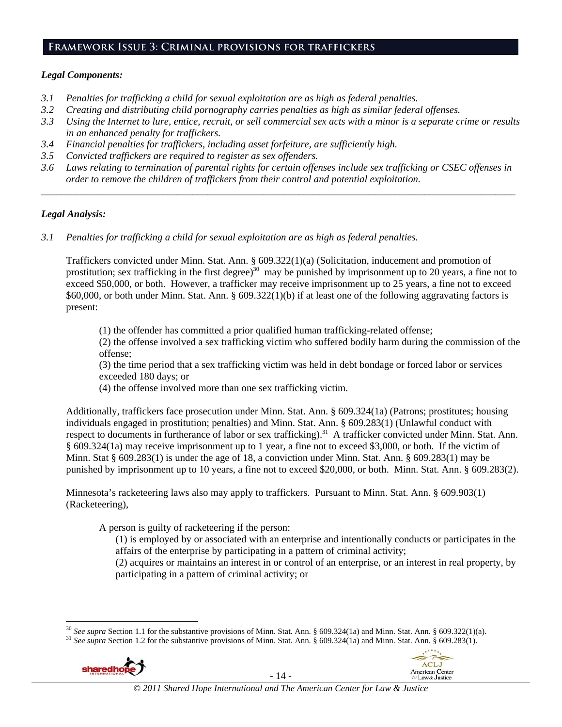## Framework Issue 3: Criminal provisions for traffickers

### *Legal Components:*

*3.1 Penalties for trafficking a child for sexual exploitation are as high as federal penalties.*
*3.2 Creating and distributing child pornography carries penalties as high as similar federal offenses.*
*3.3 Using the Internet to lure, entice, recruit, or sell commercial sex acts with a minor is a separate crime or results in an enhanced penalty for traffickers.*
*3.4 Financial penalties for traffickers, including asset forfeiture, are sufficiently high.*
*3.5 Convicted traffickers are required to register as sex offenders.*
*3.6 Laws relating to termination of parental rights for certain offenses include sex trafficking or CSEC offenses in order to remove the children of traffickers from their control and potential exploitation.*

---

### *Legal Analysis:*

*3.1 Penalties for trafficking a child for sexual exploitation are as high as federal penalties.*

Traffickers convicted under Minn. Stat. Ann. § 609.322(1)(a) (Solicitation, inducement and promotion of prostitution; sex trafficking in the first degree)[30] may be punished by imprisonment up to 20 years, a fine not to exceed $50,000, or both. However, a trafficker may receive imprisonment up to 25 years, a fine not to exceed $60,000, or both under Minn. Stat. Ann. § 609.322(1)(b) if at least one of the following aggravating factors is present:

(1) the offender has committed a prior qualified human trafficking-related offense;
(2) the offense involved a sex trafficking victim who suffered bodily harm during the commission of the offense;
(3) the time period that a sex trafficking victim was held in debt bondage or forced labor or services exceeded 180 days; or
(4) the offense involved more than one sex trafficking victim.

Additionally, traffickers face prosecution under Minn. Stat. Ann. § 609.324(1a) (Patrons; prostitutes; housing individuals engaged in prostitution; penalties) and Minn. Stat. Ann. § 609.283(1) (Unlawful conduct with respect to documents in furtherance of labor or sex trafficking).[31] A trafficker convicted under Minn. Stat. Ann. § 609.324(1a) may receive imprisonment up to 1 year, a fine not to exceed $3,000, or both. If the victim of Minn. Stat § 609.283(1) is under the age of 18, a conviction under Minn. Stat. Ann. § 609.283(1) may be punished by imprisonment up to 10 years, a fine not to exceed $20,000, or both. Minn. Stat. Ann. § 609.283(2).

Minnesota's racketeering laws also may apply to traffickers. Pursuant to Minn. Stat. Ann. § 609.903(1) (Racketeering),

> A person is guilty of racketeering if the person:
> (1) is employed by or associated with an enterprise and intentionally conducts or participates in the affairs of the enterprise by participating in a pattern of criminal activity;
> (2) acquires or maintains an interest in or control of an enterprise, or an interest in real property, by participating in a pattern of criminal activity; or

---

[30] *See supra* Section 1.1 for the substantive provisions of Minn. Stat. Ann. § 609.324(1a) and Minn. Stat. Ann. § 609.322(1)(a).
[31] *See supra* Section 1.2 for the substantive provisions of Minn. Stat. Ann. § 609.324(1a) and Minn. Stat. Ann. § 609.283(1).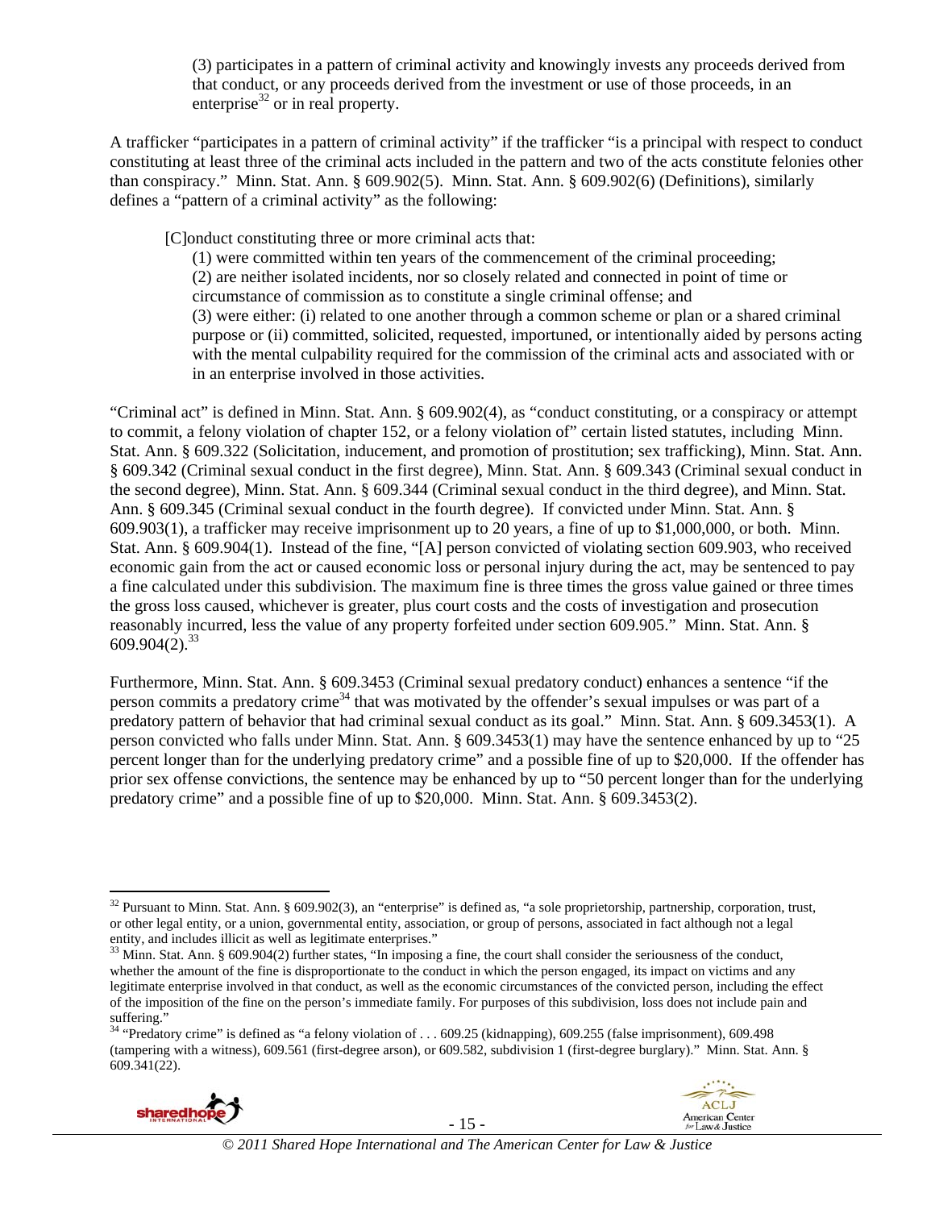(3) participates in a pattern of criminal activity and knowingly invests any proceeds derived from that conduct, or any proceeds derived from the investment or use of those proceeds, in an enterprise[32] or in real property.

A trafficker "participates in a pattern of criminal activity" if the trafficker "is a principal with respect to conduct constituting at least three of the criminal acts included in the pattern and two of the acts constitute felonies other than conspiracy." Minn. Stat. Ann. § 609.902(5). Minn. Stat. Ann. § 609.902(6) (Definitions), similarly defines a "pattern of a criminal activity" as the following:

> [C]onduct constituting three or more criminal acts that:
>
> (1) were committed within ten years of the commencement of the criminal proceeding;
> (2) are neither isolated incidents, nor so closely related and connected in point of time or circumstance of commission as to constitute a single criminal offense; and
> (3) were either: (i) related to one another through a common scheme or plan or a shared criminal purpose or (ii) committed, solicited, requested, importuned, or intentionally aided by persons acting with the mental culpability required for the commission of the criminal acts and associated with or in an enterprise involved in those activities.

"Criminal act" is defined in Minn. Stat. Ann. § 609.902(4), as "conduct constituting, or a conspiracy or attempt to commit, a felony violation of chapter 152, or a felony violation of" certain listed statutes, including Minn. Stat. Ann. § 609.322 (Solicitation, inducement, and promotion of prostitution; sex trafficking), Minn. Stat. Ann. § 609.342 (Criminal sexual conduct in the first degree), Minn. Stat. Ann. § 609.343 (Criminal sexual conduct in the second degree), Minn. Stat. Ann. § 609.344 (Criminal sexual conduct in the third degree), and Minn. Stat. Ann. § 609.345 (Criminal sexual conduct in the fourth degree). If convicted under Minn. Stat. Ann. § 609.903(1), a trafficker may receive imprisonment up to 20 years, a fine of up to $1,000,000, or both. Minn. Stat. Ann. § 609.904(1). Instead of the fine, "[A] person convicted of violating section 609.903, who received economic gain from the act or caused economic loss or personal injury during the act, may be sentenced to pay a fine calculated under this subdivision. The maximum fine is three times the gross value gained or three times the gross loss caused, whichever is greater, plus court costs and the costs of investigation and prosecution reasonably incurred, less the value of any property forfeited under section 609.905." Minn. Stat. Ann. § 609.904(2).[33]

Furthermore, Minn. Stat. Ann. § 609.3453 (Criminal sexual predatory conduct) enhances a sentence "if the person commits a predatory crime[34] that was motivated by the offender's sexual impulses or was part of a predatory pattern of behavior that had criminal sexual conduct as its goal." Minn. Stat. Ann. § 609.3453(1). A person convicted who falls under Minn. Stat. Ann. § 609.3453(1) may have the sentence enhanced by up to "25 percent longer than for the underlying predatory crime" and a possible fine of up to $20,000. If the offender has prior sex offense convictions, the sentence may be enhanced by up to "50 percent longer than for the underlying predatory crime" and a possible fine of up to $20,000. Minn. Stat. Ann. § 609.3453(2).

---

[32] Pursuant to Minn. Stat. Ann. § 609.902(3), an "enterprise" is defined as, "a sole proprietorship, partnership, corporation, trust, or other legal entity, or a union, governmental entity, association, or group of persons, associated in fact although not a legal entity, and includes illicit as well as legitimate enterprises."

[33] Minn. Stat. Ann. § 609.904(2) further states, "In imposing a fine, the court shall consider the seriousness of the conduct, whether the amount of the fine is disproportionate to the conduct in which the person engaged, its impact on victims and any legitimate enterprise involved in that conduct, as well as the economic circumstances of the convicted person, including the effect of the imposition of the fine on the person's immediate family. For purposes of this subdivision, loss does not include pain and suffering."

[34] "Predatory crime" is defined as "a felony violation of . . . 609.25 (kidnapping), 609.255 (false imprisonment), 609.498 (tampering with a witness), 609.561 (first-degree arson), or 609.582, subdivision 1 (first-degree burglary)." Minn. Stat. Ann. § 609.341(22).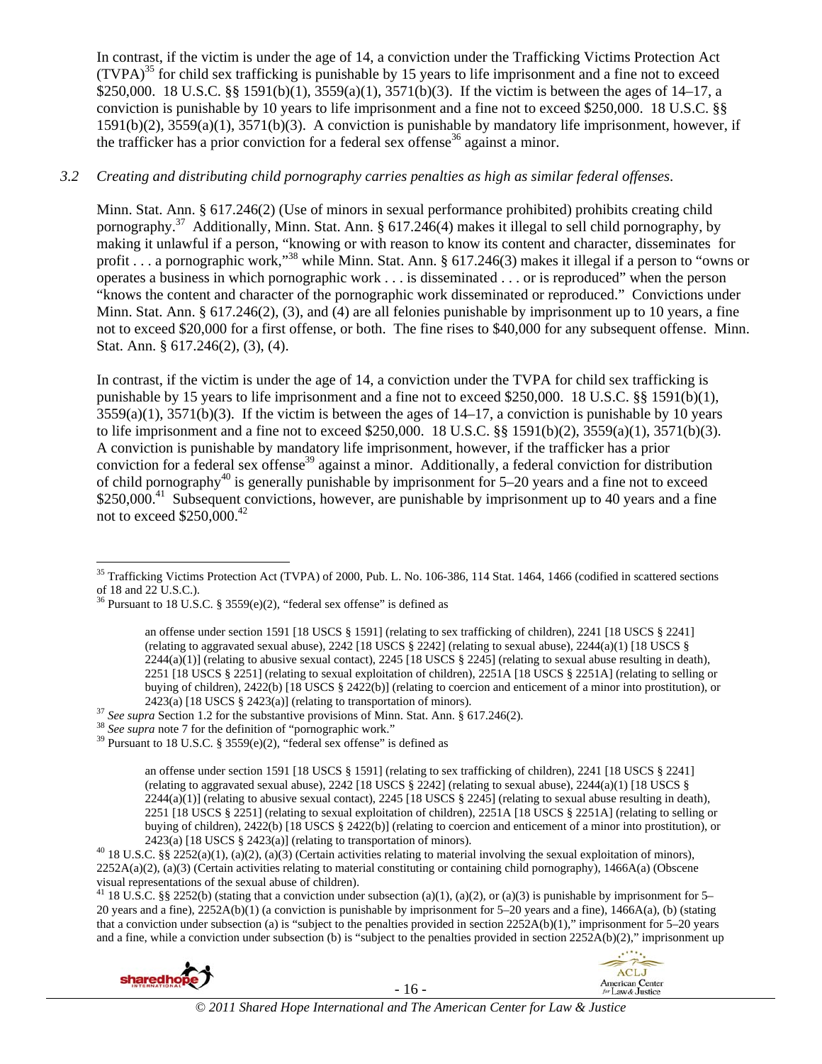In contrast, if the victim is under the age of 14, a conviction under the Trafficking Victims Protection Act (TVPA)[35] for child sex trafficking is punishable by 15 years to life imprisonment and a fine not to exceed $250,000. 18 U.S.C. §§ 1591(b)(1), 3559(a)(1), 3571(b)(3). If the victim is between the ages of 14–17, a conviction is punishable by 10 years to life imprisonment and a fine not to exceed $250,000. 18 U.S.C. §§ 1591(b)(2), 3559(a)(1), 3571(b)(3). A conviction is punishable by mandatory life imprisonment, however, if the trafficker has a prior conviction for a federal sex offense[36] against a minor.

*3.2 Creating and distributing child pornography carries penalties as high as similar federal offenses.*

Minn. Stat. Ann. § 617.246(2) (Use of minors in sexual performance prohibited) prohibits creating child pornography.[37] Additionally, Minn. Stat. Ann. § 617.246(4) makes it illegal to sell child pornography, by making it unlawful if a person, "knowing or with reason to know its content and character, disseminates for profit . . . a pornographic work,"[38] while Minn. Stat. Ann. § 617.246(3) makes it illegal if a person to "owns or operates a business in which pornographic work . . . is disseminated . . . or is reproduced" when the person "knows the content and character of the pornographic work disseminated or reproduced." Convictions under Minn. Stat. Ann. § 617.246(2), (3), and (4) are all felonies punishable by imprisonment up to 10 years, a fine not to exceed $20,000 for a first offense, or both. The fine rises to $40,000 for any subsequent offense. Minn. Stat. Ann. § 617.246(2), (3), (4).

In contrast, if the victim is under the age of 14, a conviction under the TVPA for child sex trafficking is punishable by 15 years to life imprisonment and a fine not to exceed $250,000. 18 U.S.C. §§ 1591(b)(1), 3559(a)(1), 3571(b)(3). If the victim is between the ages of 14–17, a conviction is punishable by 10 years to life imprisonment and a fine not to exceed $250,000. 18 U.S.C. §§ 1591(b)(2), 3559(a)(1), 3571(b)(3). A conviction is punishable by mandatory life imprisonment, however, if the trafficker has a prior conviction for a federal sex offense[39] against a minor. Additionally, a federal conviction for distribution of child pornography[40] is generally punishable by imprisonment for 5–20 years and a fine not to exceed $250,000.[41] Subsequent convictions, however, are punishable by imprisonment up to 40 years and a fine not to exceed $250,000.[42]

---

[35] Trafficking Victims Protection Act (TVPA) of 2000, Pub. L. No. 106-386, 114 Stat. 1464, 1466 (codified in scattered sections of 18 and 22 U.S.C.).

[36] Pursuant to 18 U.S.C. § 3559(e)(2), "federal sex offense" is defined as

> an offense under section 1591 [18 USCS § 1591] (relating to sex trafficking of children), 2241 [18 USCS § 2241] (relating to aggravated sexual abuse), 2242 [18 USCS § 2242] (relating to sexual abuse), 2244(a)(1) [18 USCS § 2244(a)(1)] (relating to abusive sexual contact), 2245 [18 USCS § 2245] (relating to sexual abuse resulting in death), 2251 [18 USCS § 2251] (relating to sexual exploitation of children), 2251A [18 USCS § 2251A] (relating to selling or buying of children), 2422(b) [18 USCS § 2422(b)] (relating to coercion and enticement of a minor into prostitution), or 2423(a) [18 USCS § 2423(a)] (relating to transportation of minors).

[37] *See supra* Section 1.2 for the substantive provisions of Minn. Stat. Ann. § 617.246(2).

[38] *See supra* note 7 for the definition of "pornographic work."

[39] Pursuant to 18 U.S.C. § 3559(e)(2), "federal sex offense" is defined as

> an offense under section 1591 [18 USCS § 1591] (relating to sex trafficking of children), 2241 [18 USCS § 2241] (relating to aggravated sexual abuse), 2242 [18 USCS § 2242] (relating to sexual abuse), 2244(a)(1) [18 USCS § 2244(a)(1)] (relating to abusive sexual contact), 2245 [18 USCS § 2245] (relating to sexual abuse resulting in death), 2251 [18 USCS § 2251] (relating to sexual exploitation of children), 2251A [18 USCS § 2251A] (relating to selling or buying of children), 2422(b) [18 USCS § 2422(b)] (relating to coercion and enticement of a minor into prostitution), or 2423(a) [18 USCS § 2423(a)] (relating to transportation of minors).

[40] 18 U.S.C. §§ 2252(a)(1), (a)(2), (a)(3) (Certain activities relating to material involving the sexual exploitation of minors), 2252A(a)(2), (a)(3) (Certain activities relating to material constituting or containing child pornography), 1466A(a) (Obscene visual representations of the sexual abuse of children).

[41] 18 U.S.C. §§ 2252(b) (stating that a conviction under subsection (a)(1), (a)(2), or (a)(3) is punishable by imprisonment for 5–20 years and a fine), 2252A(b)(1) (a conviction is punishable by imprisonment for 5–20 years and a fine), 1466A(a), (b) (stating that a conviction under subsection (a) is "subject to the penalties provided in section 2252A(b)(1)," imprisonment for 5–20 years and a fine, while a conviction under subsection (b) is "subject to the penalties provided in section 2252A(b)(2)," imprisonment up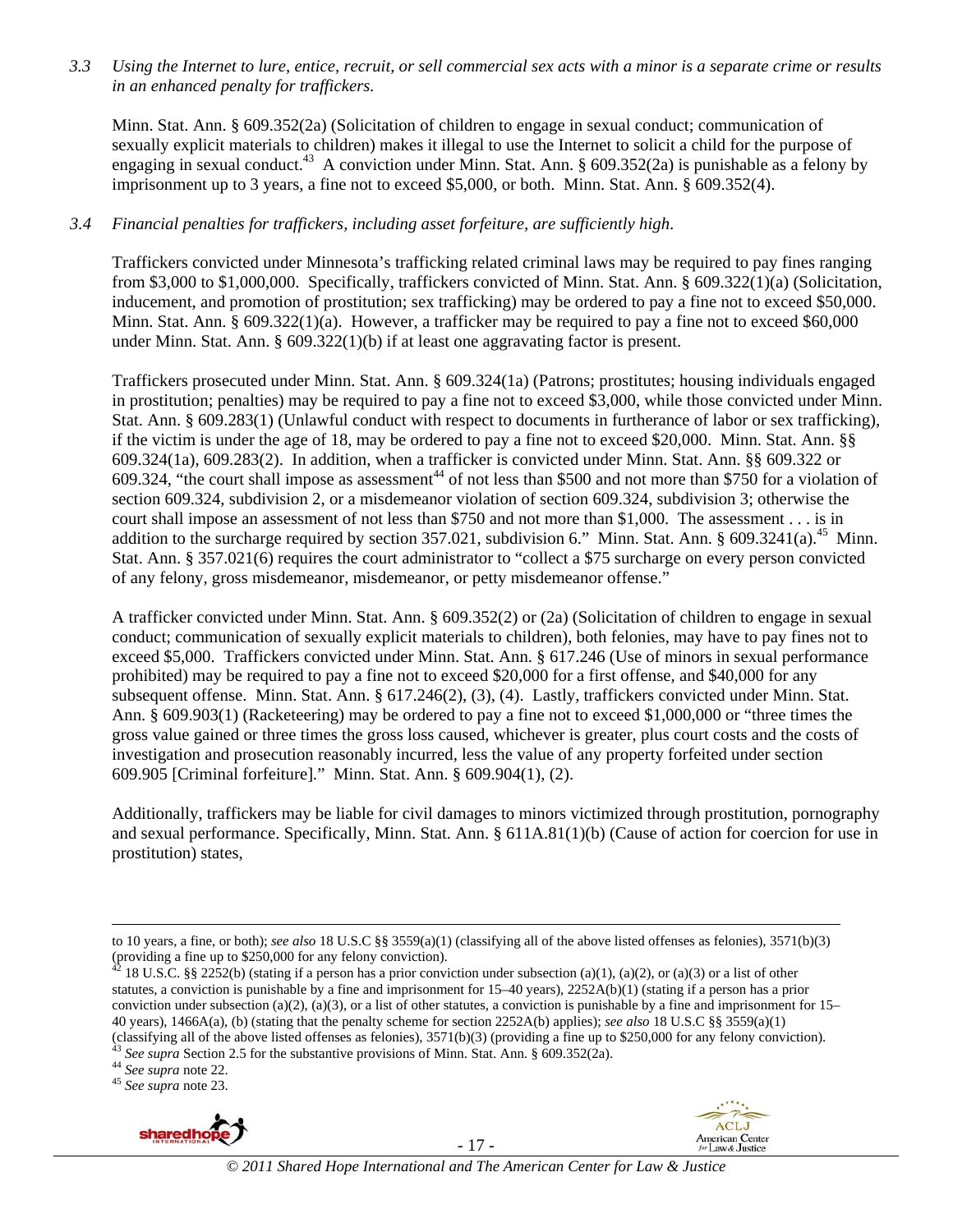*3.3 Using the Internet to lure, entice, recruit, or sell commercial sex acts with a minor is a separate crime or results in an enhanced penalty for traffickers.*

Minn. Stat. Ann. § 609.352(2a) (Solicitation of children to engage in sexual conduct; communication of sexually explicit materials to children) makes it illegal to use the Internet to solicit a child for the purpose of engaging in sexual conduct.[43] A conviction under Minn. Stat. Ann. § 609.352(2a) is punishable as a felony by imprisonment up to 3 years, a fine not to exceed $5,000, or both. Minn. Stat. Ann. § 609.352(4).

*3.4 Financial penalties for traffickers, including asset forfeiture, are sufficiently high.*

Traffickers convicted under Minnesota's trafficking related criminal laws may be required to pay fines ranging from $3,000 to $1,000,000. Specifically, traffickers convicted of Minn. Stat. Ann. § 609.322(1)(a) (Solicitation, inducement, and promotion of prostitution; sex trafficking) may be ordered to pay a fine not to exceed $50,000. Minn. Stat. Ann. § 609.322(1)(a). However, a trafficker may be required to pay a fine not to exceed $60,000 under Minn. Stat. Ann. § 609.322(1)(b) if at least one aggravating factor is present.

Traffickers prosecuted under Minn. Stat. Ann. § 609.324(1a) (Patrons; prostitutes; housing individuals engaged in prostitution; penalties) may be required to pay a fine not to exceed $3,000, while those convicted under Minn. Stat. Ann. § 609.283(1) (Unlawful conduct with respect to documents in furtherance of labor or sex trafficking), if the victim is under the age of 18, may be ordered to pay a fine not to exceed $20,000. Minn. Stat. Ann. §§ 609.324(1a), 609.283(2). In addition, when a trafficker is convicted under Minn. Stat. Ann. §§ 609.322 or 609.324, "the court shall impose as assessment[44] of not less than $500 and not more than $750 for a violation of section 609.324, subdivision 2, or a misdemeanor violation of section 609.324, subdivision 3; otherwise the court shall impose an assessment of not less than $750 and not more than $1,000. The assessment . . . is in addition to the surcharge required by section 357.021, subdivision 6." Minn. Stat. Ann. § 609.3241(a).[45] Minn. Stat. Ann. § 357.021(6) requires the court administrator to "collect a $75 surcharge on every person convicted of any felony, gross misdemeanor, misdemeanor, or petty misdemeanor offense."

A trafficker convicted under Minn. Stat. Ann. § 609.352(2) or (2a) (Solicitation of children to engage in sexual conduct; communication of sexually explicit materials to children), both felonies, may have to pay fines not to exceed $5,000. Traffickers convicted under Minn. Stat. Ann. § 617.246 (Use of minors in sexual performance prohibited) may be required to pay a fine not to exceed $20,000 for a first offense, and $40,000 for any subsequent offense. Minn. Stat. Ann. § 617.246(2), (3), (4). Lastly, traffickers convicted under Minn. Stat. Ann. § 609.903(1) (Racketeering) may be ordered to pay a fine not to exceed $1,000,000 or "three times the gross value gained or three times the gross loss caused, whichever is greater, plus court costs and the costs of investigation and prosecution reasonably incurred, less the value of any property forfeited under section 609.905 [Criminal forfeiture]." Minn. Stat. Ann. § 609.904(1), (2).

Additionally, traffickers may be liable for civil damages to minors victimized through prostitution, pornography and sexual performance. Specifically, Minn. Stat. Ann. § 611A.81(1)(b) (Cause of action for coercion for use in prostitution) states,

---

to 10 years, a fine, or both); *see also* 18 U.S.C §§ 3559(a)(1) (classifying all of the above listed offenses as felonies), 3571(b)(3) (providing a fine up to $250,000 for any felony conviction).

[42] 18 U.S.C. §§ 2252(b) (stating if a person has a prior conviction under subsection (a)(1), (a)(2), or (a)(3) or a list of other statutes, a conviction is punishable by a fine and imprisonment for 15–40 years), 2252A(b)(1) (stating if a person has a prior conviction under subsection (a)(2), (a)(3), or a list of other statutes, a conviction is punishable by a fine and imprisonment for 15–40 years), 1466A(a), (b) (stating that the penalty scheme for section 2252A(b) applies); *see also* 18 U.S.C §§ 3559(a)(1) (classifying all of the above listed offenses as felonies), 3571(b)(3) (providing a fine up to $250,000 for any felony conviction).

[43] *See supra* Section 2.5 for the substantive provisions of Minn. Stat. Ann. § 609.352(2a).

[44] *See supra* note 22.

[45] *See supra* note 23.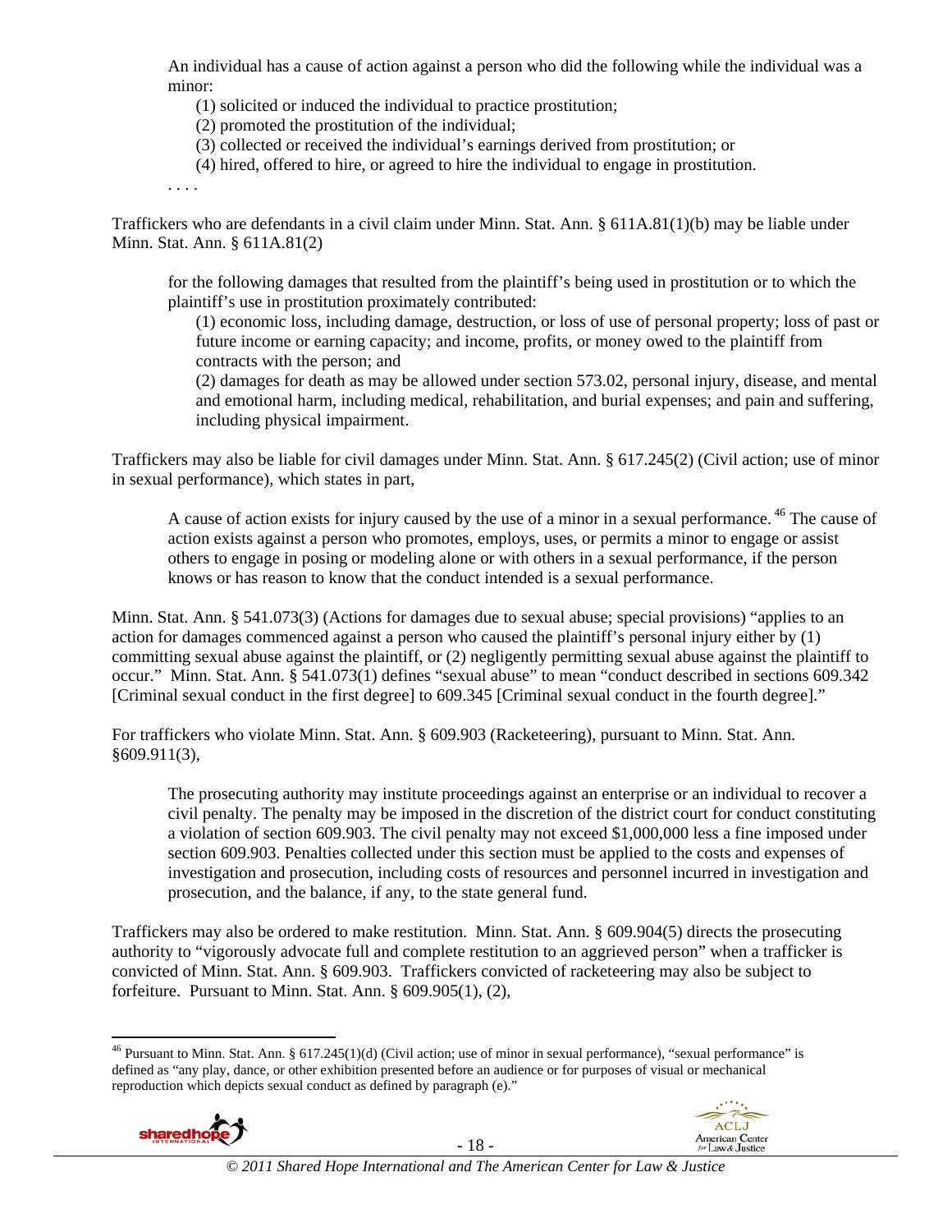> An individual has a cause of action against a person who did the following while the individual was a minor:
>
> (1) solicited or induced the individual to practice prostitution;
>
> (2) promoted the prostitution of the individual;
>
> (3) collected or received the individual's earnings derived from prostitution; or
>
> (4) hired, offered to hire, or agreed to hire the individual to engage in prostitution.
>
> . . . .

Traffickers who are defendants in a civil claim under Minn. Stat. Ann. § 611A.81(1)(b) may be liable under Minn. Stat. Ann. § 611A.81(2)

> for the following damages that resulted from the plaintiff's being used in prostitution or to which the plaintiff's use in prostitution proximately contributed:
>
> (1) economic loss, including damage, destruction, or loss of use of personal property; loss of past or future income or earning capacity; and income, profits, or money owed to the plaintiff from contracts with the person; and
>
> (2) damages for death as may be allowed under section 573.02, personal injury, disease, and mental and emotional harm, including medical, rehabilitation, and burial expenses; and pain and suffering, including physical impairment.

Traffickers may also be liable for civil damages under Minn. Stat. Ann. § 617.245(2) (Civil action; use of minor in sexual performance), which states in part,

> A cause of action exists for injury caused by the use of a minor in a sexual performance.[46] The cause of action exists against a person who promotes, employs, uses, or permits a minor to engage or assist others to engage in posing or modeling alone or with others in a sexual performance, if the person knows or has reason to know that the conduct intended is a sexual performance.

Minn. Stat. Ann. § 541.073(3) (Actions for damages due to sexual abuse; special provisions) "applies to an action for damages commenced against a person who caused the plaintiff's personal injury either by (1) committing sexual abuse against the plaintiff, or (2) negligently permitting sexual abuse against the plaintiff to occur." Minn. Stat. Ann. § 541.073(1) defines "sexual abuse" to mean "conduct described in sections 609.342 [Criminal sexual conduct in the first degree] to 609.345 [Criminal sexual conduct in the fourth degree]."

For traffickers who violate Minn. Stat. Ann. § 609.903 (Racketeering), pursuant to Minn. Stat. Ann. §609.911(3),

> The prosecuting authority may institute proceedings against an enterprise or an individual to recover a civil penalty. The penalty may be imposed in the discretion of the district court for conduct constituting a violation of section 609.903. The civil penalty may not exceed $1,000,000 less a fine imposed under section 609.903. Penalties collected under this section must be applied to the costs and expenses of investigation and prosecution, including costs of resources and personnel incurred in investigation and prosecution, and the balance, if any, to the state general fund.

Traffickers may also be ordered to make restitution. Minn. Stat. Ann. § 609.904(5) directs the prosecuting authority to "vigorously advocate full and complete restitution to an aggrieved person" when a trafficker is convicted of Minn. Stat. Ann. § 609.903. Traffickers convicted of racketeering may also be subject to forfeiture. Pursuant to Minn. Stat. Ann. § 609.905(1), (2),

---

[46] Pursuant to Minn. Stat. Ann. § 617.245(1)(d) (Civil action; use of minor in sexual performance), "sexual performance" is defined as "any play, dance, or other exhibition presented before an audience or for purposes of visual or mechanical reproduction which depicts sexual conduct as defined by paragraph (e)."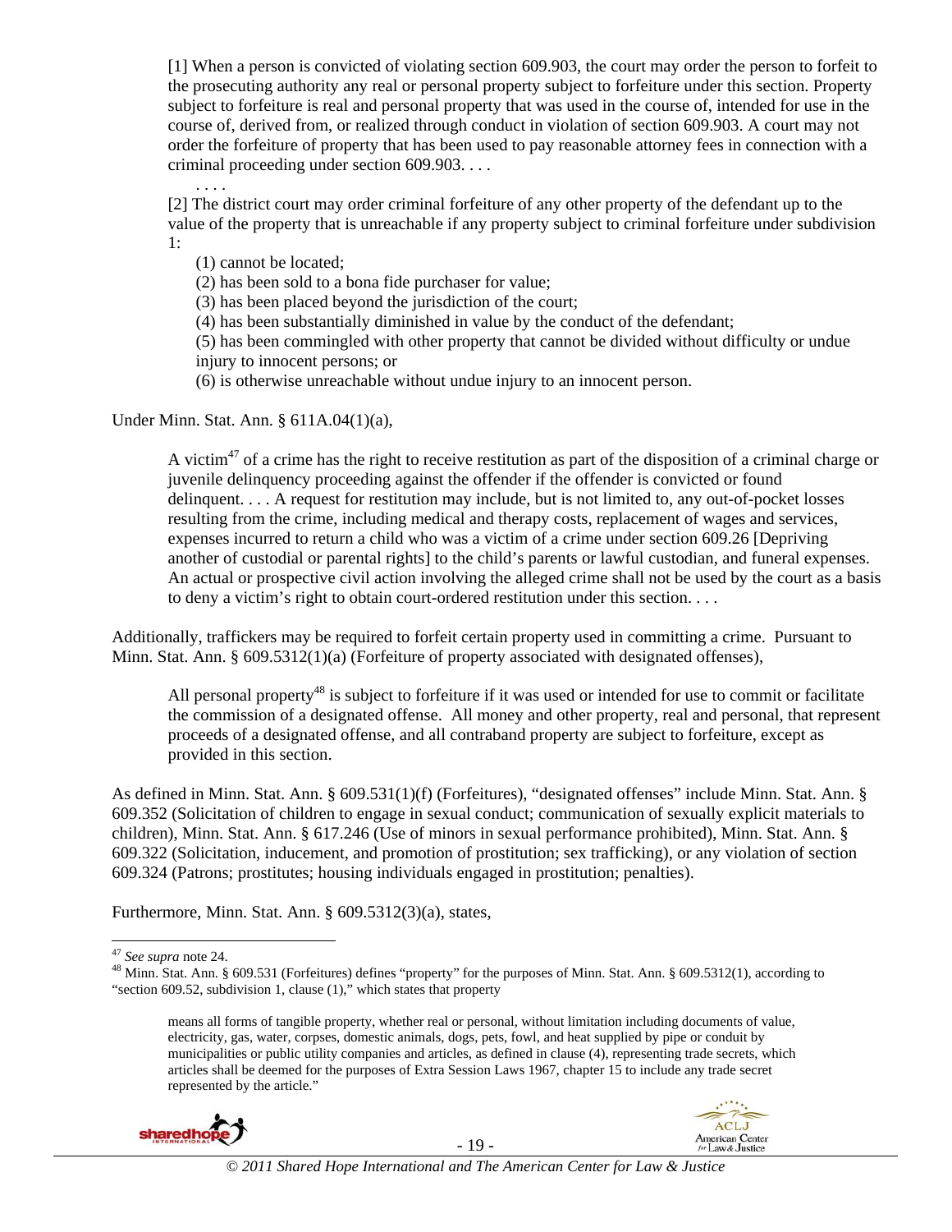> [1] When a person is convicted of violating section 609.903, the court may order the person to forfeit to the prosecuting authority any real or personal property subject to forfeiture under this section. Property subject to forfeiture is real and personal property that was used in the course of, intended for use in the course of, derived from, or realized through conduct in violation of section 609.903. A court may not order the forfeiture of property that has been used to pay reasonable attorney fees in connection with a criminal proceeding under section 609.903. . . .
>
> . . . .
>
> [2] The district court may order criminal forfeiture of any other property of the defendant up to the value of the property that is unreachable if any property subject to criminal forfeiture under subdivision 1:
>
> (1) cannot be located;
> (2) has been sold to a bona fide purchaser for value;
> (3) has been placed beyond the jurisdiction of the court;
> (4) has been substantially diminished in value by the conduct of the defendant;
> (5) has been commingled with other property that cannot be divided without difficulty or undue injury to innocent persons; or
> (6) is otherwise unreachable without undue injury to an innocent person.

Under Minn. Stat. Ann. § 611A.04(1)(a),

> A victim[47] of a crime has the right to receive restitution as part of the disposition of a criminal charge or juvenile delinquency proceeding against the offender if the offender is convicted or found delinquent. . . . A request for restitution may include, but is not limited to, any out-of-pocket losses resulting from the crime, including medical and therapy costs, replacement of wages and services, expenses incurred to return a child who was a victim of a crime under section 609.26 [Depriving another of custodial or parental rights] to the child's parents or lawful custodian, and funeral expenses. An actual or prospective civil action involving the alleged crime shall not be used by the court as a basis to deny a victim's right to obtain court-ordered restitution under this section. . . .

Additionally, traffickers may be required to forfeit certain property used in committing a crime. Pursuant to Minn. Stat. Ann. § 609.5312(1)(a) (Forfeiture of property associated with designated offenses),

> All personal property[48] is subject to forfeiture if it was used or intended for use to commit or facilitate the commission of a designated offense. All money and other property, real and personal, that represent proceeds of a designated offense, and all contraband property are subject to forfeiture, except as provided in this section.

As defined in Minn. Stat. Ann. § 609.531(1)(f) (Forfeitures), "designated offenses" include Minn. Stat. Ann. § 609.352 (Solicitation of children to engage in sexual conduct; communication of sexually explicit materials to children), Minn. Stat. Ann. § 617.246 (Use of minors in sexual performance prohibited), Minn. Stat. Ann. § 609.322 (Solicitation, inducement, and promotion of prostitution; sex trafficking), or any violation of section 609.324 (Patrons; prostitutes; housing individuals engaged in prostitution; penalties).

Furthermore, Minn. Stat. Ann. § 609.5312(3)(a), states,

---

[47] *See supra* note 24.

[48] Minn. Stat. Ann. § 609.531 (Forfeitures) defines "property" for the purposes of Minn. Stat. Ann. § 609.5312(1), according to "section 609.52, subdivision 1, clause (1)," which states that property

> means all forms of tangible property, whether real or personal, without limitation including documents of value, electricity, gas, water, corpses, domestic animals, dogs, pets, fowl, and heat supplied by pipe or conduit by municipalities or public utility companies and articles, as defined in clause (4), representing trade secrets, which articles shall be deemed for the purposes of Extra Session Laws 1967, chapter 15 to include any trade secret represented by the article."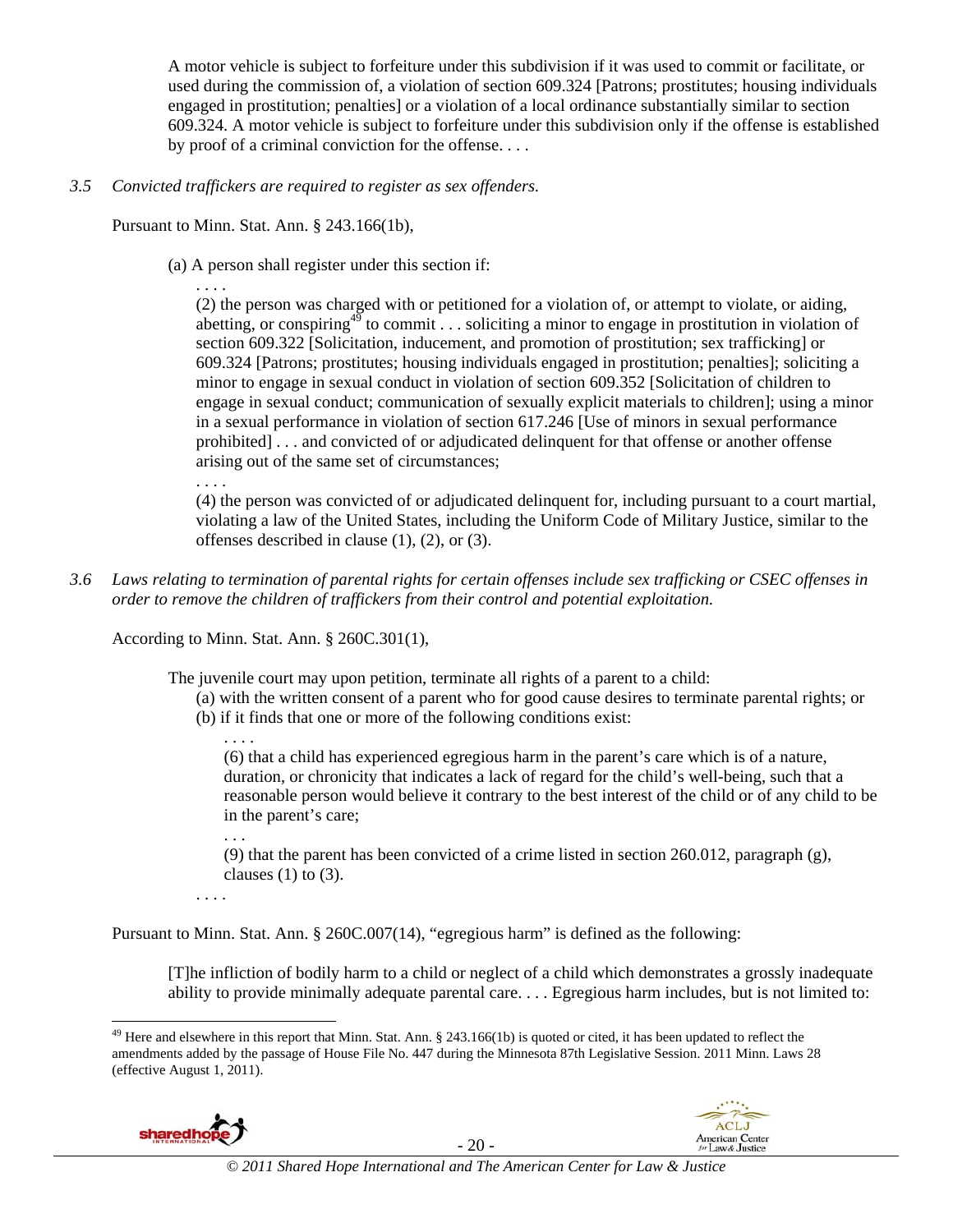> A motor vehicle is subject to forfeiture under this subdivision if it was used to commit or facilitate, or used during the commission of, a violation of section 609.324 [Patrons; prostitutes; housing individuals engaged in prostitution; penalties] or a violation of a local ordinance substantially similar to section 609.324. A motor vehicle is subject to forfeiture under this subdivision only if the offense is established by proof of a criminal conviction for the offense. . . .

*3.5 Convicted traffickers are required to register as sex offenders.*

Pursuant to Minn. Stat. Ann. § 243.166(1b),

> (a) A person shall register under this section if:
>
> . . . .
>
> (2) the person was charged with or petitioned for a violation of, or attempt to violate, or aiding, abetting, or conspiring[49] to commit . . . soliciting a minor to engage in prostitution in violation of section 609.322 [Solicitation, inducement, and promotion of prostitution; sex trafficking] or 609.324 [Patrons; prostitutes; housing individuals engaged in prostitution; penalties]; soliciting a minor to engage in sexual conduct in violation of section 609.352 [Solicitation of children to engage in sexual conduct; communication of sexually explicit materials to children]; using a minor in a sexual performance in violation of section 617.246 [Use of minors in sexual performance prohibited] . . . and convicted of or adjudicated delinquent for that offense or another offense arising out of the same set of circumstances;
>
> . . . .
>
> (4) the person was convicted of or adjudicated delinquent for, including pursuant to a court martial, violating a law of the United States, including the Uniform Code of Military Justice, similar to the offenses described in clause (1), (2), or (3).

*3.6 Laws relating to termination of parental rights for certain offenses include sex trafficking or CSEC offenses in order to remove the children of traffickers from their control and potential exploitation.*

According to Minn. Stat. Ann. § 260C.301(1),

> The juvenile court may upon petition, terminate all rights of a parent to a child:
>
> (a) with the written consent of a parent who for good cause desires to terminate parental rights; or
>
> (b) if it finds that one or more of the following conditions exist:
>
> . . . .
>
> (6) that a child has experienced egregious harm in the parent's care which is of a nature, duration, or chronicity that indicates a lack of regard for the child's well-being, such that a reasonable person would believe it contrary to the best interest of the child or of any child to be in the parent's care;
>
> . . .
>
> (9) that the parent has been convicted of a crime listed in section 260.012, paragraph (g), clauses (1) to (3).
>
> . . . .

Pursuant to Minn. Stat. Ann. § 260C.007(14), "egregious harm" is defined as the following:

> [T]he infliction of bodily harm to a child or neglect of a child which demonstrates a grossly inadequate ability to provide minimally adequate parental care. . . . Egregious harm includes, but is not limited to:

---

[49] Here and elsewhere in this report that Minn. Stat. Ann. § 243.166(1b) is quoted or cited, it has been updated to reflect the amendments added by the passage of House File No. 447 during the Minnesota 87th Legislative Session. 2011 Minn. Laws 28 (effective August 1, 2011).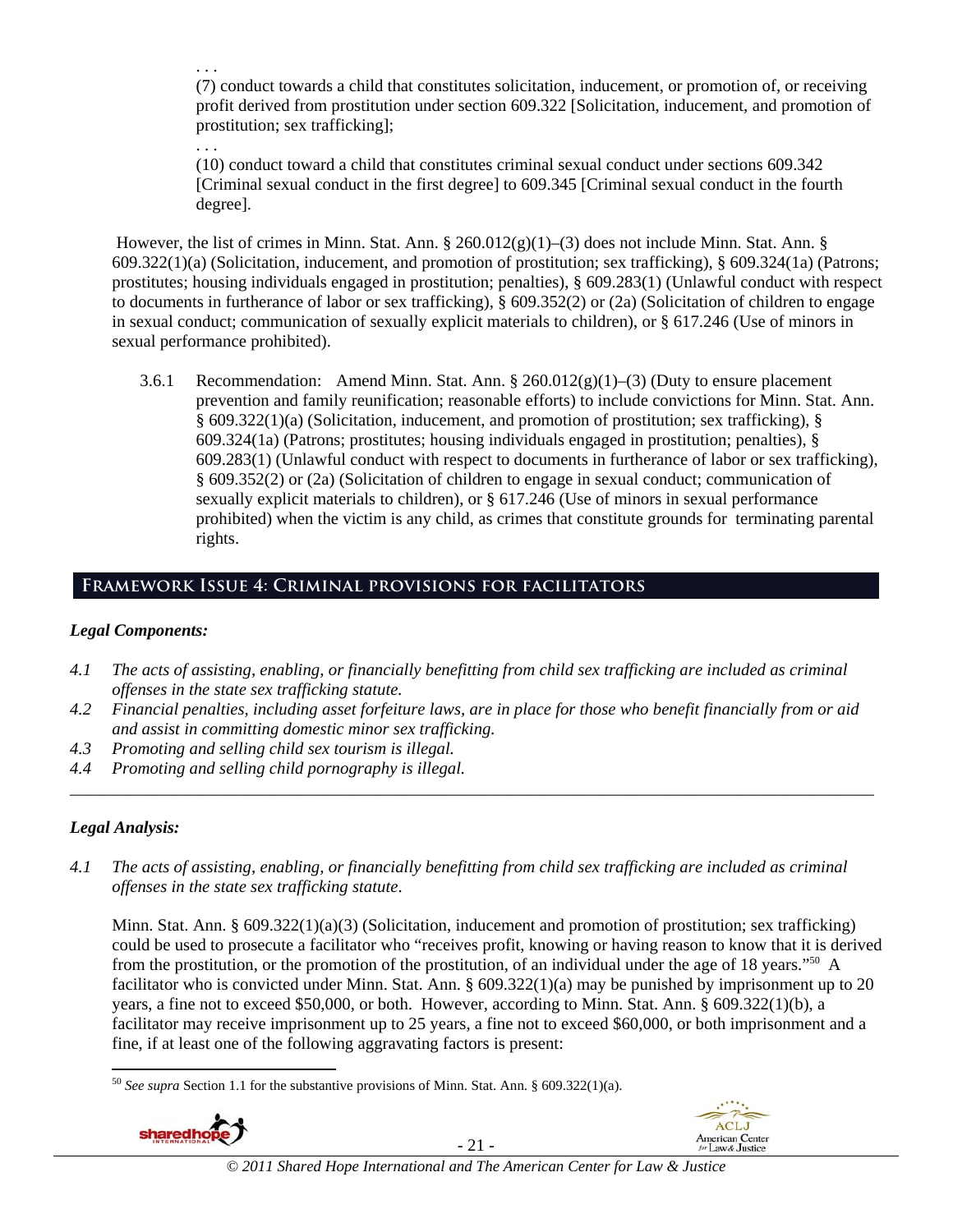. . .

(7) conduct towards a child that constitutes solicitation, inducement, or promotion of, or receiving profit derived from prostitution under section 609.322 [Solicitation, inducement, and promotion of prostitution; sex trafficking];

. . .

(10) conduct toward a child that constitutes criminal sexual conduct under sections 609.342 [Criminal sexual conduct in the first degree] to 609.345 [Criminal sexual conduct in the fourth degree].

However, the list of crimes in Minn. Stat. Ann. § 260.012(g)(1)–(3) does not include Minn. Stat. Ann. § 609.322(1)(a) (Solicitation, inducement, and promotion of prostitution; sex trafficking), § 609.324(1a) (Patrons; prostitutes; housing individuals engaged in prostitution; penalties), § 609.283(1) (Unlawful conduct with respect to documents in furtherance of labor or sex trafficking), § 609.352(2) or (2a) (Solicitation of children to engage in sexual conduct; communication of sexually explicit materials to children), or § 617.246 (Use of minors in sexual performance prohibited).

3.6.1 Recommendation: Amend Minn. Stat. Ann. § 260.012(g)(1)–(3) (Duty to ensure placement prevention and family reunification; reasonable efforts) to include convictions for Minn. Stat. Ann. § 609.322(1)(a) (Solicitation, inducement, and promotion of prostitution; sex trafficking), § 609.324(1a) (Patrons; prostitutes; housing individuals engaged in prostitution; penalties), § 609.283(1) (Unlawful conduct with respect to documents in furtherance of labor or sex trafficking), § 609.352(2) or (2a) (Solicitation of children to engage in sexual conduct; communication of sexually explicit materials to children), or § 617.246 (Use of minors in sexual performance prohibited) when the victim is any child, as crimes that constitute grounds for terminating parental rights.

## Framework Issue 4: Criminal provisions for facilitators

### *Legal Components:*

*4.1 The acts of assisting, enabling, or financially benefitting from child sex trafficking are included as criminal offenses in the state sex trafficking statute.*

*4.2 Financial penalties, including asset forfeiture laws, are in place for those who benefit financially from or aid and assist in committing domestic minor sex trafficking.*

*4.3 Promoting and selling child sex tourism is illegal.*

*4.4 Promoting and selling child pornography is illegal.*

---

### *Legal Analysis:*

*4.1 The acts of assisting, enabling, or financially benefitting from child sex trafficking are included as criminal offenses in the state sex trafficking statute.*

Minn. Stat. Ann. § 609.322(1)(a)(3) (Solicitation, inducement and promotion of prostitution; sex trafficking) could be used to prosecute a facilitator who "receives profit, knowing or having reason to know that it is derived from the prostitution, or the promotion of the prostitution, of an individual under the age of 18 years."[50] A facilitator who is convicted under Minn. Stat. Ann. § 609.322(1)(a) may be punished by imprisonment up to 20 years, a fine not to exceed $50,000, or both. However, according to Minn. Stat. Ann. § 609.322(1)(b), a facilitator may receive imprisonment up to 25 years, a fine not to exceed $60,000, or both imprisonment and a fine, if at least one of the following aggravating factors is present:

[50] *See supra* Section 1.1 for the substantive provisions of Minn. Stat. Ann. § 609.322(1)(a).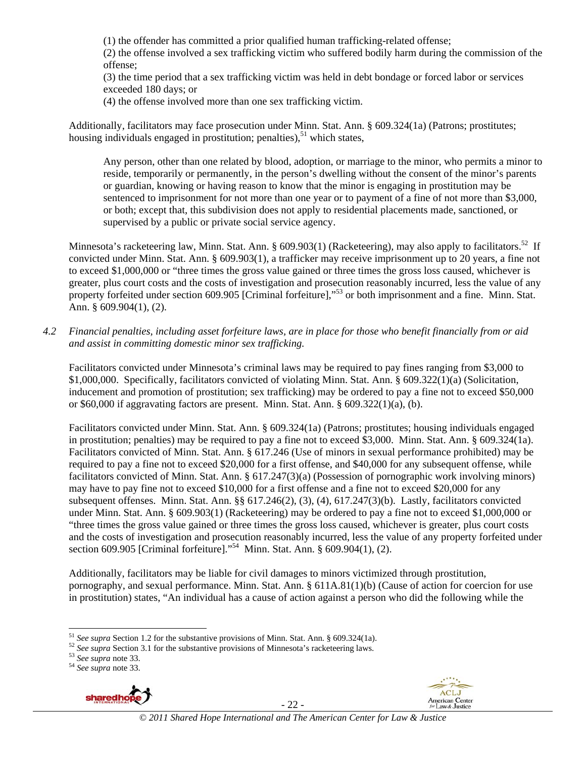(1) the offender has committed a prior qualified human trafficking-related offense;
(2) the offense involved a sex trafficking victim who suffered bodily harm during the commission of the offense;
(3) the time period that a sex trafficking victim was held in debt bondage or forced labor or services exceeded 180 days; or
(4) the offense involved more than one sex trafficking victim.

Additionally, facilitators may face prosecution under Minn. Stat. Ann. § 609.324(1a) (Patrons; prostitutes; housing individuals engaged in prostitution; penalties),[51] which states,

> Any person, other than one related by blood, adoption, or marriage to the minor, who permits a minor to reside, temporarily or permanently, in the person's dwelling without the consent of the minor's parents or guardian, knowing or having reason to know that the minor is engaging in prostitution may be sentenced to imprisonment for not more than one year or to payment of a fine of not more than $3,000, or both; except that, this subdivision does not apply to residential placements made, sanctioned, or supervised by a public or private social service agency.

Minnesota's racketeering law, Minn. Stat. Ann. § 609.903(1) (Racketeering), may also apply to facilitators.[52] If convicted under Minn. Stat. Ann. § 609.903(1), a trafficker may receive imprisonment up to 20 years, a fine not to exceed $1,000,000 or "three times the gross value gained or three times the gross loss caused, whichever is greater, plus court costs and the costs of investigation and prosecution reasonably incurred, less the value of any property forfeited under section 609.905 [Criminal forfeiture],"[53] or both imprisonment and a fine. Minn. Stat. Ann. § 609.904(1), (2).

*4.2 Financial penalties, including asset forfeiture laws, are in place for those who benefit financially from or aid and assist in committing domestic minor sex trafficking.*

Facilitators convicted under Minnesota's criminal laws may be required to pay fines ranging from $3,000 to $1,000,000. Specifically, facilitators convicted of violating Minn. Stat. Ann. § 609.322(1)(a) (Solicitation, inducement and promotion of prostitution; sex trafficking) may be ordered to pay a fine not to exceed $50,000 or $60,000 if aggravating factors are present. Minn. Stat. Ann. § 609.322(1)(a), (b).

Facilitators convicted under Minn. Stat. Ann. § 609.324(1a) (Patrons; prostitutes; housing individuals engaged in prostitution; penalties) may be required to pay a fine not to exceed $3,000. Minn. Stat. Ann. § 609.324(1a). Facilitators convicted of Minn. Stat. Ann. § 617.246 (Use of minors in sexual performance prohibited) may be required to pay a fine not to exceed $20,000 for a first offense, and $40,000 for any subsequent offense, while facilitators convicted of Minn. Stat. Ann. § 617.247(3)(a) (Possession of pornographic work involving minors) may have to pay fine not to exceed $10,000 for a first offense and a fine not to exceed $20,000 for any subsequent offenses. Minn. Stat. Ann. §§ 617.246(2), (3), (4), 617.247(3)(b). Lastly, facilitators convicted under Minn. Stat. Ann. § 609.903(1) (Racketeering) may be ordered to pay a fine not to exceed $1,000,000 or "three times the gross value gained or three times the gross loss caused, whichever is greater, plus court costs and the costs of investigation and prosecution reasonably incurred, less the value of any property forfeited under section 609.905 [Criminal forfeiture]."[54] Minn. Stat. Ann. § 609.904(1), (2).

Additionally, facilitators may be liable for civil damages to minors victimized through prostitution, pornography, and sexual performance. Minn. Stat. Ann. § 611A.81(1)(b) (Cause of action for coercion for use in prostitution) states, "An individual has a cause of action against a person who did the following while the

---

[51] *See supra* Section 1.2 for the substantive provisions of Minn. Stat. Ann. § 609.324(1a).
[52] *See supra* Section 3.1 for the substantive provisions of Minnesota's racketeering laws.
[53] *See supra* note 33.
[54] *See supra* note 33.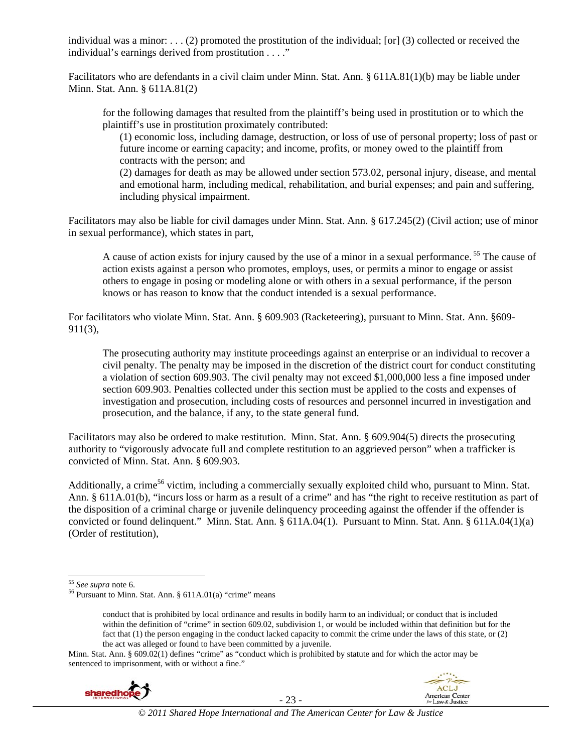individual was a minor: . . . (2) promoted the prostitution of the individual; [or] (3) collected or received the individual's earnings derived from prostitution . . . ."

Facilitators who are defendants in a civil claim under Minn. Stat. Ann. § 611A.81(1)(b) may be liable under Minn. Stat. Ann. § 611A.81(2)

> for the following damages that resulted from the plaintiff's being used in prostitution or to which the plaintiff's use in prostitution proximately contributed:
>
> (1) economic loss, including damage, destruction, or loss of use of personal property; loss of past or future income or earning capacity; and income, profits, or money owed to the plaintiff from contracts with the person; and
>
> (2) damages for death as may be allowed under section 573.02, personal injury, disease, and mental and emotional harm, including medical, rehabilitation, and burial expenses; and pain and suffering, including physical impairment.

Facilitators may also be liable for civil damages under Minn. Stat. Ann. § 617.245(2) (Civil action; use of minor in sexual performance), which states in part,

> A cause of action exists for injury caused by the use of a minor in a sexual performance.[55] The cause of action exists against a person who promotes, employs, uses, or permits a minor to engage or assist others to engage in posing or modeling alone or with others in a sexual performance, if the person knows or has reason to know that the conduct intended is a sexual performance.

For facilitators who violate Minn. Stat. Ann. § 609.903 (Racketeering), pursuant to Minn. Stat. Ann. §609-911(3),

> The prosecuting authority may institute proceedings against an enterprise or an individual to recover a civil penalty. The penalty may be imposed in the discretion of the district court for conduct constituting a violation of section 609.903. The civil penalty may not exceed $1,000,000 less a fine imposed under section 609.903. Penalties collected under this section must be applied to the costs and expenses of investigation and prosecution, including costs of resources and personnel incurred in investigation and prosecution, and the balance, if any, to the state general fund.

Facilitators may also be ordered to make restitution. Minn. Stat. Ann. § 609.904(5) directs the prosecuting authority to "vigorously advocate full and complete restitution to an aggrieved person" when a trafficker is convicted of Minn. Stat. Ann. § 609.903.

Additionally, a crime[56] victim, including a commercially sexually exploited child who, pursuant to Minn. Stat. Ann. § 611A.01(b), "incurs loss or harm as a result of a crime" and has "the right to receive restitution as part of the disposition of a criminal charge or juvenile delinquency proceeding against the offender if the offender is convicted or found delinquent." Minn. Stat. Ann. § 611A.04(1). Pursuant to Minn. Stat. Ann. § 611A.04(1)(a) (Order of restitution),

---

[55] *See supra* note 6.

[56] Pursuant to Minn. Stat. Ann. § 611A.01(a) "crime" means

> conduct that is prohibited by local ordinance and results in bodily harm to an individual; or conduct that is included within the definition of "crime" in section 609.02, subdivision 1, or would be included within that definition but for the fact that (1) the person engaging in the conduct lacked capacity to commit the crime under the laws of this state, or (2) the act was alleged or found to have been committed by a juvenile.

Minn. Stat. Ann. § 609.02(1) defines "crime" as "conduct which is prohibited by statute and for which the actor may be sentenced to imprisonment, with or without a fine."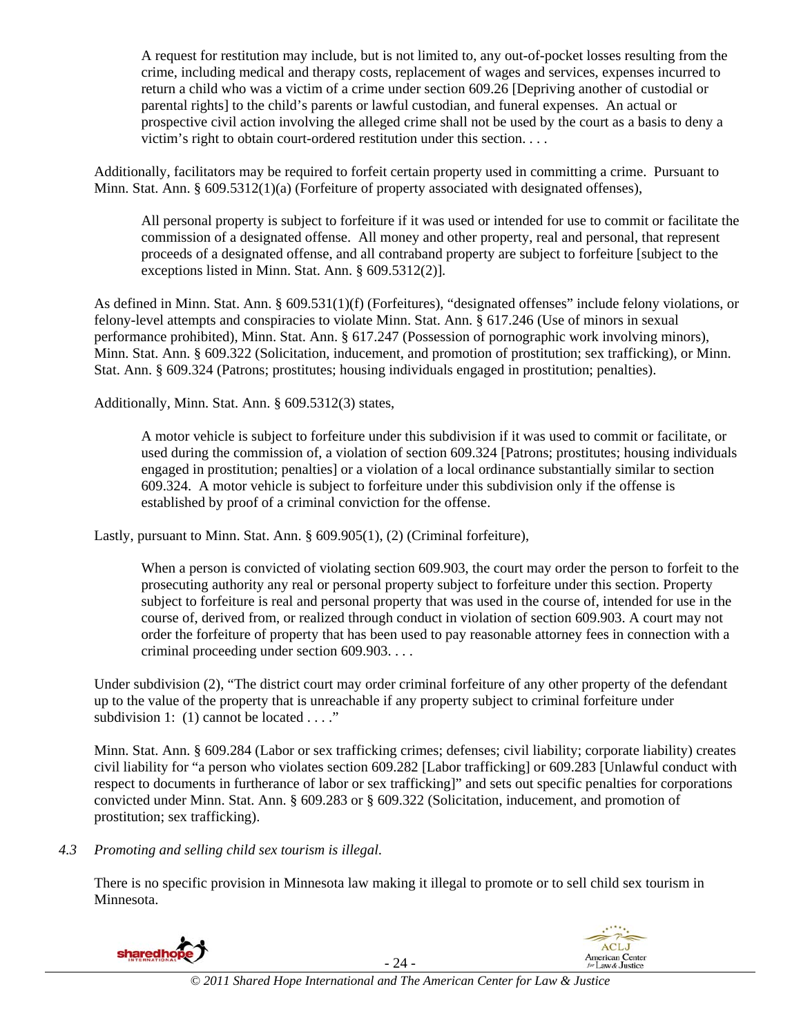> A request for restitution may include, but is not limited to, any out-of-pocket losses resulting from the crime, including medical and therapy costs, replacement of wages and services, expenses incurred to return a child who was a victim of a crime under section 609.26 [Depriving another of custodial or parental rights] to the child's parents or lawful custodian, and funeral expenses. An actual or prospective civil action involving the alleged crime shall not be used by the court as a basis to deny a victim's right to obtain court-ordered restitution under this section. . . .

Additionally, facilitators may be required to forfeit certain property used in committing a crime. Pursuant to Minn. Stat. Ann. § 609.5312(1)(a) (Forfeiture of property associated with designated offenses),

> All personal property is subject to forfeiture if it was used or intended for use to commit or facilitate the commission of a designated offense. All money and other property, real and personal, that represent proceeds of a designated offense, and all contraband property are subject to forfeiture [subject to the exceptions listed in Minn. Stat. Ann. § 609.5312(2)].

As defined in Minn. Stat. Ann. § 609.531(1)(f) (Forfeitures), "designated offenses" include felony violations, or felony-level attempts and conspiracies to violate Minn. Stat. Ann. § 617.246 (Use of minors in sexual performance prohibited), Minn. Stat. Ann. § 617.247 (Possession of pornographic work involving minors), Minn. Stat. Ann. § 609.322 (Solicitation, inducement, and promotion of prostitution; sex trafficking), or Minn. Stat. Ann. § 609.324 (Patrons; prostitutes; housing individuals engaged in prostitution; penalties).

Additionally, Minn. Stat. Ann. § 609.5312(3) states,

> A motor vehicle is subject to forfeiture under this subdivision if it was used to commit or facilitate, or used during the commission of, a violation of section 609.324 [Patrons; prostitutes; housing individuals engaged in prostitution; penalties] or a violation of a local ordinance substantially similar to section 609.324. A motor vehicle is subject to forfeiture under this subdivision only if the offense is established by proof of a criminal conviction for the offense.

Lastly, pursuant to Minn. Stat. Ann. § 609.905(1), (2) (Criminal forfeiture),

> When a person is convicted of violating section 609.903, the court may order the person to forfeit to the prosecuting authority any real or personal property subject to forfeiture under this section. Property subject to forfeiture is real and personal property that was used in the course of, intended for use in the course of, derived from, or realized through conduct in violation of section 609.903. A court may not order the forfeiture of property that has been used to pay reasonable attorney fees in connection with a criminal proceeding under section 609.903. . . .

Under subdivision (2), "The district court may order criminal forfeiture of any other property of the defendant up to the value of the property that is unreachable if any property subject to criminal forfeiture under subdivision 1: (1) cannot be located . . . ."

Minn. Stat. Ann. § 609.284 (Labor or sex trafficking crimes; defenses; civil liability; corporate liability) creates civil liability for "a person who violates section 609.282 [Labor trafficking] or 609.283 [Unlawful conduct with respect to documents in furtherance of labor or sex trafficking]" and sets out specific penalties for corporations convicted under Minn. Stat. Ann. § 609.283 or § 609.322 (Solicitation, inducement, and promotion of prostitution; sex trafficking).

*4.3 Promoting and selling child sex tourism is illegal.*

There is no specific provision in Minnesota law making it illegal to promote or to sell child sex tourism in Minnesota.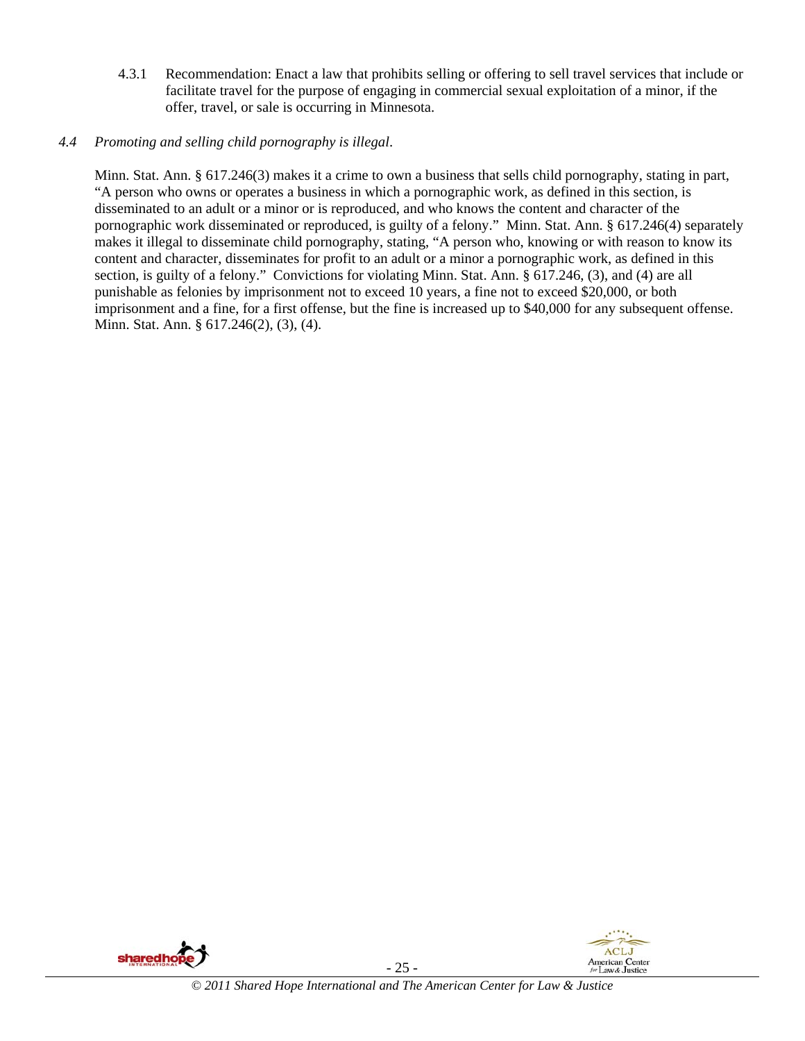4.3.1 Recommendation: Enact a law that prohibits selling or offering to sell travel services that include or facilitate travel for the purpose of engaging in commercial sexual exploitation of a minor, if the offer, travel, or sale is occurring in Minnesota.

*4.4 Promoting and selling child pornography is illegal*.

Minn. Stat. Ann. § 617.246(3) makes it a crime to own a business that sells child pornography, stating in part, "A person who owns or operates a business in which a pornographic work, as defined in this section, is disseminated to an adult or a minor or is reproduced, and who knows the content and character of the pornographic work disseminated or reproduced, is guilty of a felony." Minn. Stat. Ann. § 617.246(4) separately makes it illegal to disseminate child pornography, stating, "A person who, knowing or with reason to know its content and character, disseminates for profit to an adult or a minor a pornographic work, as defined in this section, is guilty of a felony." Convictions for violating Minn. Stat. Ann. § 617.246, (3), and (4) are all punishable as felonies by imprisonment not to exceed 10 years, a fine not to exceed $20,000, or both imprisonment and a fine, for a first offense, but the fine is increased up to $40,000 for any subsequent offense. Minn. Stat. Ann. § 617.246(2), (3), (4).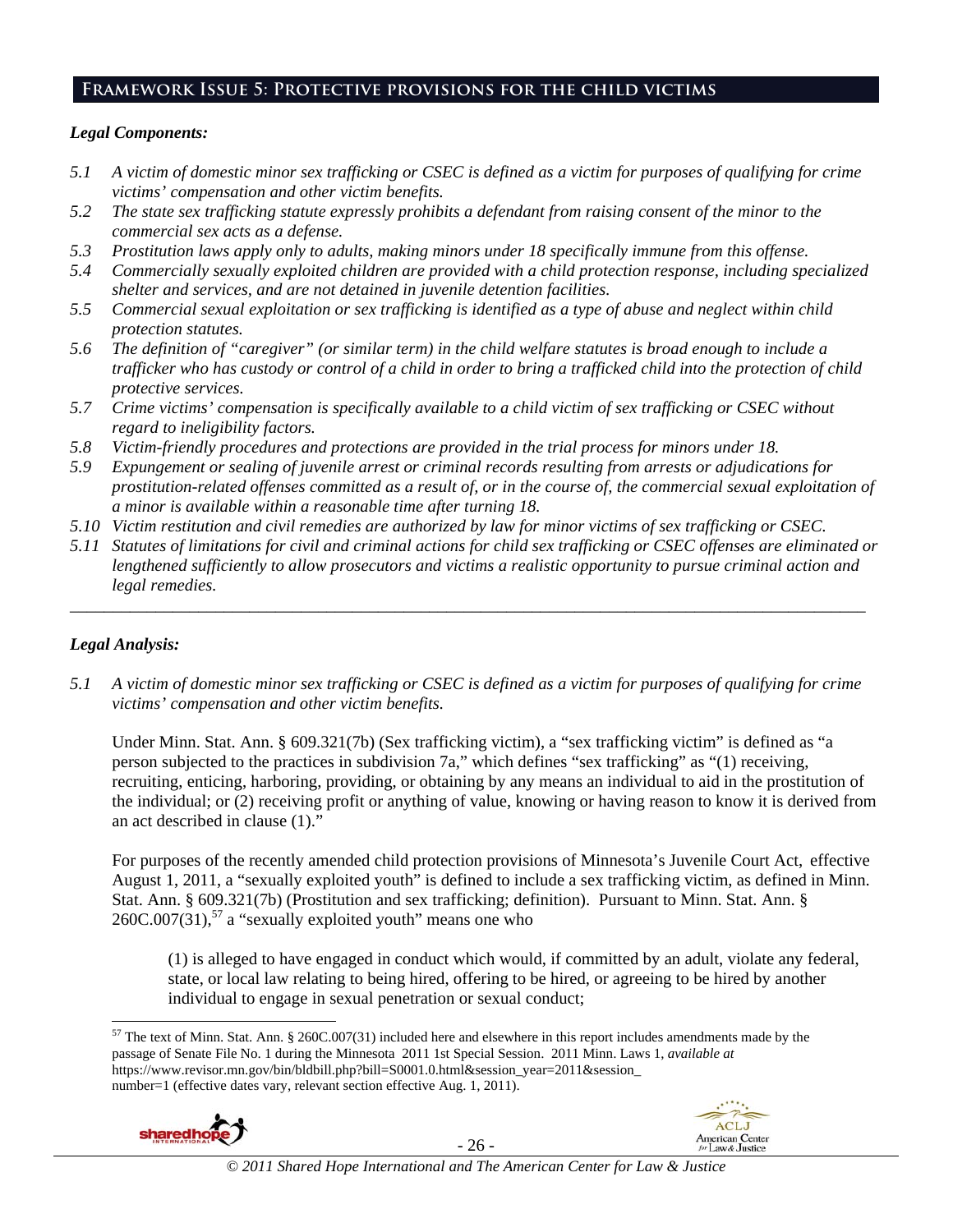## Framework Issue 5: Protective provisions for the child victims

***Legal Components:***

*5.1 A victim of domestic minor sex trafficking or CSEC is defined as a victim for purposes of qualifying for crime victims' compensation and other victim benefits.*

*5.2 The state sex trafficking statute expressly prohibits a defendant from raising consent of the minor to the commercial sex acts as a defense.*

*5.3 Prostitution laws apply only to adults, making minors under 18 specifically immune from this offense.*

*5.4 Commercially sexually exploited children are provided with a child protection response, including specialized shelter and services, and are not detained in juvenile detention facilities.*

*5.5 Commercial sexual exploitation or sex trafficking is identified as a type of abuse and neglect within child protection statutes.*

*5.6 The definition of "caregiver" (or similar term) in the child welfare statutes is broad enough to include a trafficker who has custody or control of a child in order to bring a trafficked child into the protection of child protective services.*

*5.7 Crime victims' compensation is specifically available to a child victim of sex trafficking or CSEC without regard to ineligibility factors.*

*5.8 Victim-friendly procedures and protections are provided in the trial process for minors under 18.*

*5.9 Expungement or sealing of juvenile arrest or criminal records resulting from arrests or adjudications for prostitution-related offenses committed as a result of, or in the course of, the commercial sexual exploitation of a minor is available within a reasonable time after turning 18.*

*5.10 Victim restitution and civil remedies are authorized by law for minor victims of sex trafficking or CSEC.*

*5.11 Statutes of limitations for civil and criminal actions for child sex trafficking or CSEC offenses are eliminated or lengthened sufficiently to allow prosecutors and victims a realistic opportunity to pursue criminal action and legal remedies.*

---

***Legal Analysis:***

*5.1 A victim of domestic minor sex trafficking or CSEC is defined as a victim for purposes of qualifying for crime victims' compensation and other victim benefits.*

Under Minn. Stat. Ann. § 609.321(7b) (Sex trafficking victim), a "sex trafficking victim" is defined as "a person subjected to the practices in subdivision 7a," which defines "sex trafficking" as "(1) receiving, recruiting, enticing, harboring, providing, or obtaining by any means an individual to aid in the prostitution of the individual; or (2) receiving profit or anything of value, knowing or having reason to know it is derived from an act described in clause (1)."

For purposes of the recently amended child protection provisions of Minnesota's Juvenile Court Act, effective August 1, 2011, a "sexually exploited youth" is defined to include a sex trafficking victim, as defined in Minn. Stat. Ann. § 609.321(7b) (Prostitution and sex trafficking; definition). Pursuant to Minn. Stat. Ann. § 260C.007(31),[57] a "sexually exploited youth" means one who

> (1) is alleged to have engaged in conduct which would, if committed by an adult, violate any federal, state, or local law relating to being hired, offering to be hired, or agreeing to be hired by another individual to engage in sexual penetration or sexual conduct;

---

[57] The text of Minn. Stat. Ann. § 260C.007(31) included here and elsewhere in this report includes amendments made by the passage of Senate File No. 1 during the Minnesota 2011 1st Special Session. 2011 Minn. Laws 1, *available at* https://www.revisor.mn.gov/bin/bldbill.php?bill=S0001.0.html&session_year=2011&session_number=1 (effective dates vary, relevant section effective Aug. 1, 2011).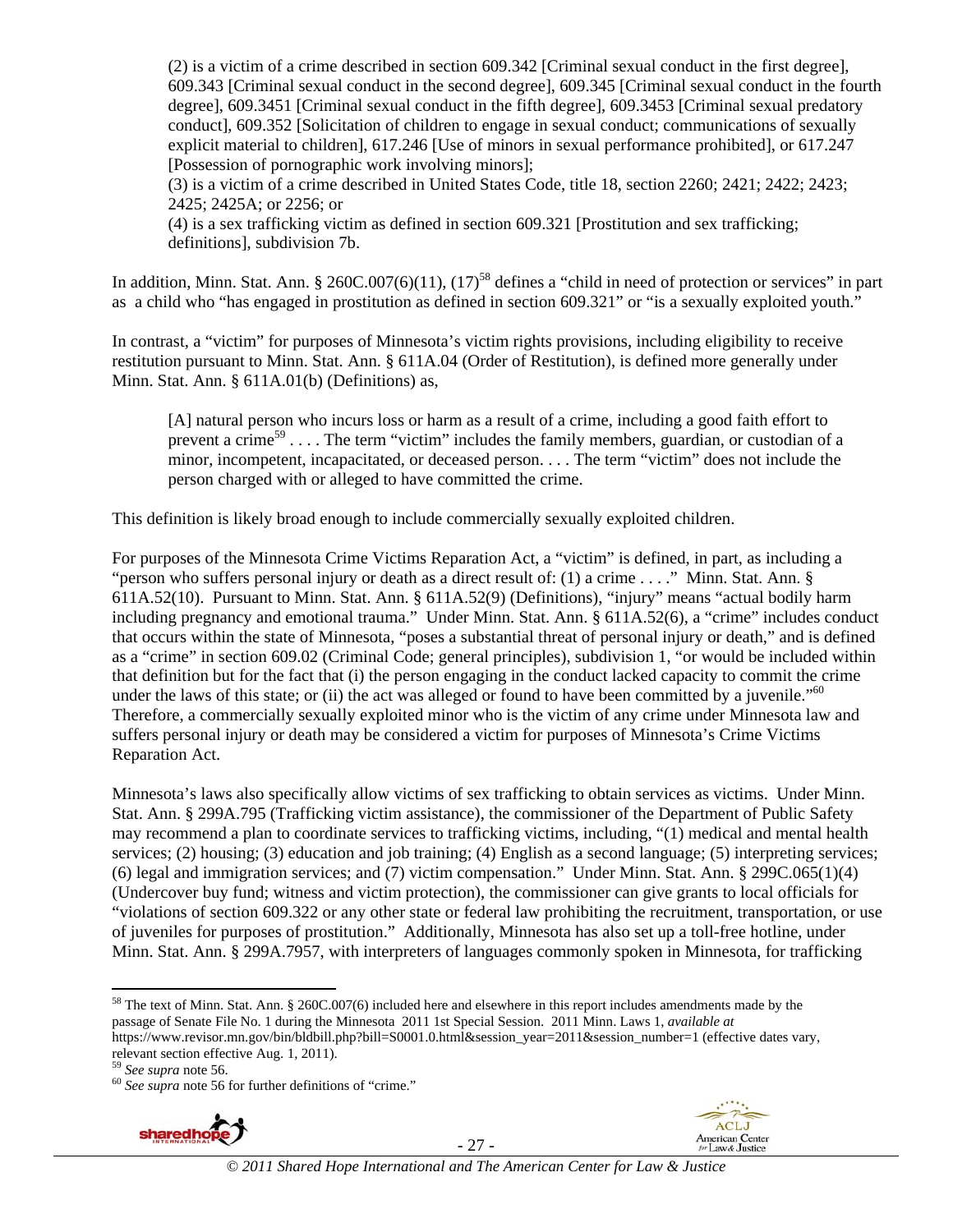(2) is a victim of a crime described in section 609.342 [Criminal sexual conduct in the first degree], 609.343 [Criminal sexual conduct in the second degree], 609.345 [Criminal sexual conduct in the fourth degree], 609.3451 [Criminal sexual conduct in the fifth degree], 609.3453 [Criminal sexual predatory conduct], 609.352 [Solicitation of children to engage in sexual conduct; communications of sexually explicit material to children], 617.246 [Use of minors in sexual performance prohibited], or 617.247 [Possession of pornographic work involving minors];
(3) is a victim of a crime described in United States Code, title 18, section 2260; 2421; 2422; 2423; 2425; 2425A; or 2256; or
(4) is a sex trafficking victim as defined in section 609.321 [Prostitution and sex trafficking; definitions], subdivision 7b.

In addition, Minn. Stat. Ann. § 260C.007(6)(11), (17)[58] defines a "child in need of protection or services" in part as a child who "has engaged in prostitution as defined in section 609.321" or "is a sexually exploited youth."

In contrast, a "victim" for purposes of Minnesota's victim rights provisions, including eligibility to receive restitution pursuant to Minn. Stat. Ann. § 611A.04 (Order of Restitution), is defined more generally under Minn. Stat. Ann. § 611A.01(b) (Definitions) as,

> [A] natural person who incurs loss or harm as a result of a crime, including a good faith effort to prevent a crime[59] . . . . The term "victim" includes the family members, guardian, or custodian of a minor, incompetent, incapacitated, or deceased person. . . . The term "victim" does not include the person charged with or alleged to have committed the crime.

This definition is likely broad enough to include commercially sexually exploited children.

For purposes of the Minnesota Crime Victims Reparation Act, a "victim" is defined, in part, as including a "person who suffers personal injury or death as a direct result of: (1) a crime . . . ." Minn. Stat. Ann. § 611A.52(10). Pursuant to Minn. Stat. Ann. § 611A.52(9) (Definitions), "injury" means "actual bodily harm including pregnancy and emotional trauma." Under Minn. Stat. Ann. § 611A.52(6), a "crime" includes conduct that occurs within the state of Minnesota, "poses a substantial threat of personal injury or death," and is defined as a "crime" in section 609.02 (Criminal Code; general principles), subdivision 1, "or would be included within that definition but for the fact that (i) the person engaging in the conduct lacked capacity to commit the crime under the laws of this state; or (ii) the act was alleged or found to have been committed by a juvenile."[60] Therefore, a commercially sexually exploited minor who is the victim of any crime under Minnesota law and suffers personal injury or death may be considered a victim for purposes of Minnesota's Crime Victims Reparation Act.

Minnesota's laws also specifically allow victims of sex trafficking to obtain services as victims. Under Minn. Stat. Ann. § 299A.795 (Trafficking victim assistance), the commissioner of the Department of Public Safety may recommend a plan to coordinate services to trafficking victims, including, "(1) medical and mental health services; (2) housing; (3) education and job training; (4) English as a second language; (5) interpreting services; (6) legal and immigration services; and (7) victim compensation." Under Minn. Stat. Ann. § 299C.065(1)(4) (Undercover buy fund; witness and victim protection), the commissioner can give grants to local officials for "violations of section 609.322 or any other state or federal law prohibiting the recruitment, transportation, or use of juveniles for purposes of prostitution." Additionally, Minnesota has also set up a toll-free hotline, under Minn. Stat. Ann. § 299A.7957, with interpreters of languages commonly spoken in Minnesota, for trafficking

---

[58] The text of Minn. Stat. Ann. § 260C.007(6) included here and elsewhere in this report includes amendments made by the passage of Senate File No. 1 during the Minnesota 2011 1st Special Session. 2011 Minn. Laws 1, *available at* https://www.revisor.mn.gov/bin/bldbill.php?bill=S0001.0.html&session_year=2011&session_number=1 (effective dates vary, relevant section effective Aug. 1, 2011).

[59] *See supra* note 56.

[60] *See supra* note 56 for further definitions of "crime."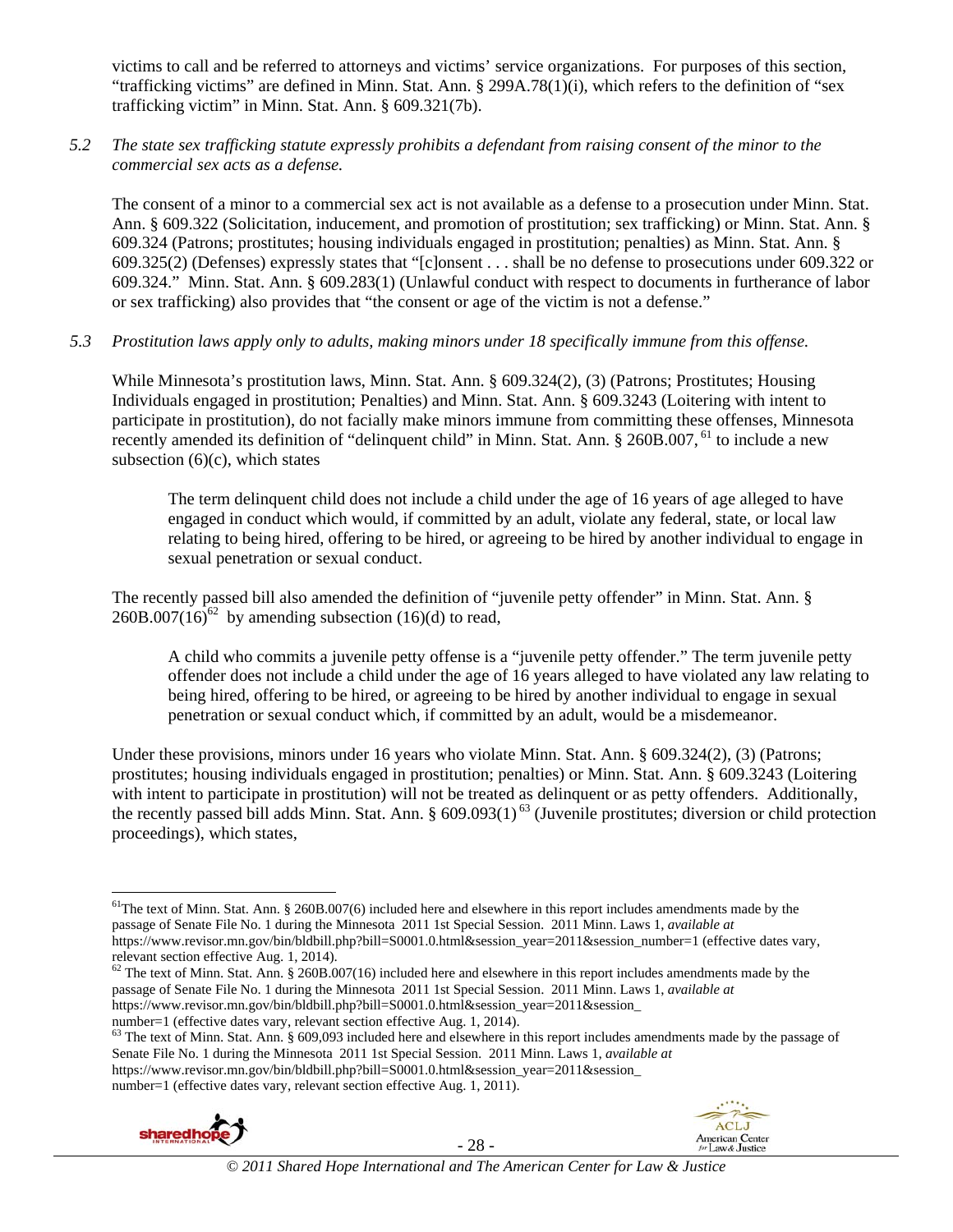victims to call and be referred to attorneys and victims' service organizations. For purposes of this section, "trafficking victims" are defined in Minn. Stat. Ann. § 299A.78(1)(i), which refers to the definition of "sex trafficking victim" in Minn. Stat. Ann. § 609.321(7b).

*5.2 The state sex trafficking statute expressly prohibits a defendant from raising consent of the minor to the commercial sex acts as a defense.*

The consent of a minor to a commercial sex act is not available as a defense to a prosecution under Minn. Stat. Ann. § 609.322 (Solicitation, inducement, and promotion of prostitution; sex trafficking) or Minn. Stat. Ann. § 609.324 (Patrons; prostitutes; housing individuals engaged in prostitution; penalties) as Minn. Stat. Ann. § 609.325(2) (Defenses) expressly states that "[c]onsent . . . shall be no defense to prosecutions under 609.322 or 609.324." Minn. Stat. Ann. § 609.283(1) (Unlawful conduct with respect to documents in furtherance of labor or sex trafficking) also provides that "the consent or age of the victim is not a defense."

*5.3 Prostitution laws apply only to adults, making minors under 18 specifically immune from this offense.*

While Minnesota's prostitution laws, Minn. Stat. Ann. § 609.324(2), (3) (Patrons; Prostitutes; Housing Individuals engaged in prostitution; Penalties) and Minn. Stat. Ann. § 609.3243 (Loitering with intent to participate in prostitution), do not facially make minors immune from committing these offenses, Minnesota recently amended its definition of "delinquent child" in Minn. Stat. Ann. § 260B.007,[61] to include a new subsection (6)(c), which states

> The term delinquent child does not include a child under the age of 16 years of age alleged to have engaged in conduct which would, if committed by an adult, violate any federal, state, or local law relating to being hired, offering to be hired, or agreeing to be hired by another individual to engage in sexual penetration or sexual conduct.

The recently passed bill also amended the definition of "juvenile petty offender" in Minn. Stat. Ann. § 260B.007(16)[62] by amending subsection (16)(d) to read,

> A child who commits a juvenile petty offense is a "juvenile petty offender." The term juvenile petty offender does not include a child under the age of 16 years alleged to have violated any law relating to being hired, offering to be hired, or agreeing to be hired by another individual to engage in sexual penetration or sexual conduct which, if committed by an adult, would be a misdemeanor.

Under these provisions, minors under 16 years who violate Minn. Stat. Ann. § 609.324(2), (3) (Patrons; prostitutes; housing individuals engaged in prostitution; penalties) or Minn. Stat. Ann. § 609.3243 (Loitering with intent to participate in prostitution) will not be treated as delinquent or as petty offenders. Additionally, the recently passed bill adds Minn. Stat. Ann. § 609.093(1)[63] (Juvenile prostitutes; diversion or child protection proceedings), which states,

---

[61] The text of Minn. Stat. Ann. § 260B.007(6) included here and elsewhere in this report includes amendments made by the passage of Senate File No. 1 during the Minnesota 2011 1st Special Session. 2011 Minn. Laws 1, *available at* https://www.revisor.mn.gov/bin/bldbill.php?bill=S0001.0.html&session_year=2011&session_number=1 (effective dates vary, relevant section effective Aug. 1, 2014).

[62] The text of Minn. Stat. Ann. § 260B.007(16) included here and elsewhere in this report includes amendments made by the passage of Senate File No. 1 during the Minnesota 2011 1st Special Session. 2011 Minn. Laws 1, *available at* https://www.revisor.mn.gov/bin/bldbill.php?bill=S0001.0.html&session_year=2011&session_number=1 (effective dates vary, relevant section effective Aug. 1, 2014).

[63] The text of Minn. Stat. Ann. § 609,093 included here and elsewhere in this report includes amendments made by the passage of Senate File No. 1 during the Minnesota 2011 1st Special Session. 2011 Minn. Laws 1, *available at* https://www.revisor.mn.gov/bin/bldbill.php?bill=S0001.0.html&session_year=2011&session_number=1 (effective dates vary, relevant section effective Aug. 1, 2011).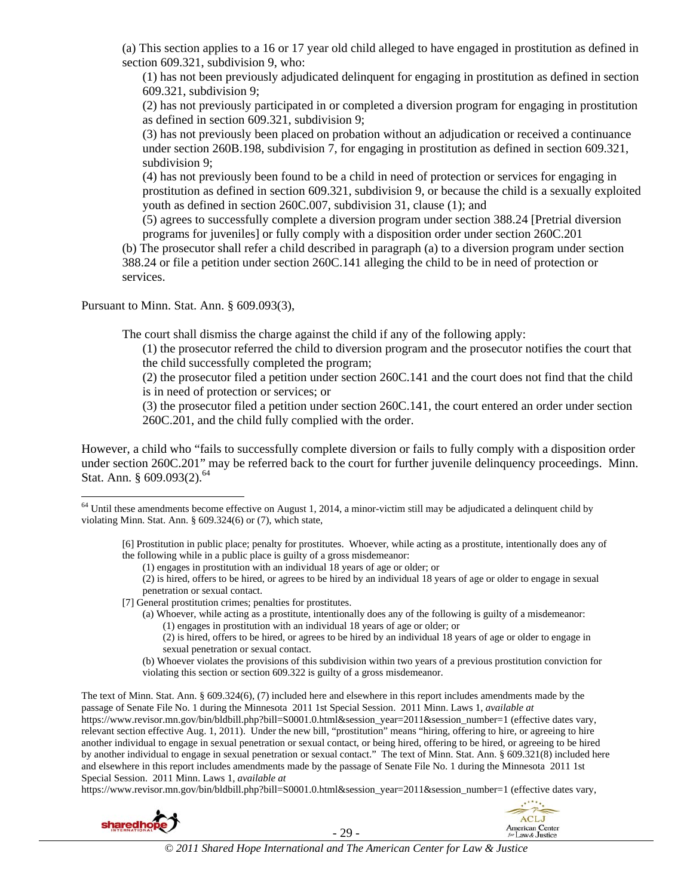(a) This section applies to a 16 or 17 year old child alleged to have engaged in prostitution as defined in section 609.321, subdivision 9, who:

(1) has not been previously adjudicated delinquent for engaging in prostitution as defined in section 609.321, subdivision 9;

(2) has not previously participated in or completed a diversion program for engaging in prostitution as defined in section 609.321, subdivision 9;

(3) has not previously been placed on probation without an adjudication or received a continuance under section 260B.198, subdivision 7, for engaging in prostitution as defined in section 609.321, subdivision 9;

(4) has not previously been found to be a child in need of protection or services for engaging in prostitution as defined in section 609.321, subdivision 9, or because the child is a sexually exploited youth as defined in section 260C.007, subdivision 31, clause (1); and

(5) agrees to successfully complete a diversion program under section 388.24 [Pretrial diversion programs for juveniles] or fully comply with a disposition order under section 260C.201

(b) The prosecutor shall refer a child described in paragraph (a) to a diversion program under section 388.24 or file a petition under section 260C.141 alleging the child to be in need of protection or services.

Pursuant to Minn. Stat. Ann. § 609.093(3),

> The court shall dismiss the charge against the child if any of the following apply:
>
> (1) the prosecutor referred the child to diversion program and the prosecutor notifies the court that the child successfully completed the program;
>
> (2) the prosecutor filed a petition under section 260C.141 and the court does not find that the child is in need of protection or services; or
>
> (3) the prosecutor filed a petition under section 260C.141, the court entered an order under section 260C.201, and the child fully complied with the order.

However, a child who "fails to successfully complete diversion or fails to fully comply with a disposition order under section 260C.201" may be referred back to the court for further juvenile delinquency proceedings. Minn. Stat. Ann. § 609.093(2).[64]

---

[64] Until these amendments become effective on August 1, 2014, a minor-victim still may be adjudicated a delinquent child by violating Minn. Stat. Ann. § 609.324(6) or (7), which state,

> [6] Prostitution in public place; penalty for prostitutes. Whoever, while acting as a prostitute, intentionally does any of the following while in a public place is guilty of a gross misdemeanor:
>
> (1) engages in prostitution with an individual 18 years of age or older; or
>
> (2) is hired, offers to be hired, or agrees to be hired by an individual 18 years of age or older to engage in sexual penetration or sexual contact.
>
> [7] General prostitution crimes; penalties for prostitutes.
>
> (a) Whoever, while acting as a prostitute, intentionally does any of the following is guilty of a misdemeanor:
>
> (1) engages in prostitution with an individual 18 years of age or older; or
>
> (2) is hired, offers to be hired, or agrees to be hired by an individual 18 years of age or older to engage in sexual penetration or sexual contact.
>
> (b) Whoever violates the provisions of this subdivision within two years of a previous prostitution conviction for violating this section or section 609.322 is guilty of a gross misdemeanor.

The text of Minn. Stat. Ann. § 609.324(6), (7) included here and elsewhere in this report includes amendments made by the passage of Senate File No. 1 during the Minnesota 2011 1st Special Session. 2011 Minn. Laws 1, *available at* https://www.revisor.mn.gov/bin/bldbill.php?bill=S0001.0.html&session_year=2011&session_number=1 (effective dates vary, relevant section effective Aug. 1, 2011). Under the new bill, "prostitution" means "hiring, offering to hire, or agreeing to hire another individual to engage in sexual penetration or sexual contact, or being hired, offering to be hired, or agreeing to be hired by another individual to engage in sexual penetration or sexual contact." The text of Minn. Stat. Ann. § 609.321(8) included here and elsewhere in this report includes amendments made by the passage of Senate File No. 1 during the Minnesota 2011 1st Special Session. 2011 Minn. Laws 1, *available at* https://www.revisor.mn.gov/bin/bldbill.php?bill=S0001.0.html&session_year=2011&session_number=1 (effective dates vary,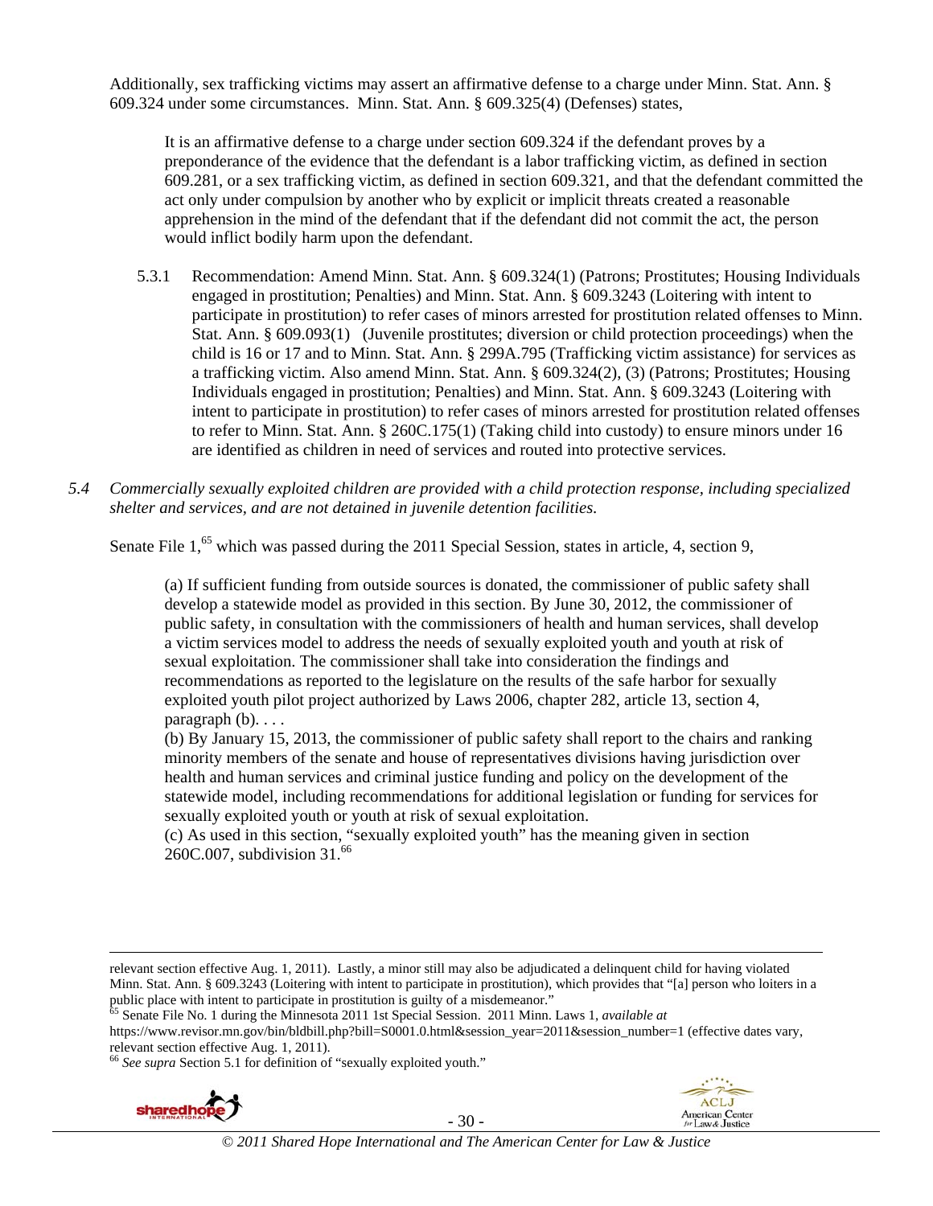Additionally, sex trafficking victims may assert an affirmative defense to a charge under Minn. Stat. Ann. § 609.324 under some circumstances. Minn. Stat. Ann. § 609.325(4) (Defenses) states,

> It is an affirmative defense to a charge under section 609.324 if the defendant proves by a preponderance of the evidence that the defendant is a labor trafficking victim, as defined in section 609.281, or a sex trafficking victim, as defined in section 609.321, and that the defendant committed the act only under compulsion by another who by explicit or implicit threats created a reasonable apprehension in the mind of the defendant that if the defendant did not commit the act, the person would inflict bodily harm upon the defendant.

5.3.1 Recommendation: Amend Minn. Stat. Ann. § 609.324(1) (Patrons; Prostitutes; Housing Individuals engaged in prostitution; Penalties) and Minn. Stat. Ann. § 609.3243 (Loitering with intent to participate in prostitution) to refer cases of minors arrested for prostitution related offenses to Minn. Stat. Ann. § 609.093(1) (Juvenile prostitutes; diversion or child protection proceedings) when the child is 16 or 17 and to Minn. Stat. Ann. § 299A.795 (Trafficking victim assistance) for services as a trafficking victim. Also amend Minn. Stat. Ann. § 609.324(2), (3) (Patrons; Prostitutes; Housing Individuals engaged in prostitution; Penalties) and Minn. Stat. Ann. § 609.3243 (Loitering with intent to participate in prostitution) to refer cases of minors arrested for prostitution related offenses to refer to Minn. Stat. Ann. § 260C.175(1) (Taking child into custody) to ensure minors under 16 are identified as children in need of services and routed into protective services.

*5.4 Commercially sexually exploited children are provided with a child protection response, including specialized shelter and services, and are not detained in juvenile detention facilities.*

Senate File 1,[65] which was passed during the 2011 Special Session, states in article, 4, section 9,

> (a) If sufficient funding from outside sources is donated, the commissioner of public safety shall develop a statewide model as provided in this section. By June 30, 2012, the commissioner of public safety, in consultation with the commissioners of health and human services, shall develop a victim services model to address the needs of sexually exploited youth and youth at risk of sexual exploitation. The commissioner shall take into consideration the findings and recommendations as reported to the legislature on the results of the safe harbor for sexually exploited youth pilot project authorized by Laws 2006, chapter 282, article 13, section 4, paragraph (b). . . .
> (b) By January 15, 2013, the commissioner of public safety shall report to the chairs and ranking minority members of the senate and house of representatives divisions having jurisdiction over health and human services and criminal justice funding and policy on the development of the statewide model, including recommendations for additional legislation or funding for services for sexually exploited youth or youth at risk of sexual exploitation.
> (c) As used in this section, "sexually exploited youth" has the meaning given in section 260C.007, subdivision 31.[66]

---

relevant section effective Aug. 1, 2011). Lastly, a minor still may also be adjudicated a delinquent child for having violated Minn. Stat. Ann. § 609.3243 (Loitering with intent to participate in prostitution), which provides that "[a] person who loiters in a public place with intent to participate in prostitution is guilty of a misdemeanor."

[65] Senate File No. 1 during the Minnesota 2011 1st Special Session. 2011 Minn. Laws 1, *available at* https://www.revisor.mn.gov/bin/bldbill.php?bill=S0001.0.html&session_year=2011&session_number=1 (effective dates vary, relevant section effective Aug. 1, 2011).

[66] *See supra* Section 5.1 for definition of "sexually exploited youth."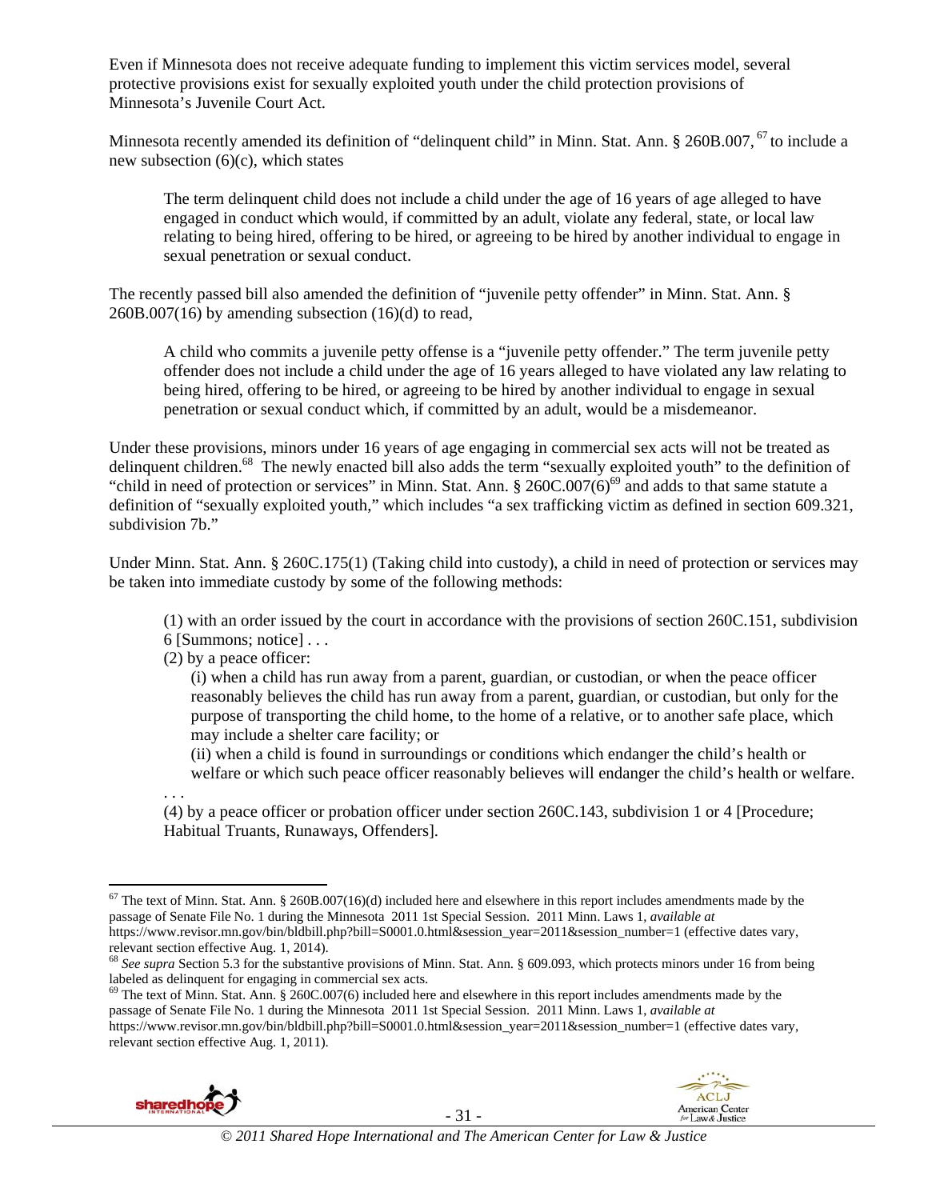Even if Minnesota does not receive adequate funding to implement this victim services model, several protective provisions exist for sexually exploited youth under the child protection provisions of Minnesota's Juvenile Court Act.

Minnesota recently amended its definition of "delinquent child" in Minn. Stat. Ann. § 260B.007,[67] to include a new subsection (6)(c), which states

> The term delinquent child does not include a child under the age of 16 years of age alleged to have engaged in conduct which would, if committed by an adult, violate any federal, state, or local law relating to being hired, offering to be hired, or agreeing to be hired by another individual to engage in sexual penetration or sexual conduct.

The recently passed bill also amended the definition of "juvenile petty offender" in Minn. Stat. Ann. § 260B.007(16) by amending subsection (16)(d) to read,

> A child who commits a juvenile petty offense is a "juvenile petty offender." The term juvenile petty offender does not include a child under the age of 16 years alleged to have violated any law relating to being hired, offering to be hired, or agreeing to be hired by another individual to engage in sexual penetration or sexual conduct which, if committed by an adult, would be a misdemeanor.

Under these provisions, minors under 16 years of age engaging in commercial sex acts will not be treated as delinquent children.[68] The newly enacted bill also adds the term "sexually exploited youth" to the definition of "child in need of protection or services" in Minn. Stat. Ann. § 260C.007(6)[69] and adds to that same statute a definition of "sexually exploited youth," which includes "a sex trafficking victim as defined in section 609.321, subdivision 7b."

Under Minn. Stat. Ann. § 260C.175(1) (Taking child into custody), a child in need of protection or services may be taken into immediate custody by some of the following methods:

> (1) with an order issued by the court in accordance with the provisions of section 260C.151, subdivision 6 [Summons; notice] . . .
>
> (2) by a peace officer:
>
> > (i) when a child has run away from a parent, guardian, or custodian, or when the peace officer reasonably believes the child has run away from a parent, guardian, or custodian, but only for the purpose of transporting the child home, to the home of a relative, or to another safe place, which may include a shelter care facility; or
> >
> > (ii) when a child is found in surroundings or conditions which endanger the child's health or welfare or which such peace officer reasonably believes will endanger the child's health or welfare.
>
> . . .
>
> (4) by a peace officer or probation officer under section 260C.143, subdivision 1 or 4 [Procedure; Habitual Truants, Runaways, Offenders].

---

[67] The text of Minn. Stat. Ann. § 260B.007(16)(d) included here and elsewhere in this report includes amendments made by the passage of Senate File No. 1 during the Minnesota 2011 1st Special Session. 2011 Minn. Laws 1, *available at* https://www.revisor.mn.gov/bin/bldbill.php?bill=S0001.0.html&session_year=2011&session_number=1 (effective dates vary, relevant section effective Aug. 1, 2014).

[68] *See supra* Section 5.3 for the substantive provisions of Minn. Stat. Ann. § 609.093, which protects minors under 16 from being labeled as delinquent for engaging in commercial sex acts.

[69] The text of Minn. Stat. Ann. § 260C.007(6) included here and elsewhere in this report includes amendments made by the passage of Senate File No. 1 during the Minnesota 2011 1st Special Session. 2011 Minn. Laws 1, *available at* https://www.revisor.mn.gov/bin/bldbill.php?bill=S0001.0.html&session_year=2011&session_number=1 (effective dates vary, relevant section effective Aug. 1, 2011).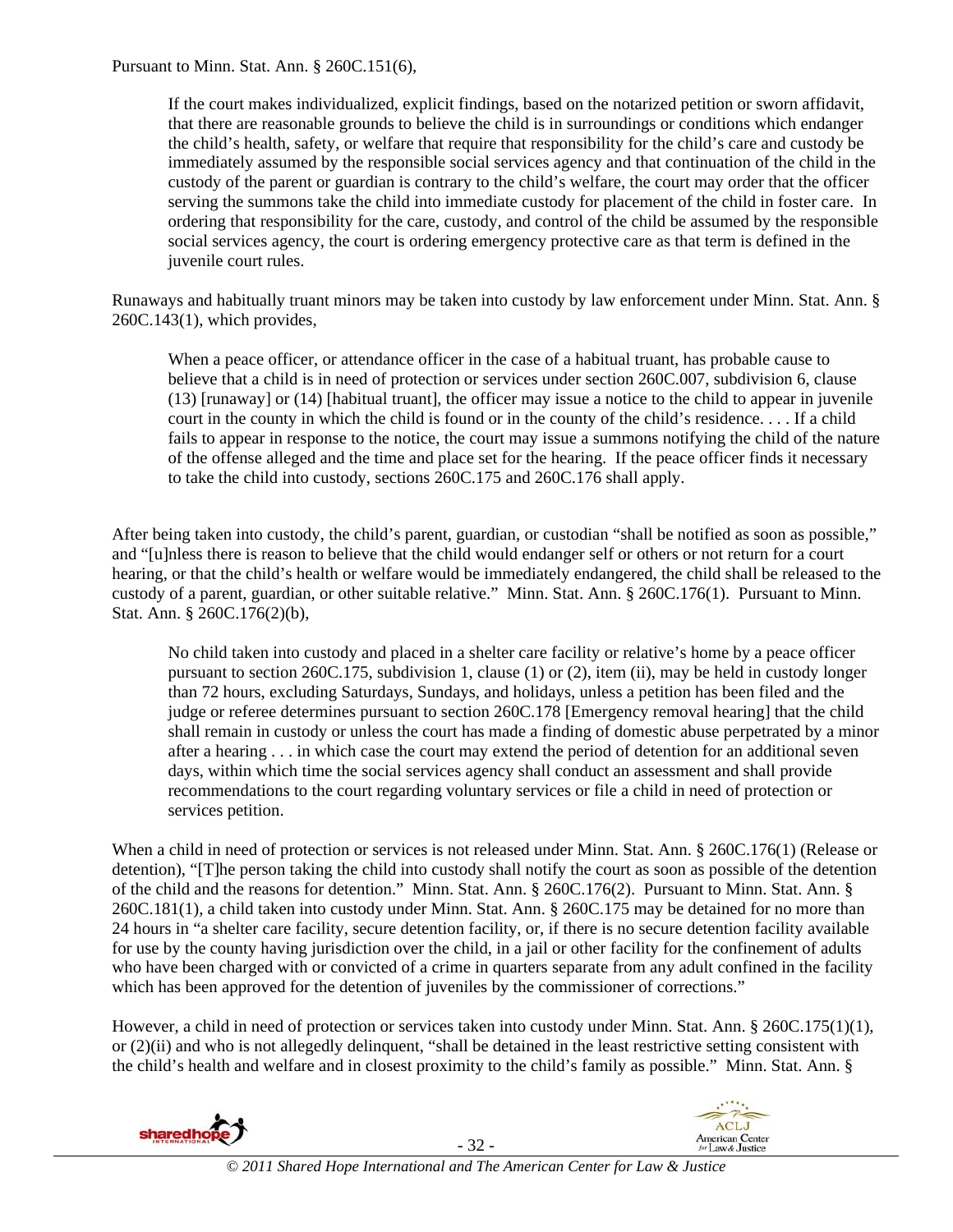Pursuant to Minn. Stat. Ann. § 260C.151(6),

> If the court makes individualized, explicit findings, based on the notarized petition or sworn affidavit, that there are reasonable grounds to believe the child is in surroundings or conditions which endanger the child's health, safety, or welfare that require that responsibility for the child's care and custody be immediately assumed by the responsible social services agency and that continuation of the child in the custody of the parent or guardian is contrary to the child's welfare, the court may order that the officer serving the summons take the child into immediate custody for placement of the child in foster care. In ordering that responsibility for the care, custody, and control of the child be assumed by the responsible social services agency, the court is ordering emergency protective care as that term is defined in the juvenile court rules.

Runaways and habitually truant minors may be taken into custody by law enforcement under Minn. Stat. Ann. § 260C.143(1), which provides,

> When a peace officer, or attendance officer in the case of a habitual truant, has probable cause to believe that a child is in need of protection or services under section 260C.007, subdivision 6, clause (13) [runaway] or (14) [habitual truant], the officer may issue a notice to the child to appear in juvenile court in the county in which the child is found or in the county of the child's residence. . . . If a child fails to appear in response to the notice, the court may issue a summons notifying the child of the nature of the offense alleged and the time and place set for the hearing. If the peace officer finds it necessary to take the child into custody, sections 260C.175 and 260C.176 shall apply.

After being taken into custody, the child's parent, guardian, or custodian "shall be notified as soon as possible," and "[u]nless there is reason to believe that the child would endanger self or others or not return for a court hearing, or that the child's health or welfare would be immediately endangered, the child shall be released to the custody of a parent, guardian, or other suitable relative." Minn. Stat. Ann. § 260C.176(1). Pursuant to Minn. Stat. Ann. § 260C.176(2)(b),

> No child taken into custody and placed in a shelter care facility or relative's home by a peace officer pursuant to section 260C.175, subdivision 1, clause (1) or (2), item (ii), may be held in custody longer than 72 hours, excluding Saturdays, Sundays, and holidays, unless a petition has been filed and the judge or referee determines pursuant to section 260C.178 [Emergency removal hearing] that the child shall remain in custody or unless the court has made a finding of domestic abuse perpetrated by a minor after a hearing . . . in which case the court may extend the period of detention for an additional seven days, within which time the social services agency shall conduct an assessment and shall provide recommendations to the court regarding voluntary services or file a child in need of protection or services petition.

When a child in need of protection or services is not released under Minn. Stat. Ann. § 260C.176(1) (Release or detention), "[T]he person taking the child into custody shall notify the court as soon as possible of the detention of the child and the reasons for detention." Minn. Stat. Ann. § 260C.176(2). Pursuant to Minn. Stat. Ann. § 260C.181(1), a child taken into custody under Minn. Stat. Ann. § 260C.175 may be detained for no more than 24 hours in "a shelter care facility, secure detention facility, or, if there is no secure detention facility available for use by the county having jurisdiction over the child, in a jail or other facility for the confinement of adults who have been charged with or convicted of a crime in quarters separate from any adult confined in the facility which has been approved for the detention of juveniles by the commissioner of corrections."

However, a child in need of protection or services taken into custody under Minn. Stat. Ann. § 260C.175(1)(1), or (2)(ii) and who is not allegedly delinquent, "shall be detained in the least restrictive setting consistent with the child's health and welfare and in closest proximity to the child's family as possible." Minn. Stat. Ann. §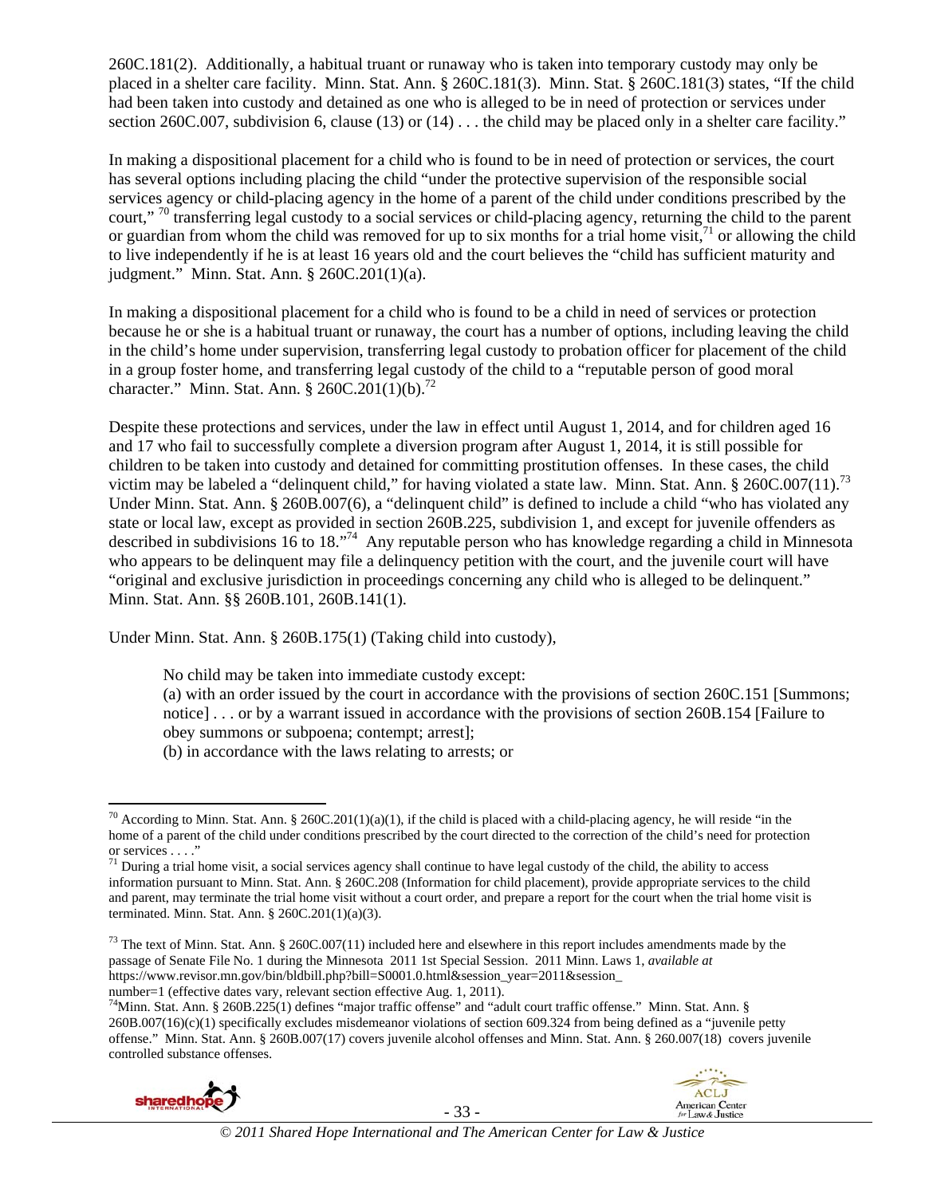260C.181(2). Additionally, a habitual truant or runaway who is taken into temporary custody may only be placed in a shelter care facility. Minn. Stat. Ann. § 260C.181(3). Minn. Stat. § 260C.181(3) states, "If the child had been taken into custody and detained as one who is alleged to be in need of protection or services under section 260C.007, subdivision 6, clause (13) or (14) . . . the child may be placed only in a shelter care facility."

In making a dispositional placement for a child who is found to be in need of protection or services, the court has several options including placing the child "under the protective supervision of the responsible social services agency or child-placing agency in the home of a parent of the child under conditions prescribed by the court,"[70] transferring legal custody to a social services or child-placing agency, returning the child to the parent or guardian from whom the child was removed for up to six months for a trial home visit,[71] or allowing the child to live independently if he is at least 16 years old and the court believes the "child has sufficient maturity and judgment." Minn. Stat. Ann. § 260C.201(1)(a).

In making a dispositional placement for a child who is found to be a child in need of services or protection because he or she is a habitual truant or runaway, the court has a number of options, including leaving the child in the child's home under supervision, transferring legal custody to probation officer for placement of the child in a group foster home, and transferring legal custody of the child to a "reputable person of good moral character." Minn. Stat. Ann. § 260C.201(1)(b).[72]

Despite these protections and services, under the law in effect until August 1, 2014, and for children aged 16 and 17 who fail to successfully complete a diversion program after August 1, 2014, it is still possible for children to be taken into custody and detained for committing prostitution offenses. In these cases, the child victim may be labeled a "delinquent child," for having violated a state law. Minn. Stat. Ann. § 260C.007(11).[73] Under Minn. Stat. Ann. § 260B.007(6), a "delinquent child" is defined to include a child "who has violated any state or local law, except as provided in section 260B.225, subdivision 1, and except for juvenile offenders as described in subdivisions 16 to 18."[74] Any reputable person who has knowledge regarding a child in Minnesota who appears to be delinquent may file a delinquency petition with the court, and the juvenile court will have "original and exclusive jurisdiction in proceedings concerning any child who is alleged to be delinquent." Minn. Stat. Ann. §§ 260B.101, 260B.141(1).

Under Minn. Stat. Ann. § 260B.175(1) (Taking child into custody),

> No child may be taken into immediate custody except:
> (a) with an order issued by the court in accordance with the provisions of section 260C.151 [Summons; notice] . . . or by a warrant issued in accordance with the provisions of section 260B.154 [Failure to obey summons or subpoena; contempt; arrest];
> (b) in accordance with the laws relating to arrests; or

---

[70] According to Minn. Stat. Ann. § 260C.201(1)(a)(1), if the child is placed with a child-placing agency, he will reside "in the home of a parent of the child under conditions prescribed by the court directed to the correction of the child's need for protection or services . . . ."

[71] During a trial home visit, a social services agency shall continue to have legal custody of the child, the ability to access information pursuant to Minn. Stat. Ann. § 260C.208 (Information for child placement), provide appropriate services to the child and parent, may terminate the trial home visit without a court order, and prepare a report for the court when the trial home visit is terminated. Minn. Stat. Ann. § 260C.201(1)(a)(3).

[73] The text of Minn. Stat. Ann. § 260C.007(11) included here and elsewhere in this report includes amendments made by the passage of Senate File No. 1 during the Minnesota 2011 1st Special Session. 2011 Minn. Laws 1, *available at* https://www.revisor.mn.gov/bin/bldbill.php?bill=S0001.0.html&session_year=2011&session_number=1 (effective dates vary, relevant section effective Aug. 1, 2011).

[74] Minn. Stat. Ann. § 260B.225(1) defines "major traffic offense" and "adult court traffic offense." Minn. Stat. Ann. § 260B.007(16)(c)(1) specifically excludes misdemeanor violations of section 609.324 from being defined as a "juvenile petty offense." Minn. Stat. Ann. § 260B.007(17) covers juvenile alcohol offenses and Minn. Stat. Ann. § 260.007(18) covers juvenile controlled substance offenses.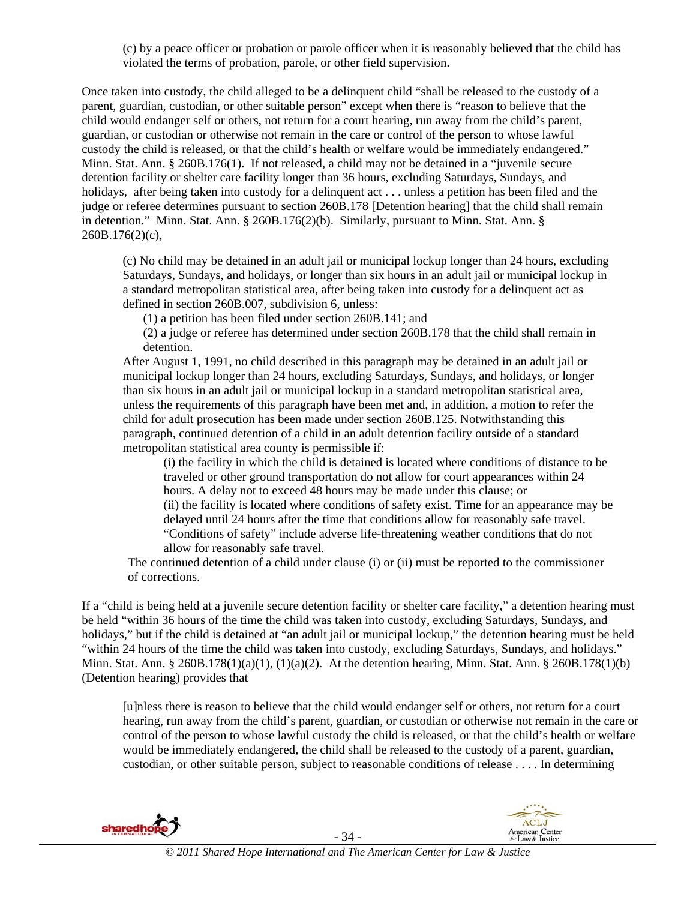(c) by a peace officer or probation or parole officer when it is reasonably believed that the child has violated the terms of probation, parole, or other field supervision.

Once taken into custody, the child alleged to be a delinquent child "shall be released to the custody of a parent, guardian, custodian, or other suitable person" except when there is "reason to believe that the child would endanger self or others, not return for a court hearing, run away from the child's parent, guardian, or custodian or otherwise not remain in the care or control of the person to whose lawful custody the child is released, or that the child's health or welfare would be immediately endangered." Minn. Stat. Ann. § 260B.176(1). If not released, a child may not be detained in a "juvenile secure detention facility or shelter care facility longer than 36 hours, excluding Saturdays, Sundays, and holidays, after being taken into custody for a delinquent act . . . unless a petition has been filed and the judge or referee determines pursuant to section 260B.178 [Detention hearing] that the child shall remain in detention." Minn. Stat. Ann. § 260B.176(2)(b). Similarly, pursuant to Minn. Stat. Ann. § 260B.176(2)(c),

> (c) No child may be detained in an adult jail or municipal lockup longer than 24 hours, excluding Saturdays, Sundays, and holidays, or longer than six hours in an adult jail or municipal lockup in a standard metropolitan statistical area, after being taken into custody for a delinquent act as defined in section 260B.007, subdivision 6, unless:
>
> (1) a petition has been filed under section 260B.141; and
>
> (2) a judge or referee has determined under section 260B.178 that the child shall remain in detention.
>
> After August 1, 1991, no child described in this paragraph may be detained in an adult jail or municipal lockup longer than 24 hours, excluding Saturdays, Sundays, and holidays, or longer than six hours in an adult jail or municipal lockup in a standard metropolitan statistical area, unless the requirements of this paragraph have been met and, in addition, a motion to refer the child for adult prosecution has been made under section 260B.125. Notwithstanding this paragraph, continued detention of a child in an adult detention facility outside of a standard metropolitan statistical area county is permissible if:
>
> (i) the facility in which the child is detained is located where conditions of distance to be traveled or other ground transportation do not allow for court appearances within 24 hours. A delay not to exceed 48 hours may be made under this clause; or
>
> (ii) the facility is located where conditions of safety exist. Time for an appearance may be delayed until 24 hours after the time that conditions allow for reasonably safe travel. "Conditions of safety" include adverse life-threatening weather conditions that do not allow for reasonably safe travel.
>
> The continued detention of a child under clause (i) or (ii) must be reported to the commissioner of corrections.

If a "child is being held at a juvenile secure detention facility or shelter care facility," a detention hearing must be held "within 36 hours of the time the child was taken into custody, excluding Saturdays, Sundays, and holidays," but if the child is detained at "an adult jail or municipal lockup," the detention hearing must be held "within 24 hours of the time the child was taken into custody, excluding Saturdays, Sundays, and holidays." Minn. Stat. Ann. § 260B.178(1)(a)(1), (1)(a)(2). At the detention hearing, Minn. Stat. Ann. § 260B.178(1)(b) (Detention hearing) provides that

> [u]nless there is reason to believe that the child would endanger self or others, not return for a court hearing, run away from the child's parent, guardian, or custodian or otherwise not remain in the care or control of the person to whose lawful custody the child is released, or that the child's health or welfare would be immediately endangered, the child shall be released to the custody of a parent, guardian, custodian, or other suitable person, subject to reasonable conditions of release . . . . In determining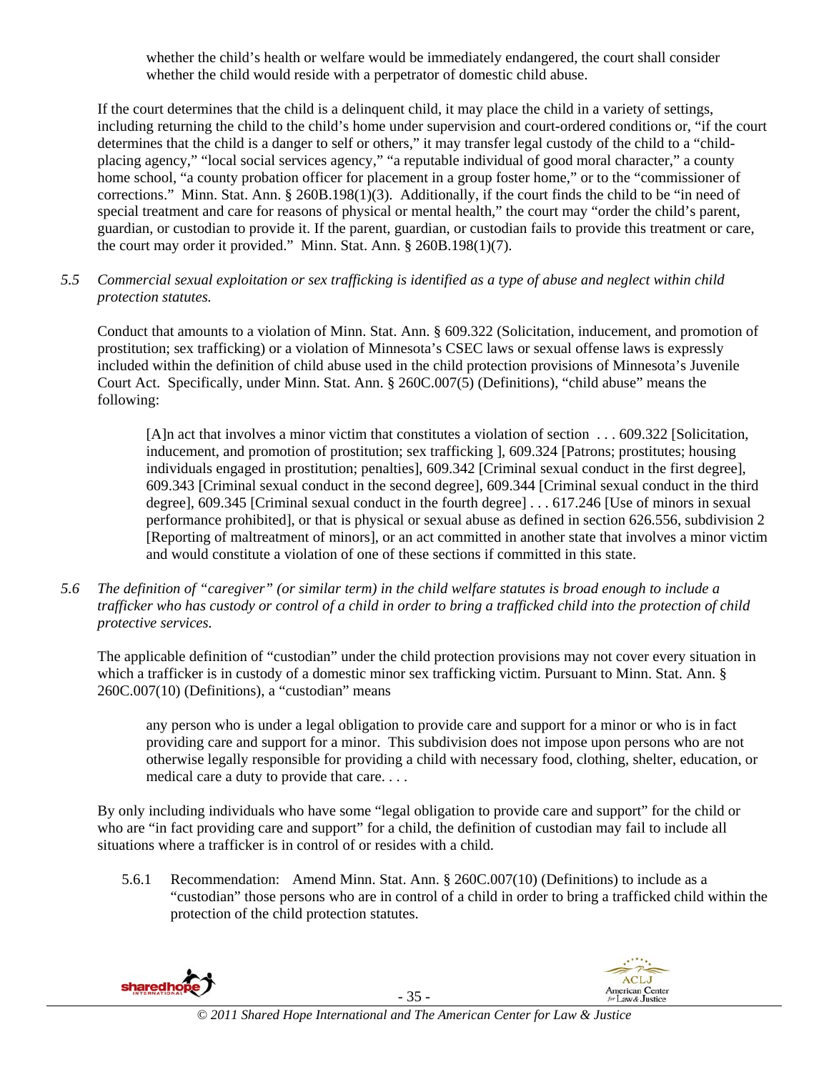whether the child's health or welfare would be immediately endangered, the court shall consider whether the child would reside with a perpetrator of domestic child abuse.

If the court determines that the child is a delinquent child, it may place the child in a variety of settings, including returning the child to the child's home under supervision and court-ordered conditions or, "if the court determines that the child is a danger to self or others," it may transfer legal custody of the child to a "child-placing agency," "local social services agency," "a reputable individual of good moral character," a county home school, "a county probation officer for placement in a group foster home," or to the "commissioner of corrections." Minn. Stat. Ann. § 260B.198(1)(3). Additionally, if the court finds the child to be "in need of special treatment and care for reasons of physical or mental health," the court may "order the child's parent, guardian, or custodian to provide it. If the parent, guardian, or custodian fails to provide this treatment or care, the court may order it provided." Minn. Stat. Ann. § 260B.198(1)(7).

*5.5 Commercial sexual exploitation or sex trafficking is identified as a type of abuse and neglect within child protection statutes.*

Conduct that amounts to a violation of Minn. Stat. Ann. § 609.322 (Solicitation, inducement, and promotion of prostitution; sex trafficking) or a violation of Minnesota's CSEC laws or sexual offense laws is expressly included within the definition of child abuse used in the child protection provisions of Minnesota's Juvenile Court Act. Specifically, under Minn. Stat. Ann. § 260C.007(5) (Definitions), "child abuse" means the following:

> [A]n act that involves a minor victim that constitutes a violation of section . . . 609.322 [Solicitation, inducement, and promotion of prostitution; sex trafficking ], 609.324 [Patrons; prostitutes; housing individuals engaged in prostitution; penalties], 609.342 [Criminal sexual conduct in the first degree], 609.343 [Criminal sexual conduct in the second degree], 609.344 [Criminal sexual conduct in the third degree], 609.345 [Criminal sexual conduct in the fourth degree] . . . 617.246 [Use of minors in sexual performance prohibited], or that is physical or sexual abuse as defined in section 626.556, subdivision 2 [Reporting of maltreatment of minors], or an act committed in another state that involves a minor victim and would constitute a violation of one of these sections if committed in this state.

*5.6 The definition of "caregiver" (or similar term) in the child welfare statutes is broad enough to include a trafficker who has custody or control of a child in order to bring a trafficked child into the protection of child protective services.*

The applicable definition of "custodian" under the child protection provisions may not cover every situation in which a trafficker is in custody of a domestic minor sex trafficking victim. Pursuant to Minn. Stat. Ann. § 260C.007(10) (Definitions), a "custodian" means

> any person who is under a legal obligation to provide care and support for a minor or who is in fact providing care and support for a minor. This subdivision does not impose upon persons who are not otherwise legally responsible for providing a child with necessary food, clothing, shelter, education, or medical care a duty to provide that care. . . .

By only including individuals who have some "legal obligation to provide care and support" for the child or who are "in fact providing care and support" for a child, the definition of custodian may fail to include all situations where a trafficker is in control of or resides with a child.

5.6.1 Recommendation: Amend Minn. Stat. Ann. § 260C.007(10) (Definitions) to include as a "custodian" those persons who are in control of a child in order to bring a trafficked child within the protection of the child protection statutes.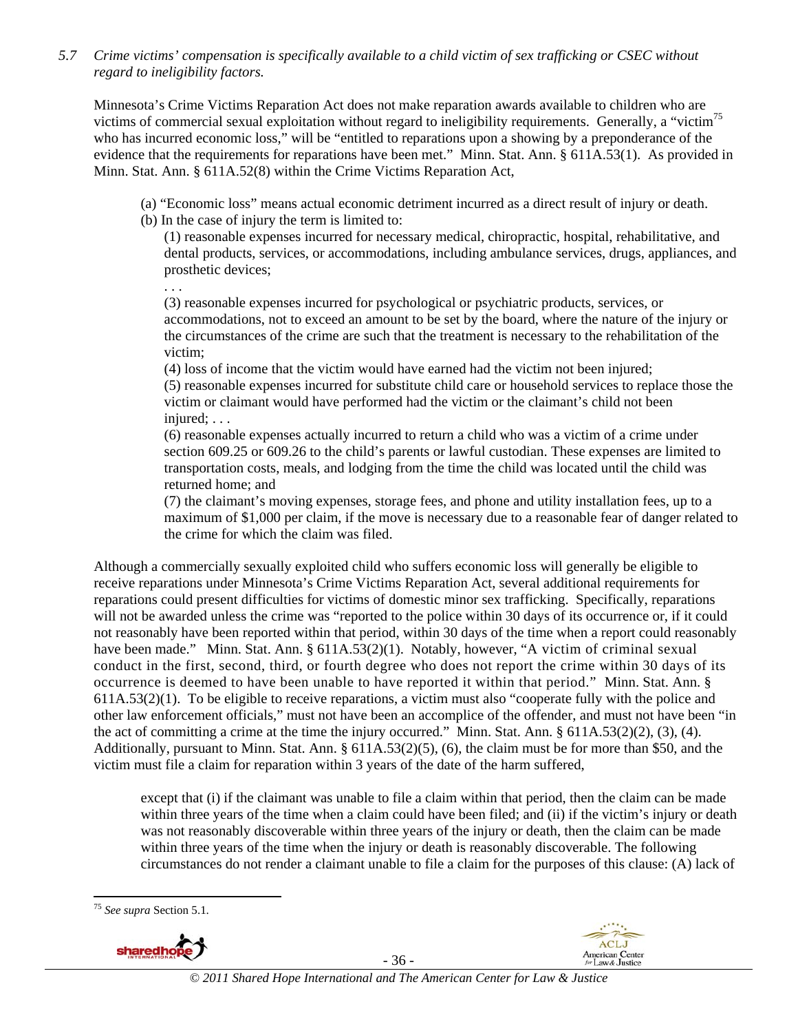*5.7 Crime victims' compensation is specifically available to a child victim of sex trafficking or CSEC without regard to ineligibility factors.*

Minnesota's Crime Victims Reparation Act does not make reparation awards available to children who are victims of commercial sexual exploitation without regard to ineligibility requirements. Generally, a "victim[75] who has incurred economic loss," will be "entitled to reparations upon a showing by a preponderance of the evidence that the requirements for reparations have been met." Minn. Stat. Ann. § 611A.53(1). As provided in Minn. Stat. Ann. § 611A.52(8) within the Crime Victims Reparation Act,

> (a) "Economic loss" means actual economic detriment incurred as a direct result of injury or death.
>
> (b) In the case of injury the term is limited to:
>
> (1) reasonable expenses incurred for necessary medical, chiropractic, hospital, rehabilitative, and dental products, services, or accommodations, including ambulance services, drugs, appliances, and prosthetic devices;
>
> . . .
>
> (3) reasonable expenses incurred for psychological or psychiatric products, services, or accommodations, not to exceed an amount to be set by the board, where the nature of the injury or the circumstances of the crime are such that the treatment is necessary to the rehabilitation of the victim;
>
> (4) loss of income that the victim would have earned had the victim not been injured;
>
> (5) reasonable expenses incurred for substitute child care or household services to replace those the victim or claimant would have performed had the victim or the claimant's child not been injured; . . .
>
> (6) reasonable expenses actually incurred to return a child who was a victim of a crime under section 609.25 or 609.26 to the child's parents or lawful custodian. These expenses are limited to transportation costs, meals, and lodging from the time the child was located until the child was returned home; and
>
> (7) the claimant's moving expenses, storage fees, and phone and utility installation fees, up to a maximum of $1,000 per claim, if the move is necessary due to a reasonable fear of danger related to the crime for which the claim was filed.

Although a commercially sexually exploited child who suffers economic loss will generally be eligible to receive reparations under Minnesota's Crime Victims Reparation Act, several additional requirements for reparations could present difficulties for victims of domestic minor sex trafficking. Specifically, reparations will not be awarded unless the crime was "reported to the police within 30 days of its occurrence or, if it could not reasonably have been reported within that period, within 30 days of the time when a report could reasonably have been made." Minn. Stat. Ann. § 611A.53(2)(1). Notably, however, "A victim of criminal sexual conduct in the first, second, third, or fourth degree who does not report the crime within 30 days of its occurrence is deemed to have been unable to have reported it within that period." Minn. Stat. Ann. § 611A.53(2)(1). To be eligible to receive reparations, a victim must also "cooperate fully with the police and other law enforcement officials," must not have been an accomplice of the offender, and must not have been "in the act of committing a crime at the time the injury occurred." Minn. Stat. Ann. § 611A.53(2)(2), (3), (4). Additionally, pursuant to Minn. Stat. Ann. § 611A.53(2)(5), (6), the claim must be for more than $50, and the victim must file a claim for reparation within 3 years of the date of the harm suffered,

> except that (i) if the claimant was unable to file a claim within that period, then the claim can be made within three years of the time when a claim could have been filed; and (ii) if the victim's injury or death was not reasonably discoverable within three years of the injury or death, then the claim can be made within three years of the time when the injury or death is reasonably discoverable. The following circumstances do not render a claimant unable to file a claim for the purposes of this clause: (A) lack of

---

[75] *See supra* Section 5.1.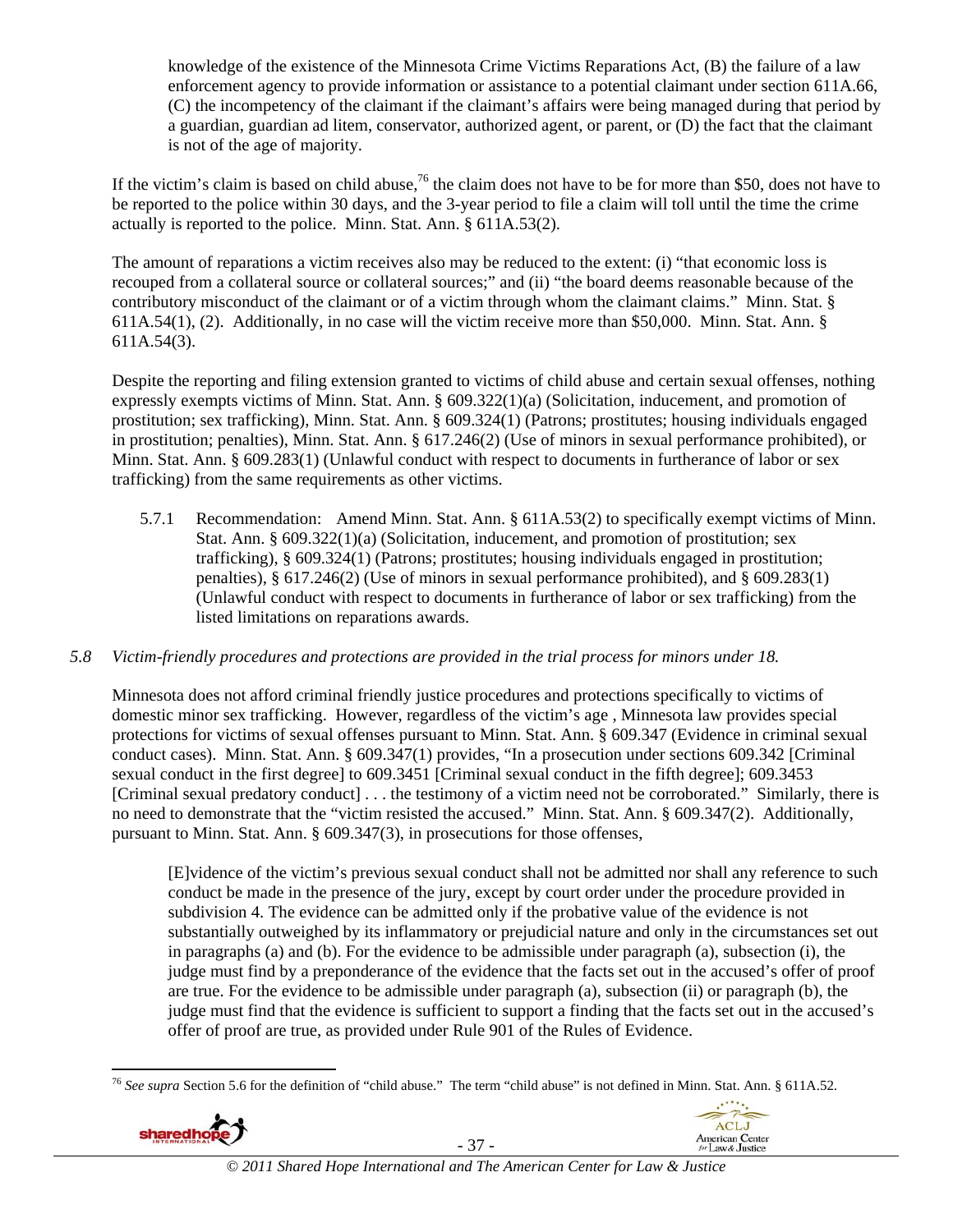knowledge of the existence of the Minnesota Crime Victims Reparations Act, (B) the failure of a law enforcement agency to provide information or assistance to a potential claimant under section 611A.66, (C) the incompetency of the claimant if the claimant's affairs were being managed during that period by a guardian, guardian ad litem, conservator, authorized agent, or parent, or (D) the fact that the claimant is not of the age of majority.

If the victim's claim is based on child abuse,[76] the claim does not have to be for more than $50, does not have to be reported to the police within 30 days, and the 3-year period to file a claim will toll until the time the crime actually is reported to the police. Minn. Stat. Ann. § 611A.53(2).

The amount of reparations a victim receives also may be reduced to the extent: (i) "that economic loss is recouped from a collateral source or collateral sources;" and (ii) "the board deems reasonable because of the contributory misconduct of the claimant or of a victim through whom the claimant claims." Minn. Stat. § 611A.54(1), (2). Additionally, in no case will the victim receive more than $50,000. Minn. Stat. Ann. § 611A.54(3).

Despite the reporting and filing extension granted to victims of child abuse and certain sexual offenses, nothing expressly exempts victims of Minn. Stat. Ann. § 609.322(1)(a) (Solicitation, inducement, and promotion of prostitution; sex trafficking), Minn. Stat. Ann. § 609.324(1) (Patrons; prostitutes; housing individuals engaged in prostitution; penalties), Minn. Stat. Ann. § 617.246(2) (Use of minors in sexual performance prohibited), or Minn. Stat. Ann. § 609.283(1) (Unlawful conduct with respect to documents in furtherance of labor or sex trafficking) from the same requirements as other victims.

5.7.1 Recommendation: Amend Minn. Stat. Ann. § 611A.53(2) to specifically exempt victims of Minn. Stat. Ann. § 609.322(1)(a) (Solicitation, inducement, and promotion of prostitution; sex trafficking), § 609.324(1) (Patrons; prostitutes; housing individuals engaged in prostitution; penalties), § 617.246(2) (Use of minors in sexual performance prohibited), and § 609.283(1) (Unlawful conduct with respect to documents in furtherance of labor or sex trafficking) from the listed limitations on reparations awards.

*5.8 Victim-friendly procedures and protections are provided in the trial process for minors under 18.*

Minnesota does not afford criminal friendly justice procedures and protections specifically to victims of domestic minor sex trafficking. However, regardless of the victim's age , Minnesota law provides special protections for victims of sexual offenses pursuant to Minn. Stat. Ann. § 609.347 (Evidence in criminal sexual conduct cases). Minn. Stat. Ann. § 609.347(1) provides, "In a prosecution under sections 609.342 [Criminal sexual conduct in the first degree] to 609.3451 [Criminal sexual conduct in the fifth degree]; 609.3453 [Criminal sexual predatory conduct] . . . the testimony of a victim need not be corroborated." Similarly, there is no need to demonstrate that the "victim resisted the accused." Minn. Stat. Ann. § 609.347(2). Additionally, pursuant to Minn. Stat. Ann. § 609.347(3), in prosecutions for those offenses,

> [E]vidence of the victim's previous sexual conduct shall not be admitted nor shall any reference to such conduct be made in the presence of the jury, except by court order under the procedure provided in subdivision 4. The evidence can be admitted only if the probative value of the evidence is not substantially outweighed by its inflammatory or prejudicial nature and only in the circumstances set out in paragraphs (a) and (b). For the evidence to be admissible under paragraph (a), subsection (i), the judge must find by a preponderance of the evidence that the facts set out in the accused's offer of proof are true. For the evidence to be admissible under paragraph (a), subsection (ii) or paragraph (b), the judge must find that the evidence is sufficient to support a finding that the facts set out in the accused's offer of proof are true, as provided under Rule 901 of the Rules of Evidence.

[76] *See supra* Section 5.6 for the definition of "child abuse." The term "child abuse" is not defined in Minn. Stat. Ann. § 611A.52.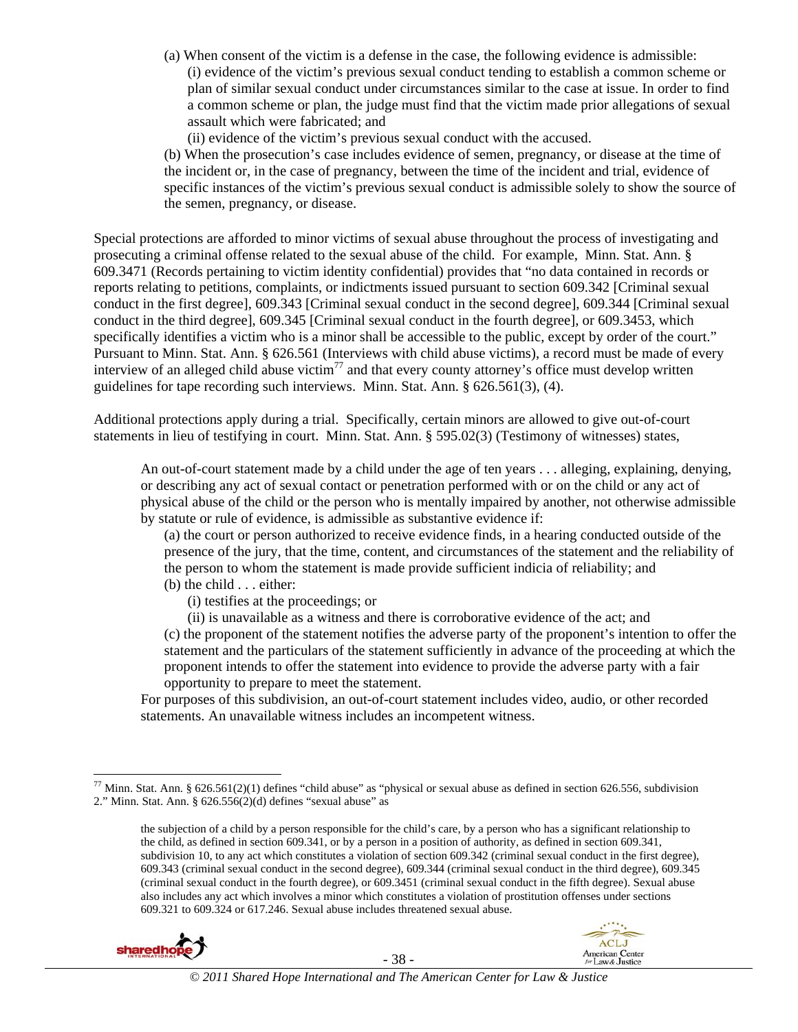(a) When consent of the victim is a defense in the case, the following evidence is admissible:

(i) evidence of the victim's previous sexual conduct tending to establish a common scheme or plan of similar sexual conduct under circumstances similar to the case at issue. In order to find a common scheme or plan, the judge must find that the victim made prior allegations of sexual assault which were fabricated; and

(ii) evidence of the victim's previous sexual conduct with the accused.

(b) When the prosecution's case includes evidence of semen, pregnancy, or disease at the time of the incident or, in the case of pregnancy, between the time of the incident and trial, evidence of specific instances of the victim's previous sexual conduct is admissible solely to show the source of the semen, pregnancy, or disease.

Special protections are afforded to minor victims of sexual abuse throughout the process of investigating and prosecuting a criminal offense related to the sexual abuse of the child. For example, Minn. Stat. Ann. § 609.3471 (Records pertaining to victim identity confidential) provides that "no data contained in records or reports relating to petitions, complaints, or indictments issued pursuant to section 609.342 [Criminal sexual conduct in the first degree], 609.343 [Criminal sexual conduct in the second degree], 609.344 [Criminal sexual conduct in the third degree], 609.345 [Criminal sexual conduct in the fourth degree], or 609.3453, which specifically identifies a victim who is a minor shall be accessible to the public, except by order of the court." Pursuant to Minn. Stat. Ann. § 626.561 (Interviews with child abuse victims), a record must be made of every interview of an alleged child abuse victim[77] and that every county attorney's office must develop written guidelines for tape recording such interviews. Minn. Stat. Ann. § 626.561(3), (4).

Additional protections apply during a trial. Specifically, certain minors are allowed to give out-of-court statements in lieu of testifying in court. Minn. Stat. Ann. § 595.02(3) (Testimony of witnesses) states,

> An out-of-court statement made by a child under the age of ten years . . . alleging, explaining, denying, or describing any act of sexual contact or penetration performed with or on the child or any act of physical abuse of the child or the person who is mentally impaired by another, not otherwise admissible by statute or rule of evidence, is admissible as substantive evidence if:
>
> (a) the court or person authorized to receive evidence finds, in a hearing conducted outside of the presence of the jury, that the time, content, and circumstances of the statement and the reliability of the person to whom the statement is made provide sufficient indicia of reliability; and
>
> (b) the child . . . either:
>
> (i) testifies at the proceedings; or
>
> (ii) is unavailable as a witness and there is corroborative evidence of the act; and
>
> (c) the proponent of the statement notifies the adverse party of the proponent's intention to offer the statement and the particulars of the statement sufficiently in advance of the proceeding at which the proponent intends to offer the statement into evidence to provide the adverse party with a fair opportunity to prepare to meet the statement.
>
> For purposes of this subdivision, an out-of-court statement includes video, audio, or other recorded statements. An unavailable witness includes an incompetent witness.

---

[77] Minn. Stat. Ann. § 626.561(2)(1) defines "child abuse" as "physical or sexual abuse as defined in section 626.556, subdivision 2." Minn. Stat. Ann. § 626.556(2)(d) defines "sexual abuse" as

> the subjection of a child by a person responsible for the child's care, by a person who has a significant relationship to the child, as defined in section 609.341, or by a person in a position of authority, as defined in section 609.341, subdivision 10, to any act which constitutes a violation of section 609.342 (criminal sexual conduct in the first degree), 609.343 (criminal sexual conduct in the second degree), 609.344 (criminal sexual conduct in the third degree), 609.345 (criminal sexual conduct in the fourth degree), or 609.3451 (criminal sexual conduct in the fifth degree). Sexual abuse also includes any act which involves a minor which constitutes a violation of prostitution offenses under sections 609.321 to 609.324 or 617.246. Sexual abuse includes threatened sexual abuse.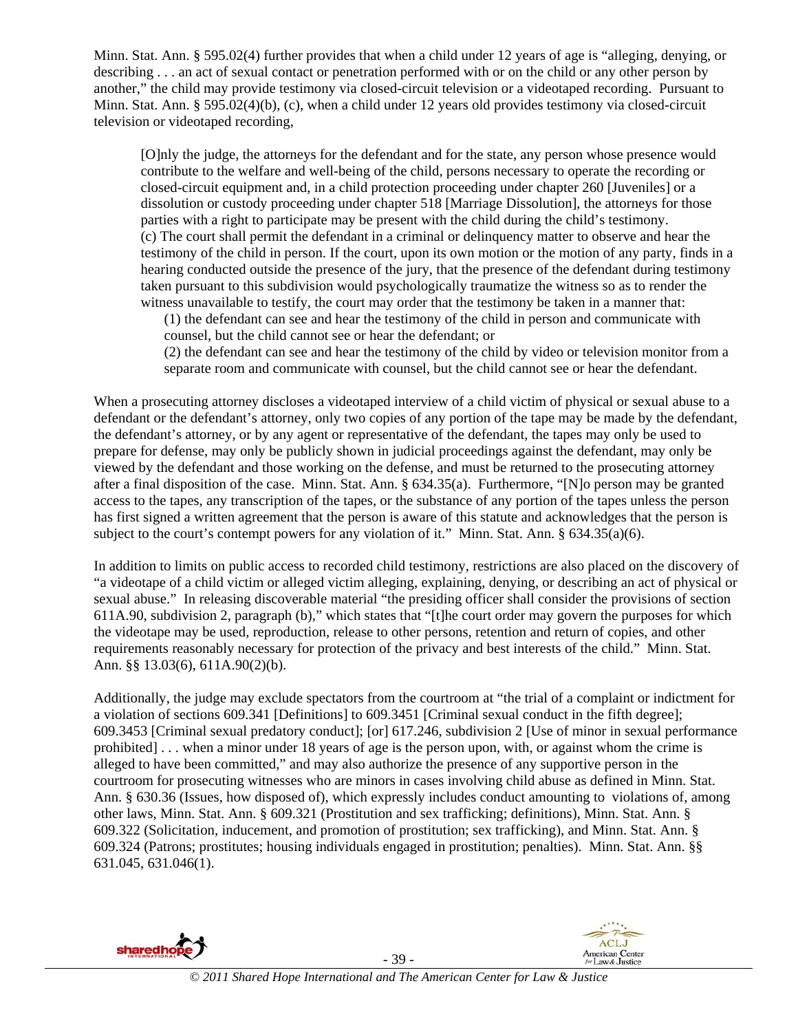Minn. Stat. Ann. § 595.02(4) further provides that when a child under 12 years of age is "alleging, denying, or describing . . . an act of sexual contact or penetration performed with or on the child or any other person by another," the child may provide testimony via closed-circuit television or a videotaped recording. Pursuant to Minn. Stat. Ann. § 595.02(4)(b), (c), when a child under 12 years old provides testimony via closed-circuit television or videotaped recording,

> [O]nly the judge, the attorneys for the defendant and for the state, any person whose presence would contribute to the welfare and well-being of the child, persons necessary to operate the recording or closed-circuit equipment and, in a child protection proceeding under chapter 260 [Juveniles] or a dissolution or custody proceeding under chapter 518 [Marriage Dissolution], the attorneys for those parties with a right to participate may be present with the child during the child's testimony.
> (c) The court shall permit the defendant in a criminal or delinquency matter to observe and hear the testimony of the child in person. If the court, upon its own motion or the motion of any party, finds in a hearing conducted outside the presence of the jury, that the presence of the defendant during testimony taken pursuant to this subdivision would psychologically traumatize the witness so as to render the witness unavailable to testify, the court may order that the testimony be taken in a manner that:
>
> (1) the defendant can see and hear the testimony of the child in person and communicate with counsel, but the child cannot see or hear the defendant; or
>
> (2) the defendant can see and hear the testimony of the child by video or television monitor from a separate room and communicate with counsel, but the child cannot see or hear the defendant.

When a prosecuting attorney discloses a videotaped interview of a child victim of physical or sexual abuse to a defendant or the defendant's attorney, only two copies of any portion of the tape may be made by the defendant, the defendant's attorney, or by any agent or representative of the defendant, the tapes may only be used to prepare for defense, may only be publicly shown in judicial proceedings against the defendant, may only be viewed by the defendant and those working on the defense, and must be returned to the prosecuting attorney after a final disposition of the case. Minn. Stat. Ann. § 634.35(a). Furthermore, "[N]o person may be granted access to the tapes, any transcription of the tapes, or the substance of any portion of the tapes unless the person has first signed a written agreement that the person is aware of this statute and acknowledges that the person is subject to the court's contempt powers for any violation of it." Minn. Stat. Ann. § 634.35(a)(6).

In addition to limits on public access to recorded child testimony, restrictions are also placed on the discovery of "a videotape of a child victim or alleged victim alleging, explaining, denying, or describing an act of physical or sexual abuse." In releasing discoverable material "the presiding officer shall consider the provisions of section 611A.90, subdivision 2, paragraph (b)," which states that "[t]he court order may govern the purposes for which the videotape may be used, reproduction, release to other persons, retention and return of copies, and other requirements reasonably necessary for protection of the privacy and best interests of the child." Minn. Stat. Ann. §§ 13.03(6), 611A.90(2)(b).

Additionally, the judge may exclude spectators from the courtroom at "the trial of a complaint or indictment for a violation of sections 609.341 [Definitions] to 609.3451 [Criminal sexual conduct in the fifth degree]; 609.3453 [Criminal sexual predatory conduct]; [or] 617.246, subdivision 2 [Use of minor in sexual performance prohibited] . . . when a minor under 18 years of age is the person upon, with, or against whom the crime is alleged to have been committed," and may also authorize the presence of any supportive person in the courtroom for prosecuting witnesses who are minors in cases involving child abuse as defined in Minn. Stat. Ann. § 630.36 (Issues, how disposed of), which expressly includes conduct amounting to violations of, among other laws, Minn. Stat. Ann. § 609.321 (Prostitution and sex trafficking; definitions), Minn. Stat. Ann. § 609.322 (Solicitation, inducement, and promotion of prostitution; sex trafficking), and Minn. Stat. Ann. § 609.324 (Patrons; prostitutes; housing individuals engaged in prostitution; penalties). Minn. Stat. Ann. §§ 631.045, 631.046(1).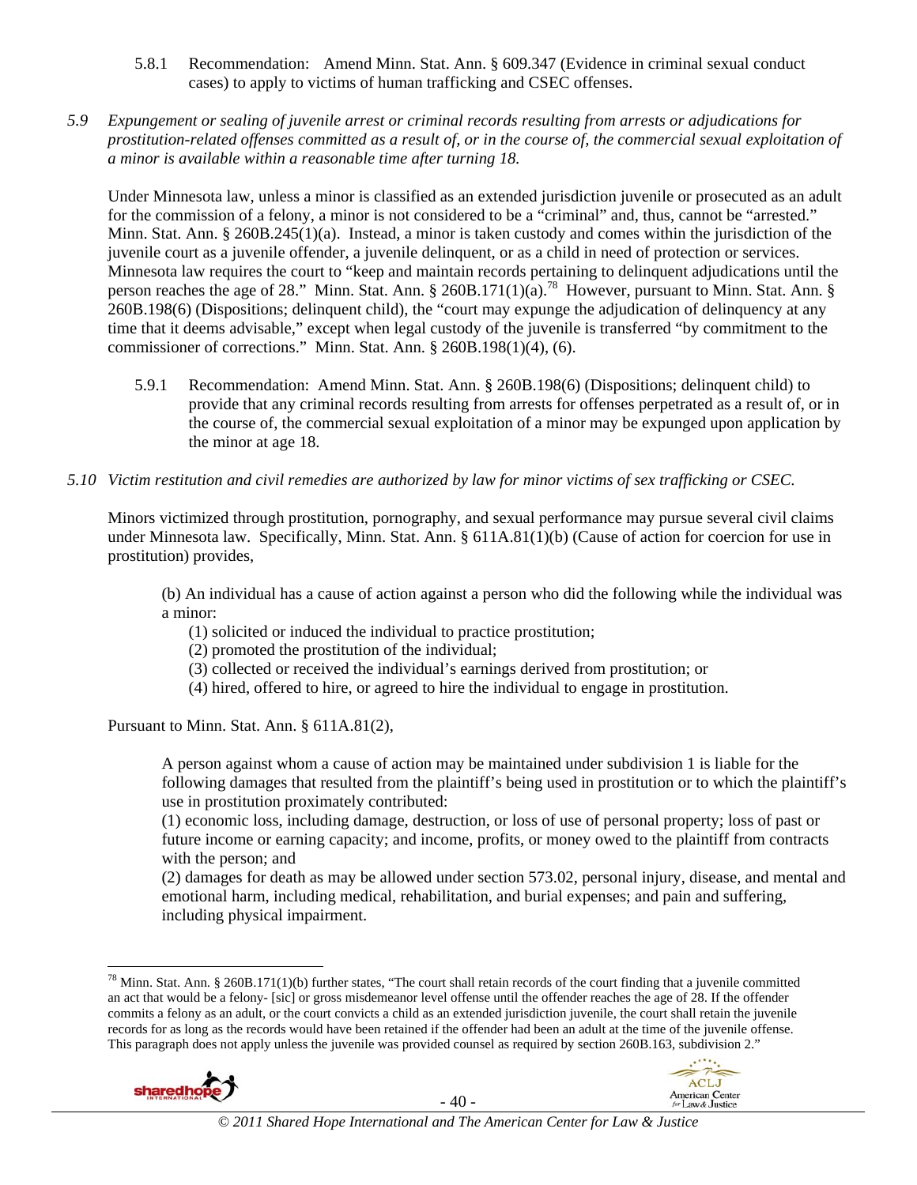5.8.1 Recommendation: Amend Minn. Stat. Ann. § 609.347 (Evidence in criminal sexual conduct cases) to apply to victims of human trafficking and CSEC offenses.

*5.9 Expungement or sealing of juvenile arrest or criminal records resulting from arrests or adjudications for prostitution-related offenses committed as a result of, or in the course of, the commercial sexual exploitation of a minor is available within a reasonable time after turning 18.*

Under Minnesota law, unless a minor is classified as an extended jurisdiction juvenile or prosecuted as an adult for the commission of a felony, a minor is not considered to be a "criminal" and, thus, cannot be "arrested." Minn. Stat. Ann. § 260B.245(1)(a). Instead, a minor is taken custody and comes within the jurisdiction of the juvenile court as a juvenile offender, a juvenile delinquent, or as a child in need of protection or services. Minnesota law requires the court to "keep and maintain records pertaining to delinquent adjudications until the person reaches the age of 28." Minn. Stat. Ann. § 260B.171(1)(a).[78] However, pursuant to Minn. Stat. Ann. § 260B.198(6) (Dispositions; delinquent child), the "court may expunge the adjudication of delinquency at any time that it deems advisable," except when legal custody of the juvenile is transferred "by commitment to the commissioner of corrections." Minn. Stat. Ann. § 260B.198(1)(4), (6).

5.9.1 Recommendation: Amend Minn. Stat. Ann. § 260B.198(6) (Dispositions; delinquent child) to provide that any criminal records resulting from arrests for offenses perpetrated as a result of, or in the course of, the commercial sexual exploitation of a minor may be expunged upon application by the minor at age 18.

*5.10 Victim restitution and civil remedies are authorized by law for minor victims of sex trafficking or CSEC.*

Minors victimized through prostitution, pornography, and sexual performance may pursue several civil claims under Minnesota law. Specifically, Minn. Stat. Ann. § 611A.81(1)(b) (Cause of action for coercion for use in prostitution) provides,

> (b) An individual has a cause of action against a person who did the following while the individual was a minor:
>
> (1) solicited or induced the individual to practice prostitution;
> (2) promoted the prostitution of the individual;
> (3) collected or received the individual's earnings derived from prostitution; or
> (4) hired, offered to hire, or agreed to hire the individual to engage in prostitution.

Pursuant to Minn. Stat. Ann. § 611A.81(2),

> A person against whom a cause of action may be maintained under subdivision 1 is liable for the following damages that resulted from the plaintiff's being used in prostitution or to which the plaintiff's use in prostitution proximately contributed:
>
> (1) economic loss, including damage, destruction, or loss of use of personal property; loss of past or future income or earning capacity; and income, profits, or money owed to the plaintiff from contracts with the person; and
>
> (2) damages for death as may be allowed under section 573.02, personal injury, disease, and mental and emotional harm, including medical, rehabilitation, and burial expenses; and pain and suffering, including physical impairment.

---

[78] Minn. Stat. Ann. § 260B.171(1)(b) further states, "The court shall retain records of the court finding that a juvenile committed an act that would be a felony- [sic] or gross misdemeanor level offense until the offender reaches the age of 28. If the offender commits a felony as an adult, or the court convicts a child as an extended jurisdiction juvenile, the court shall retain the juvenile records for as long as the records would have been retained if the offender had been an adult at the time of the juvenile offense. This paragraph does not apply unless the juvenile was provided counsel as required by section 260B.163, subdivision 2."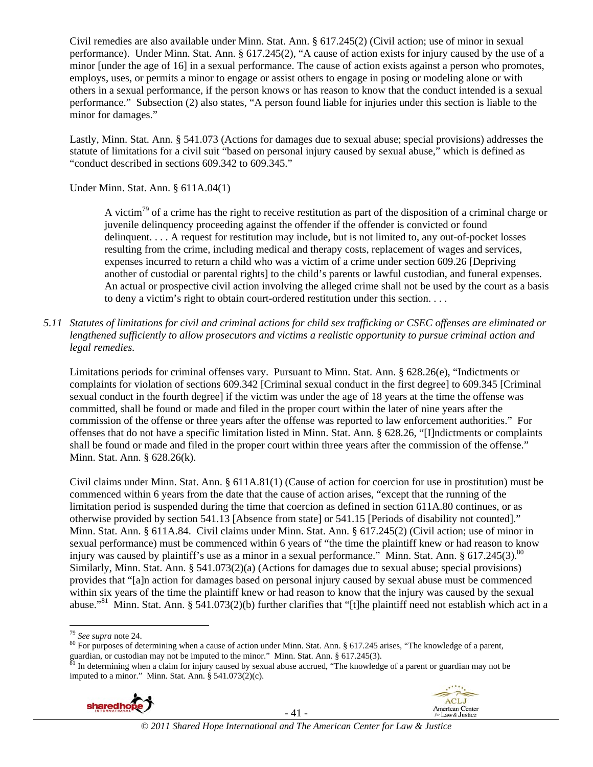Civil remedies are also available under Minn. Stat. Ann. § 617.245(2) (Civil action; use of minor in sexual performance). Under Minn. Stat. Ann. § 617.245(2), "A cause of action exists for injury caused by the use of a minor [under the age of 16] in a sexual performance. The cause of action exists against a person who promotes, employs, uses, or permits a minor to engage or assist others to engage in posing or modeling alone or with others in a sexual performance, if the person knows or has reason to know that the conduct intended is a sexual performance." Subsection (2) also states, "A person found liable for injuries under this section is liable to the minor for damages."

Lastly, Minn. Stat. Ann. § 541.073 (Actions for damages due to sexual abuse; special provisions) addresses the statute of limitations for a civil suit "based on personal injury caused by sexual abuse," which is defined as "conduct described in sections 609.342 to 609.345."

Under Minn. Stat. Ann. § 611A.04(1)

> A victim[79] of a crime has the right to receive restitution as part of the disposition of a criminal charge or juvenile delinquency proceeding against the offender if the offender is convicted or found delinquent. . . . A request for restitution may include, but is not limited to, any out-of-pocket losses resulting from the crime, including medical and therapy costs, replacement of wages and services, expenses incurred to return a child who was a victim of a crime under section 609.26 [Depriving another of custodial or parental rights] to the child's parents or lawful custodian, and funeral expenses. An actual or prospective civil action involving the alleged crime shall not be used by the court as a basis to deny a victim's right to obtain court-ordered restitution under this section. . . .

*5.11 Statutes of limitations for civil and criminal actions for child sex trafficking or CSEC offenses are eliminated or lengthened sufficiently to allow prosecutors and victims a realistic opportunity to pursue criminal action and legal remedies.*

Limitations periods for criminal offenses vary. Pursuant to Minn. Stat. Ann. § 628.26(e), "Indictments or complaints for violation of sections 609.342 [Criminal sexual conduct in the first degree] to 609.345 [Criminal sexual conduct in the fourth degree] if the victim was under the age of 18 years at the time the offense was committed, shall be found or made and filed in the proper court within the later of nine years after the commission of the offense or three years after the offense was reported to law enforcement authorities." For offenses that do not have a specific limitation listed in Minn. Stat. Ann. § 628.26, "[I]ndictments or complaints shall be found or made and filed in the proper court within three years after the commission of the offense." Minn. Stat. Ann. § 628.26(k).

Civil claims under Minn. Stat. Ann. § 611A.81(1) (Cause of action for coercion for use in prostitution) must be commenced within 6 years from the date that the cause of action arises, "except that the running of the limitation period is suspended during the time that coercion as defined in section 611A.80 continues, or as otherwise provided by section 541.13 [Absence from state] or 541.15 [Periods of disability not counted]." Minn. Stat. Ann. § 611A.84. Civil claims under Minn. Stat. Ann. § 617.245(2) (Civil action; use of minor in sexual performance) must be commenced within 6 years of "the time the plaintiff knew or had reason to know injury was caused by plaintiff's use as a minor in a sexual performance." Minn. Stat. Ann. § 617.245(3).[80] Similarly, Minn. Stat. Ann. § 541.073(2)(a) (Actions for damages due to sexual abuse; special provisions) provides that "[a]n action for damages based on personal injury caused by sexual abuse must be commenced within six years of the time the plaintiff knew or had reason to know that the injury was caused by the sexual abuse."[81] Minn. Stat. Ann. § 541.073(2)(b) further clarifies that "[t]he plaintiff need not establish which act in a

---

[79] *See supra* note 24.

[80] For purposes of determining when a cause of action under Minn. Stat. Ann. § 617.245 arises, "The knowledge of a parent, guardian, or custodian may not be imputed to the minor." Minn. Stat. Ann. § 617.245(3).

[81] In determining when a claim for injury caused by sexual abuse accrued, "The knowledge of a parent or guardian may not be imputed to a minor." Minn. Stat. Ann. § 541.073(2)(c).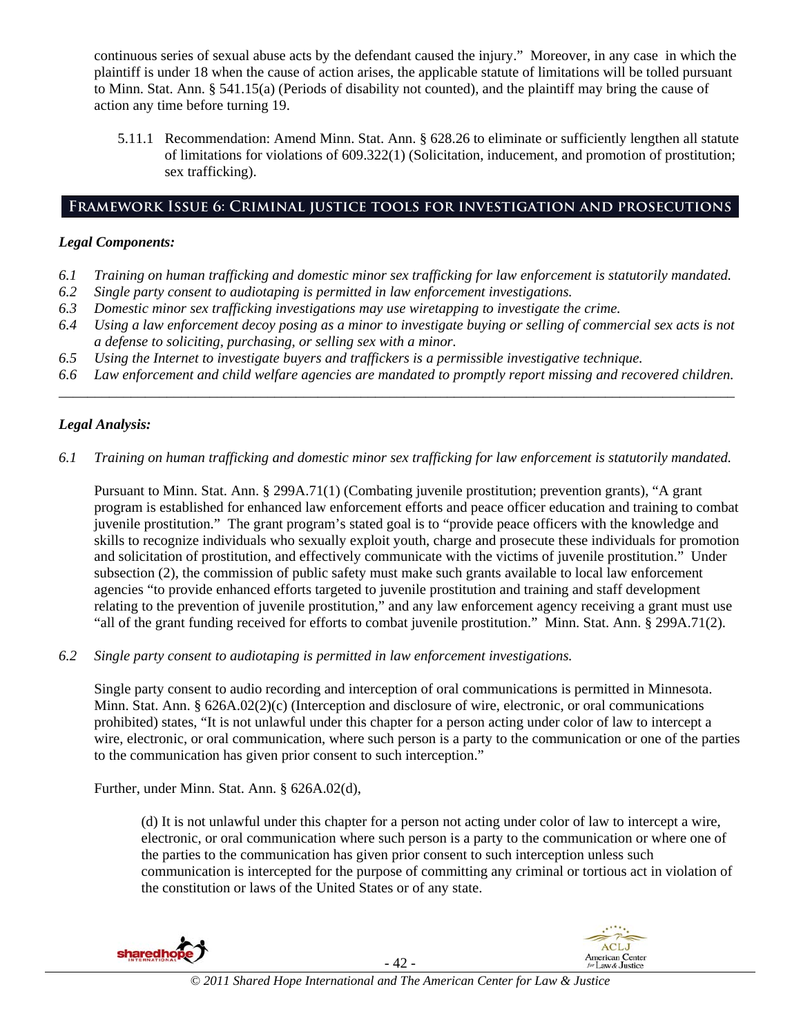continuous series of sexual abuse acts by the defendant caused the injury." Moreover, in any case in which the plaintiff is under 18 when the cause of action arises, the applicable statute of limitations will be tolled pursuant to Minn. Stat. Ann. § 541.15(a) (Periods of disability not counted), and the plaintiff may bring the cause of action any time before turning 19.

5.11.1 Recommendation: Amend Minn. Stat. Ann. § 628.26 to eliminate or sufficiently lengthen all statute of limitations for violations of 609.322(1) (Solicitation, inducement, and promotion of prostitution; sex trafficking).

## Framework Issue 6: Criminal justice tools for investigation and prosecutions

### *Legal Components:*

*6.1 Training on human trafficking and domestic minor sex trafficking for law enforcement is statutorily mandated.*
*6.2 Single party consent to audiotaping is permitted in law enforcement investigations.*
*6.3 Domestic minor sex trafficking investigations may use wiretapping to investigate the crime.*
*6.4 Using a law enforcement decoy posing as a minor to investigate buying or selling of commercial sex acts is not a defense to soliciting, purchasing, or selling sex with a minor.*
*6.5 Using the Internet to investigate buyers and traffickers is a permissible investigative technique.*
*6.6 Law enforcement and child welfare agencies are mandated to promptly report missing and recovered children.*

---

### *Legal Analysis:*

*6.1 Training on human trafficking and domestic minor sex trafficking for law enforcement is statutorily mandated.*

Pursuant to Minn. Stat. Ann. § 299A.71(1) (Combating juvenile prostitution; prevention grants), "A grant program is established for enhanced law enforcement efforts and peace officer education and training to combat juvenile prostitution." The grant program's stated goal is to "provide peace officers with the knowledge and skills to recognize individuals who sexually exploit youth, charge and prosecute these individuals for promotion and solicitation of prostitution, and effectively communicate with the victims of juvenile prostitution." Under subsection (2), the commission of public safety must make such grants available to local law enforcement agencies "to provide enhanced efforts targeted to juvenile prostitution and training and staff development relating to the prevention of juvenile prostitution," and any law enforcement agency receiving a grant must use "all of the grant funding received for efforts to combat juvenile prostitution." Minn. Stat. Ann. § 299A.71(2).

*6.2 Single party consent to audiotaping is permitted in law enforcement investigations.*

Single party consent to audio recording and interception of oral communications is permitted in Minnesota. Minn. Stat. Ann. § 626A.02(2)(c) (Interception and disclosure of wire, electronic, or oral communications prohibited) states, "It is not unlawful under this chapter for a person acting under color of law to intercept a wire, electronic, or oral communication, where such person is a party to the communication or one of the parties to the communication has given prior consent to such interception."

Further, under Minn. Stat. Ann. § 626A.02(d),

> (d) It is not unlawful under this chapter for a person not acting under color of law to intercept a wire, electronic, or oral communication where such person is a party to the communication or where one of the parties to the communication has given prior consent to such interception unless such communication is intercepted for the purpose of committing any criminal or tortious act in violation of the constitution or laws of the United States or of any state.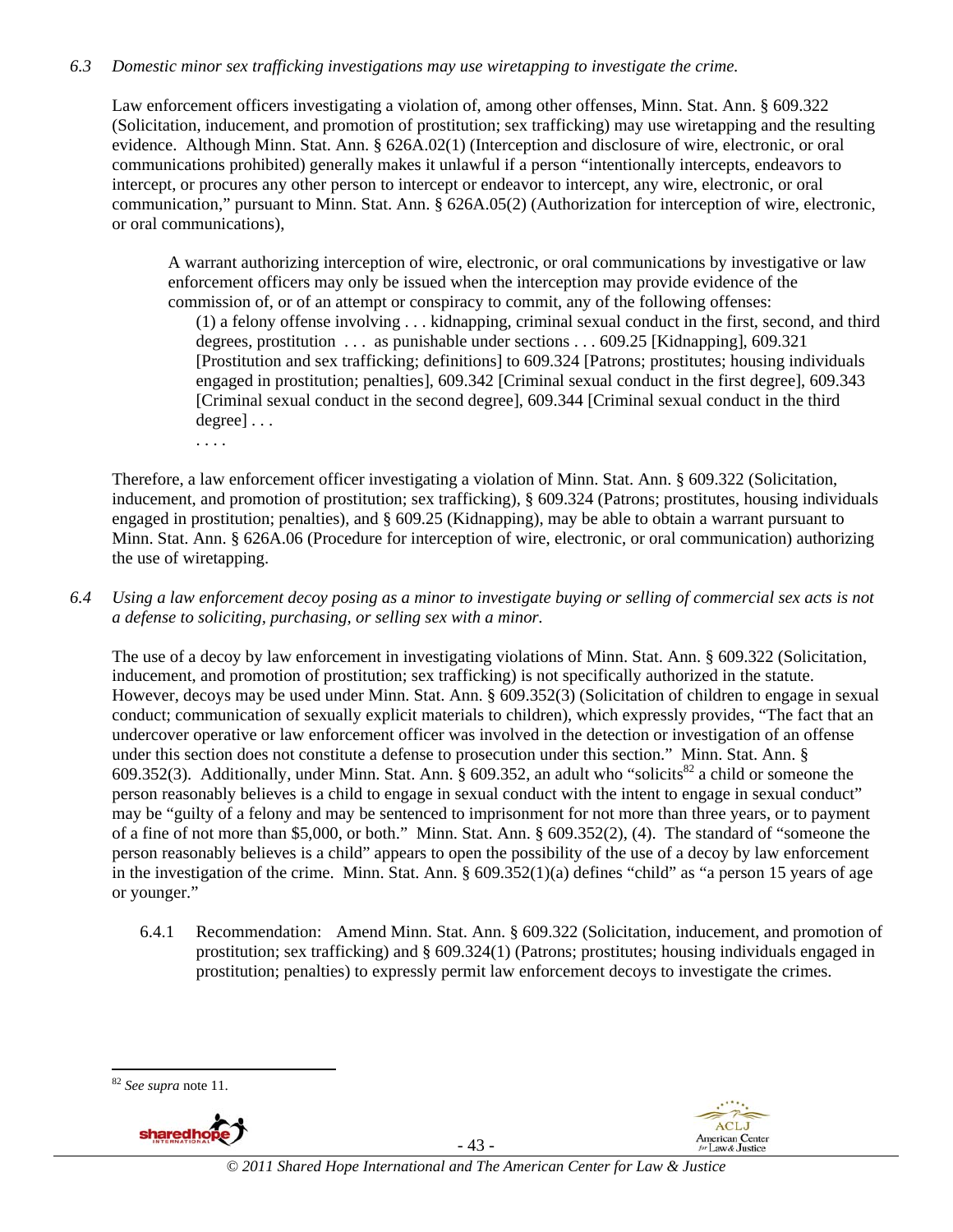*6.3 Domestic minor sex trafficking investigations may use wiretapping to investigate the crime.*

Law enforcement officers investigating a violation of, among other offenses, Minn. Stat. Ann. § 609.322 (Solicitation, inducement, and promotion of prostitution; sex trafficking) may use wiretapping and the resulting evidence. Although Minn. Stat. Ann. § 626A.02(1) (Interception and disclosure of wire, electronic, or oral communications prohibited) generally makes it unlawful if a person "intentionally intercepts, endeavors to intercept, or procures any other person to intercept or endeavor to intercept, any wire, electronic, or oral communication," pursuant to Minn. Stat. Ann. § 626A.05(2) (Authorization for interception of wire, electronic, or oral communications),

> A warrant authorizing interception of wire, electronic, or oral communications by investigative or law enforcement officers may only be issued when the interception may provide evidence of the commission of, or of an attempt or conspiracy to commit, any of the following offenses:
>
> (1) a felony offense involving . . . kidnapping, criminal sexual conduct in the first, second, and third degrees, prostitution . . . as punishable under sections . . . 609.25 [Kidnapping], 609.321 [Prostitution and sex trafficking; definitions] to 609.324 [Patrons; prostitutes; housing individuals engaged in prostitution; penalties], 609.342 [Criminal sexual conduct in the first degree], 609.343 [Criminal sexual conduct in the second degree], 609.344 [Criminal sexual conduct in the third degree] . . .
>
> . . . .

Therefore, a law enforcement officer investigating a violation of Minn. Stat. Ann. § 609.322 (Solicitation, inducement, and promotion of prostitution; sex trafficking), § 609.324 (Patrons; prostitutes, housing individuals engaged in prostitution; penalties), and § 609.25 (Kidnapping), may be able to obtain a warrant pursuant to Minn. Stat. Ann. § 626A.06 (Procedure for interception of wire, electronic, or oral communication) authorizing the use of wiretapping.

*6.4 Using a law enforcement decoy posing as a minor to investigate buying or selling of commercial sex acts is not a defense to soliciting, purchasing, or selling sex with a minor.*

The use of a decoy by law enforcement in investigating violations of Minn. Stat. Ann. § 609.322 (Solicitation, inducement, and promotion of prostitution; sex trafficking) is not specifically authorized in the statute. However, decoys may be used under Minn. Stat. Ann. § 609.352(3) (Solicitation of children to engage in sexual conduct; communication of sexually explicit materials to children), which expressly provides, "The fact that an undercover operative or law enforcement officer was involved in the detection or investigation of an offense under this section does not constitute a defense to prosecution under this section." Minn. Stat. Ann. § 609.352(3). Additionally, under Minn. Stat. Ann. § 609.352, an adult who "solicits[82] a child or someone the person reasonably believes is a child to engage in sexual conduct with the intent to engage in sexual conduct" may be "guilty of a felony and may be sentenced to imprisonment for not more than three years, or to payment of a fine of not more than $5,000, or both." Minn. Stat. Ann. § 609.352(2), (4). The standard of "someone the person reasonably believes is a child" appears to open the possibility of the use of a decoy by law enforcement in the investigation of the crime. Minn. Stat. Ann. § 609.352(1)(a) defines "child" as "a person 15 years of age or younger."

6.4.1 Recommendation: Amend Minn. Stat. Ann. § 609.322 (Solicitation, inducement, and promotion of prostitution; sex trafficking) and § 609.324(1) (Patrons; prostitutes; housing individuals engaged in prostitution; penalties) to expressly permit law enforcement decoys to investigate the crimes.

---

[82] *See supra* note 11.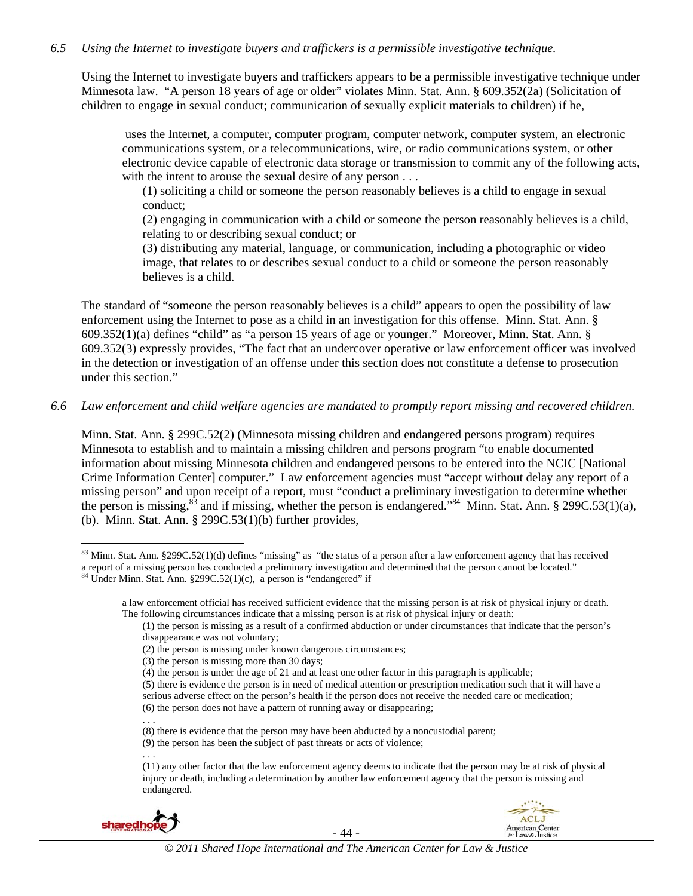*6.5 Using the Internet to investigate buyers and traffickers is a permissible investigative technique.*

Using the Internet to investigate buyers and traffickers appears to be a permissible investigative technique under Minnesota law. "A person 18 years of age or older" violates Minn. Stat. Ann. § 609.352(2a) (Solicitation of children to engage in sexual conduct; communication of sexually explicit materials to children) if he,

> uses the Internet, a computer, computer program, computer network, computer system, an electronic communications system, or a telecommunications, wire, or radio communications system, or other electronic device capable of electronic data storage or transmission to commit any of the following acts, with the intent to arouse the sexual desire of any person . . .
>
> (1) soliciting a child or someone the person reasonably believes is a child to engage in sexual conduct;
>
> (2) engaging in communication with a child or someone the person reasonably believes is a child, relating to or describing sexual conduct; or
>
> (3) distributing any material, language, or communication, including a photographic or video image, that relates to or describes sexual conduct to a child or someone the person reasonably believes is a child.

The standard of "someone the person reasonably believes is a child" appears to open the possibility of law enforcement using the Internet to pose as a child in an investigation for this offense. Minn. Stat. Ann. § 609.352(1)(a) defines "child" as "a person 15 years of age or younger." Moreover, Minn. Stat. Ann. § 609.352(3) expressly provides, "The fact that an undercover operative or law enforcement officer was involved in the detection or investigation of an offense under this section does not constitute a defense to prosecution under this section."

*6.6 Law enforcement and child welfare agencies are mandated to promptly report missing and recovered children.*

Minn. Stat. Ann. § 299C.52(2) (Minnesota missing children and endangered persons program) requires Minnesota to establish and to maintain a missing children and persons program "to enable documented information about missing Minnesota children and endangered persons to be entered into the NCIC [National Crime Information Center] computer." Law enforcement agencies must "accept without delay any report of a missing person" and upon receipt of a report, must "conduct a preliminary investigation to determine whether the person is missing,[83] and if missing, whether the person is endangered."[84] Minn. Stat. Ann. § 299C.53(1)(a), (b). Minn. Stat. Ann. § 299C.53(1)(b) further provides,

---

[83] Minn. Stat. Ann. §299C.52(1)(d) defines "missing" as "the status of a person after a law enforcement agency that has received a report of a missing person has conducted a preliminary investigation and determined that the person cannot be located."

[84] Under Minn. Stat. Ann. §299C.52(1)(c), a person is "endangered" if

> a law enforcement official has received sufficient evidence that the missing person is at risk of physical injury or death. The following circumstances indicate that a missing person is at risk of physical injury or death:
>
> (1) the person is missing as a result of a confirmed abduction or under circumstances that indicate that the person's disappearance was not voluntary;
>
> (2) the person is missing under known dangerous circumstances;
>
> (3) the person is missing more than 30 days;
>
> (4) the person is under the age of 21 and at least one other factor in this paragraph is applicable;
>
> (5) there is evidence the person is in need of medical attention or prescription medication such that it will have a serious adverse effect on the person's health if the person does not receive the needed care or medication;
>
> (6) the person does not have a pattern of running away or disappearing;
>
> . . .
>
> (8) there is evidence that the person may have been abducted by a noncustodial parent;
>
> (9) the person has been the subject of past threats or acts of violence;
>
> . . .
>
> (11) any other factor that the law enforcement agency deems to indicate that the person may be at risk of physical injury or death, including a determination by another law enforcement agency that the person is missing and endangered.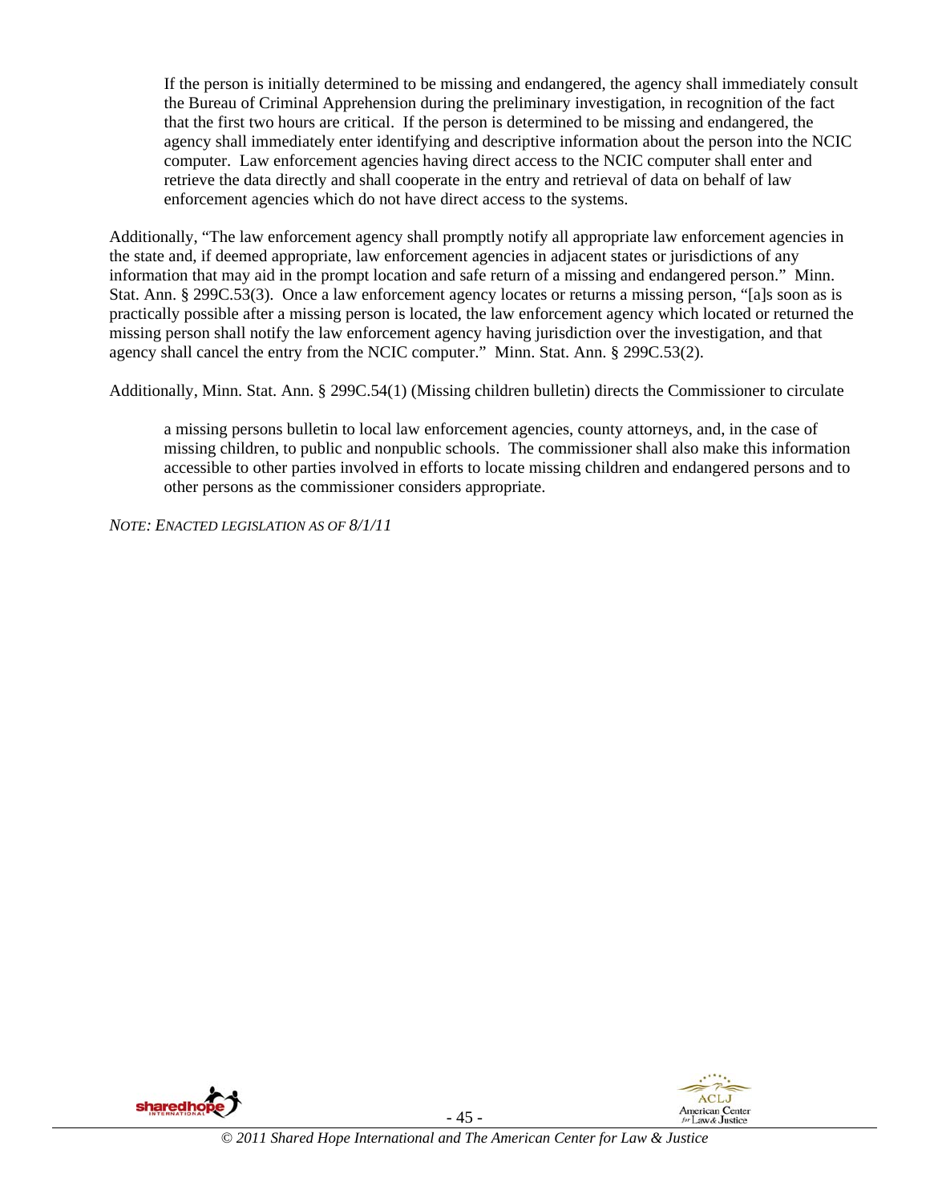> If the person is initially determined to be missing and endangered, the agency shall immediately consult the Bureau of Criminal Apprehension during the preliminary investigation, in recognition of the fact that the first two hours are critical. If the person is determined to be missing and endangered, the agency shall immediately enter identifying and descriptive information about the person into the NCIC computer. Law enforcement agencies having direct access to the NCIC computer shall enter and retrieve the data directly and shall cooperate in the entry and retrieval of data on behalf of law enforcement agencies which do not have direct access to the systems.

Additionally, "The law enforcement agency shall promptly notify all appropriate law enforcement agencies in the state and, if deemed appropriate, law enforcement agencies in adjacent states or jurisdictions of any information that may aid in the prompt location and safe return of a missing and endangered person." Minn. Stat. Ann. § 299C.53(3). Once a law enforcement agency locates or returns a missing person, "[a]s soon as is practically possible after a missing person is located, the law enforcement agency which located or returned the missing person shall notify the law enforcement agency having jurisdiction over the investigation, and that agency shall cancel the entry from the NCIC computer." Minn. Stat. Ann. § 299C.53(2).

Additionally, Minn. Stat. Ann. § 299C.54(1) (Missing children bulletin) directs the Commissioner to circulate

> a missing persons bulletin to local law enforcement agencies, county attorneys, and, in the case of missing children, to public and nonpublic schools. The commissioner shall also make this information accessible to other parties involved in efforts to locate missing children and endangered persons and to other persons as the commissioner considers appropriate.

*NOTE: ENACTED LEGISLATION AS OF 8/1/11*